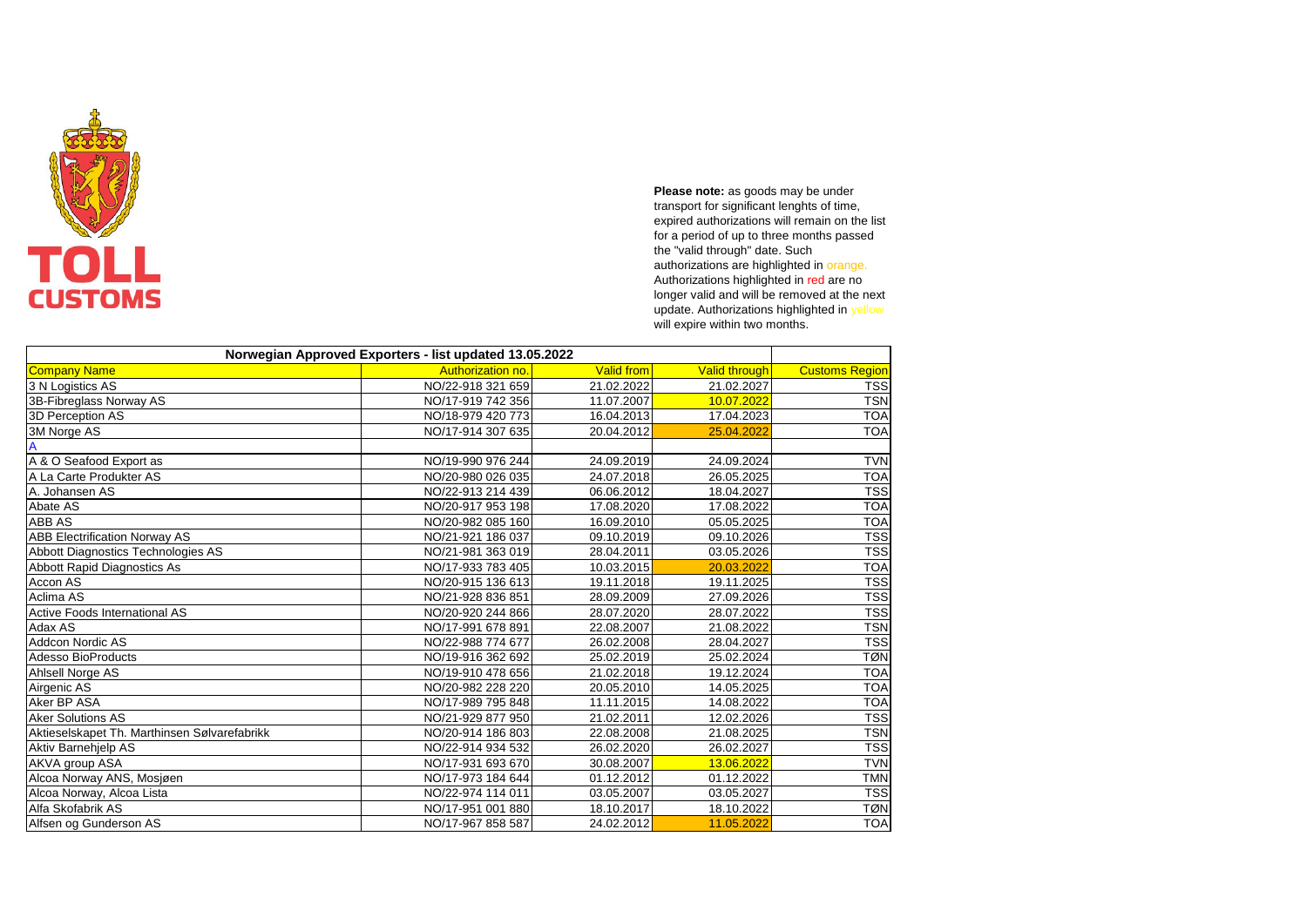TOLL
CUSTOMS

**Please note:** as goods may be under transport for significant lenghts of time, expired authorizations will remain on the list for a period of up to three months passed the "valid through" date. Such authorizations are highlighted in orange. Authorizations highlighted in red are no longer valid and will be removed at the next update. Authorizations highlighted in yellow will expire within two months.

| Norwegian Approved Exporters - list updated 13.05.2022 | | | | |
|---|---|---|---|---|
| Company Name | Authorization no. | Valid from | Valid through | Customs Region |
| 3 N Logistics AS | NO/22-918 321 659 | 21.02.2022 | 21.02.2027 | TSS |
| 3B-Fibreglass Norway AS | NO/17-919 742 356 | 11.07.2007 | 10.07.2022 | TSN |
| 3D Perception AS | NO/18-979 420 773 | 16.04.2013 | 17.04.2023 | TOA |
| 3M Norge AS | NO/17-914 307 635 | 20.04.2012 | 25.04.2022 | TOA |
| A | | | | |
| A & O Seafood Export as | NO/19-990 976 244 | 24.09.2019 | 24.09.2024 | TVN |
| A La Carte Produkter AS | NO/20-980 026 035 | 24.07.2018 | 26.05.2025 | TOA |
| A. Johansen AS | NO/22-913 214 439 | 06.06.2012 | 18.04.2027 | TSS |
| Abate AS | NO/20-917 953 198 | 17.08.2020 | 17.08.2022 | TOA |
| ABB AS | NO/20-982 085 160 | 16.09.2010 | 05.05.2025 | TOA |
| ABB Electrification Norway AS | NO/21-921 186 037 | 09.10.2019 | 09.10.2026 | TSS |
| Abbott Diagnostics Technologies AS | NO/21-981 363 019 | 28.04.2011 | 03.05.2026 | TSS |
| Abbott Rapid Diagnostics As | NO/17-933 783 405 | 10.03.2015 | 20.03.2022 | TOA |
| Accon AS | NO/20-915 136 613 | 19.11.2018 | 19.11.2025 | TSS |
| Aclima AS | NO/21-928 836 851 | 28.09.2009 | 27.09.2026 | TSS |
| Active Foods International AS | NO/20-920 244 866 | 28.07.2020 | 28.07.2022 | TSS |
| Adax AS | NO/17-991 678 891 | 22.08.2007 | 21.08.2022 | TSN |
| Addcon Nordic AS | NO/22-988 774 677 | 26.02.2008 | 28.04.2027 | TSS |
| Adesso BioProducts | NO/19-916 362 692 | 25.02.2019 | 25.02.2024 | TØN |
| Ahlsell Norge AS | NO/19-910 478 656 | 21.02.2018 | 19.12.2024 | TOA |
| Airgenic AS | NO/20-982 228 220 | 20.05.2010 | 14.05.2025 | TOA |
| Aker BP ASA | NO/17-989 795 848 | 11.11.2015 | 14.08.2022 | TOA |
| Aker Solutions AS | NO/21-929 877 950 | 21.02.2011 | 12.02.2026 | TSS |
| Aktieselskapet Th. Marthinsen Sølvarefabrikk | NO/20-914 186 803 | 22.08.2008 | 21.08.2025 | TSN |
| Aktiv Barnehjelp AS | NO/22-914 934 532 | 26.02.2020 | 26.02.2027 | TSS |
| AKVA group ASA | NO/17-931 693 670 | 30.08.2007 | 13.06.2022 | TVN |
| Alcoa Norway ANS, Mosjøen | NO/17-973 184 644 | 01.12.2012 | 01.12.2022 | TMN |
| Alcoa Norway, Alcoa Lista | NO/22-974 114 011 | 03.05.2007 | 03.05.2027 | TSS |
| Alfa Skofabrik AS | NO/17-951 001 880 | 18.10.2017 | 18.10.2022 | TØN |
| Alfsen og Gunderson AS | NO/17-967 858 587 | 24.02.2012 | 11.05.2022 | TOA |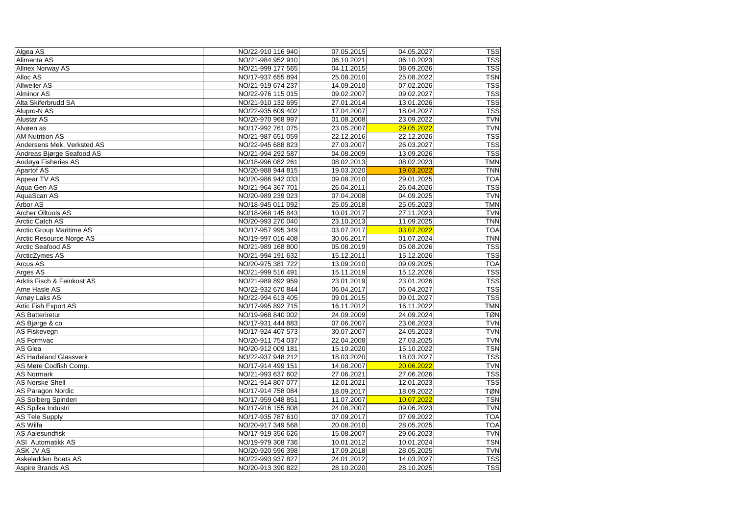| | | | | |
|---|---|---|---|---|
| Algea AS | NO/22-910 116 940 | 07.05.2015 | 04.05.2027 | TSS |
| Alimenta AS | NO/21-984 952 910 | 06.10.2021 | 06.10.2023 | TSS |
| Allnex Norway AS | NO/21-999 177 565 | 04.11.2015 | 08.09.2026 | TSS |
| Alloc AS | NO/17-937 655 894 | 25.08.2010 | 25.08.2022 | TSN |
| Allweiler AS | NO/21-919 674 237 | 14.09.2010 | 07.02.2026 | TSS |
| Alminor AS | NO/22-976 115 015 | 09.02.2007 | 09.02.2027 | TSS |
| Alta Skiferbrudd SA | NO/21-910 132 695 | 27.01.2014 | 13.01.2026 | TSS |
| Alupro-N AS | NO/22-935 609 402 | 17.04.2007 | 18.04.2027 | TSS |
| Alustar AS | NO/20-970 968 997 | 01.08.2008 | 23.09.2022 | TVN |
| Alvøen as | NO/17-992 761 075 | 23.05.2007 | 29.05.2022 | TVN |
| AM Nutrition AS | NO/21-987 651 059 | 22.12.2016 | 22.12.2026 | TSS |
| Andersens Mek. Verksted AS | NO/22-945 688 823 | 27.03.2007 | 26.03.2027 | TSS |
| Andreas Bjørge Seafood AS | NO/21-994 292 587 | 04.08.2009 | 13.09.2026 | TSS |
| Andøya Fisheries AS | NO/18-996 082 261 | 08.02.2013 | 08.02.2023 | TMN |
| Apartof AS | NO/20-988 944 815 | 19.03.2020 | 19.03.2022 | TNN |
| Appear TV AS | NO/20-986 942 033 | 09.08.2010 | 29.01.2025 | TOA |
| Aqua Gen AS | NO/21-964 367 701 | 26.04.2011 | 26.04.2026 | TSS |
| AquaScan AS | NO/20-989 239 023 | 07.04.2008 | 04.09.2025 | TVN |
| Arbor AS | NO/18-945 011 092 | 25.05.2018 | 25.05.2023 | TMN |
| Archer Oiltools AS | NO/18-968 145 843 | 10.01.2017 | 27.11.2023 | TVN |
| Arctic Catch AS | NO/20-993 270 040 | 23.10.2013 | 11.09.2025 | TNN |
| Arctic Group Maritime AS | NO/17-957 995 349 | 03.07.2017 | 03.07.2022 | TOA |
| Arctic Resource Norge AS | NO/19-997 016 408 | 30.06.2017 | 01.07.2024 | TNN |
| Arctic Seafood AS | NO/21-989 168 800 | 05.08.2019 | 05.08.2026 | TSS |
| ArcticZymes AS | NO/21-994 191 632 | 15.12.2011 | 15.12.2026 | TSS |
| Arcus AS | NO/20-975 381 722 | 13.09.2010 | 09.09.2025 | TOA |
| Arges AS | NO/21-999 516 491 | 15.11.2019 | 15.12.2026 | TSS |
| Arktis Fisch & Feinkost AS | NO/21-989 892 959 | 23.01.2019 | 23.01.2026 | TSS |
| Arne Hasle AS | NO/22-932 670 844 | 06.04.2017 | 06.04.2027 | TSS |
| Arnøy Laks AS | NO/22-994 613 405 | 09.01.2015 | 09.01.2027 | TSS |
| Artic Fish Export AS | NO/17-995 892 715 | 16.11.2012 | 16.11.2022 | TMN |
| AS Batteriretur | NO/19-968 840 002 | 24.09.2009 | 24.09.2024 | TØN |
| AS Bjørge & co | NO/17-931 444 883 | 07.06.2007 | 23.06.2023 | TVN |
| AS Fiskevegn | NO/17-924 407 573 | 30.07.2007 | 24.05.2023 | TVN |
| AS Formvac | NO/20-911 754 037 | 22.04.2008 | 27.03.2025 | TVN |
| AS Glea | NO/20-912 009 181 | 15.10.2020 | 15.10.2022 | TSN |
| AS Hadeland Glassverk | NO/22-937 948 212 | 18.03.2020 | 18.03.2027 | TSS |
| AS Møre Codfish Comp. | NO/17-914 499 151 | 14.08.2007 | 20.06.2022 | TVN |
| AS Normark | NO/21-993 637 602 | 27.06.2021 | 27.06.2026 | TSS |
| AS Norske Shell | NO/21-914 807 077 | 12.01.2021 | 12.01.2023 | TSS |
| AS Paragon Nordic | NO/17-914 758 084 | 18.09.2017 | 18.09.2022 | TØN |
| AS Solberg Spinderi | NO/17-959 048 851 | 11.07.2007 | 10.07.2022 | TSN |
| AS Spilka Industri | NO/17-916 155 808 | 24.08.2007 | 09.06.2023 | TVN |
| AS Tele Supply | NO/17-935 787 610 | 07.09.2017 | 07.09.2022 | TOA |
| AS Wilfa | NO/20-917 349 568 | 20.08.2010 | 28.05.2025 | TOA |
| AS Aalesundfisk | NO/17-919 356 626 | 15.08.2007 | 29.06.2023 | TVN |
| ASI Automatikk AS | NO/19-979 308 736 | 10.01.2012 | 10.01.2024 | TSN |
| ASK JV AS | NO/20-920 596 398 | 17.09.2018 | 28.05.2025 | TVN |
| Askeladden Boats AS | NO/22-993 937 827 | 24.01.2012 | 14.03.2027 | TSS |
| Aspire Brands AS | NO/20-913 390 822 | 28.10.2020 | 28.10.2025 | TSS |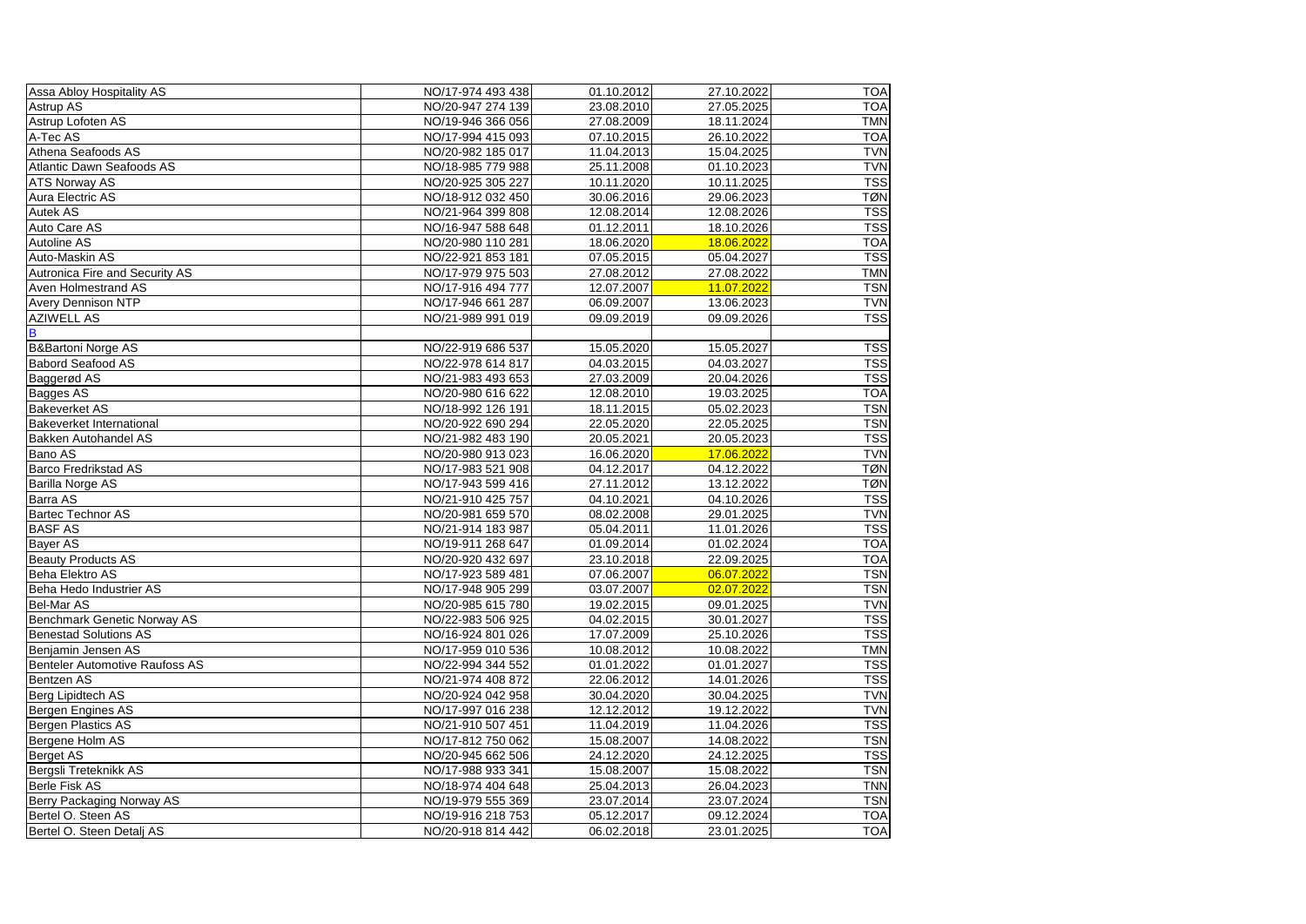| | | | | |
|---|---|---|---|---|
| Assa Abloy Hospitality AS | NO/17-974 493 438 | 01.10.2012 | 27.10.2022 | TOA |
| Astrup AS | NO/20-947 274 139 | 23.08.2010 | 27.05.2025 | TOA |
| Astrup Lofoten AS | NO/19-946 366 056 | 27.08.2009 | 18.11.2024 | TMN |
| A-Tec AS | NO/17-994 415 093 | 07.10.2015 | 26.10.2022 | TOA |
| Athena Seafoods AS | NO/20-982 185 017 | 11.04.2013 | 15.04.2025 | TVN |
| Atlantic Dawn Seafoods AS | NO/18-985 779 988 | 25.11.2008 | 01.10.2023 | TVN |
| ATS Norway AS | NO/20-925 305 227 | 10.11.2020 | 10.11.2025 | TSS |
| Aura Electric AS | NO/18-912 032 450 | 30.06.2016 | 29.06.2023 | TØN |
| Autek AS | NO/21-964 399 808 | 12.08.2014 | 12.08.2026 | TSS |
| Auto Care AS | NO/16-947 588 648 | 01.12.2011 | 18.10.2026 | TSS |
| Autoline AS | NO/20-980 110 281 | 18.06.2020 | 18.06.2022 | TOA |
| Auto-Maskin AS | NO/22-921 853 181 | 07.05.2015 | 05.04.2027 | TSS |
| Autronica Fire and Security AS | NO/17-979 975 503 | 27.08.2012 | 27.08.2022 | TMN |
| Aven Holmestrand AS | NO/17-916 494 777 | 12.07.2007 | 11.07.2022 | TSN |
| Avery Dennison NTP | NO/17-946 661 287 | 06.09.2007 | 13.06.2023 | TVN |
| AZIWELL AS | NO/21-989 991 019 | 09.09.2019 | 09.09.2026 | TSS |
| B | | | | |
| B&Bartoni Norge AS | NO/22-919 686 537 | 15.05.2020 | 15.05.2027 | TSS |
| Babord Seafood AS | NO/22-978 614 817 | 04.03.2015 | 04.03.2027 | TSS |
| Baggerød AS | NO/21-983 493 653 | 27.03.2009 | 20.04.2026 | TSS |
| Bagges AS | NO/20-980 616 622 | 12.08.2010 | 19.03.2025 | TOA |
| Bakeverket AS | NO/18-992 126 191 | 18.11.2015 | 05.02.2023 | TSN |
| Bakeverket International | NO/20-922 690 294 | 22.05.2020 | 22.05.2025 | TSN |
| Bakken Autohandel AS | NO/21-982 483 190 | 20.05.2021 | 20.05.2023 | TSS |
| Bano AS | NO/20-980 913 023 | 16.06.2020 | 17.06.2022 | TVN |
| Barco Fredrikstad AS | NO/17-983 521 908 | 04.12.2017 | 04.12.2022 | TØN |
| Barilla Norge AS | NO/17-943 599 416 | 27.11.2012 | 13.12.2022 | TØN |
| Barra AS | NO/21-910 425 757 | 04.10.2021 | 04.10.2026 | TSS |
| Bartec Technor AS | NO/20-981 659 570 | 08.02.2008 | 29.01.2025 | TVN |
| BASF AS | NO/21-914 183 987 | 05.04.2011 | 11.01.2026 | TSS |
| Bayer AS | NO/19-911 268 647 | 01.09.2014 | 01.02.2024 | TOA |
| Beauty Products AS | NO/20-920 432 697 | 23.10.2018 | 22.09.2025 | TOA |
| Beha Elektro AS | NO/17-923 589 481 | 07.06.2007 | 06.07.2022 | TSN |
| Beha Hedo Industrier AS | NO/17-948 905 299 | 03.07.2007 | 02.07.2022 | TSN |
| Bel-Mar AS | NO/20-985 615 780 | 19.02.2015 | 09.01.2025 | TVN |
| Benchmark Genetic Norway AS | NO/22-983 506 925 | 04.02.2015 | 30.01.2027 | TSS |
| Benestad Solutions AS | NO/16-924 801 026 | 17.07.2009 | 25.10.2026 | TSS |
| Benjamin Jensen AS | NO/17-959 010 536 | 10.08.2012 | 10.08.2022 | TMN |
| Benteler Automotive Raufoss AS | NO/22-994 344 552 | 01.01.2022 | 01.01.2027 | TSS |
| Bentzen AS | NO/21-974 408 872 | 22.06.2012 | 14.01.2026 | TSS |
| Berg Lipidtech AS | NO/20-924 042 958 | 30.04.2020 | 30.04.2025 | TVN |
| Bergen Engines AS | NO/17-997 016 238 | 12.12.2012 | 19.12.2022 | TVN |
| Bergen Plastics AS | NO/21-910 507 451 | 11.04.2019 | 11.04.2026 | TSS |
| Bergene Holm AS | NO/17-812 750 062 | 15.08.2007 | 14.08.2022 | TSN |
| Berget AS | NO/20-945 662 506 | 24.12.2020 | 24.12.2025 | TSS |
| Bergsli Treteknikk AS | NO/17-988 933 341 | 15.08.2007 | 15.08.2022 | TSN |
| Berle Fisk AS | NO/18-974 404 648 | 25.04.2013 | 26.04.2023 | TNN |
| Berry Packaging Norway AS | NO/19-979 555 369 | 23.07.2014 | 23.07.2024 | TSN |
| Bertel O. Steen AS | NO/19-916 218 753 | 05.12.2017 | 09.12.2024 | TOA |
| Bertel O. Steen Detalj AS | NO/20-918 814 442 | 06.02.2018 | 23.01.2025 | TOA |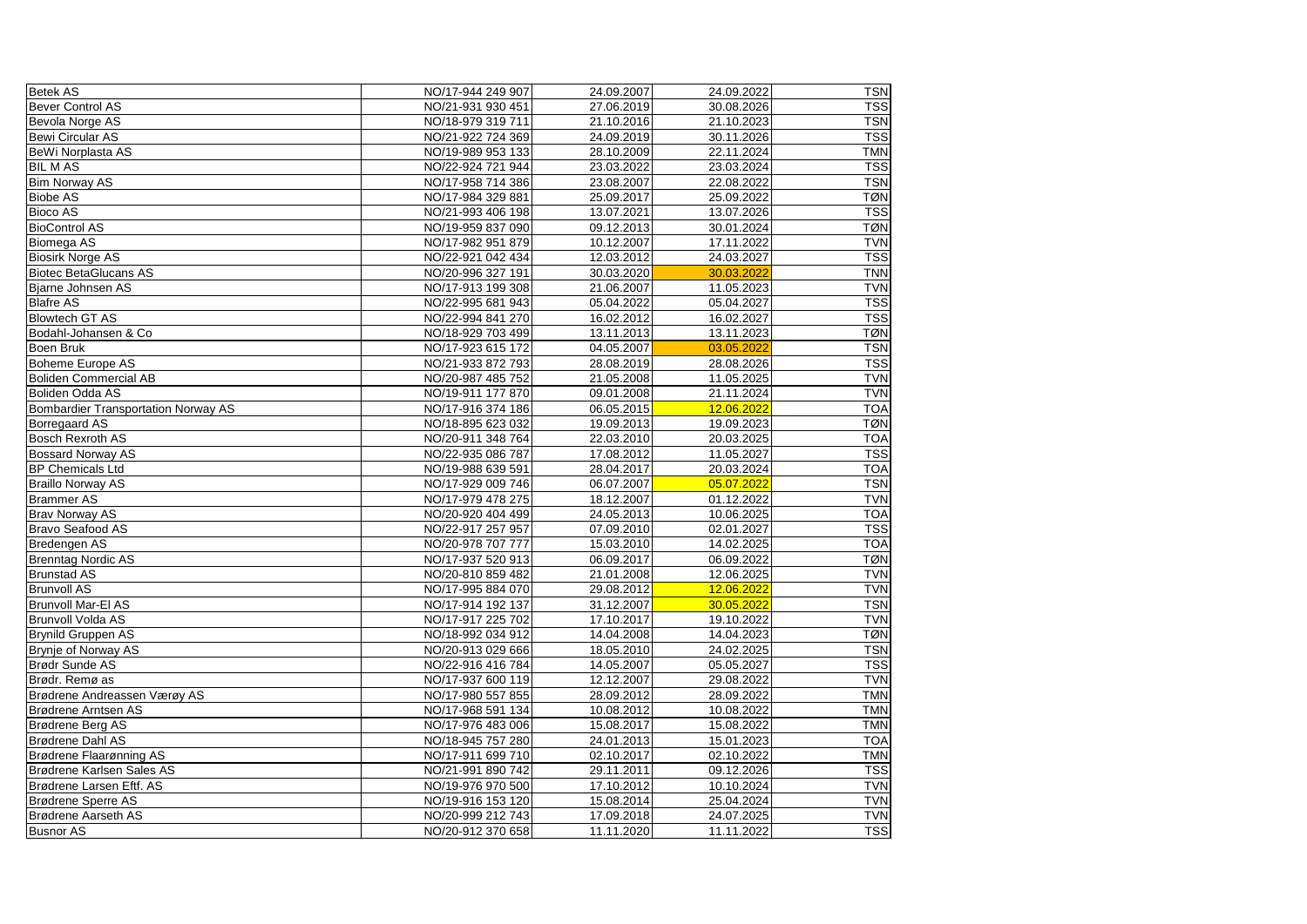| | | | | |
|---|---|---|---|---|
| Betek AS | NO/17-944 249 907 | 24.09.2007 | 24.09.2022 | TSN |
| Bever Control AS | NO/21-931 930 451 | 27.06.2019 | 30.08.2026 | TSS |
| Bevola Norge AS | NO/18-979 319 711 | 21.10.2016 | 21.10.2023 | TSN |
| Bewi Circular AS | NO/21-922 724 369 | 24.09.2019 | 30.11.2026 | TSS |
| BeWi Norplasta AS | NO/19-989 953 133 | 28.10.2009 | 22.11.2024 | TMN |
| BIL M AS | NO/22-924 721 944 | 23.03.2022 | 23.03.2024 | TSS |
| Bim Norway AS | NO/17-958 714 386 | 23.08.2007 | 22.08.2022 | TSN |
| Biobe AS | NO/17-984 329 881 | 25.09.2017 | 25.09.2022 | TØN |
| Bioco AS | NO/21-993 406 198 | 13.07.2021 | 13.07.2026 | TSS |
| BioControl AS | NO/19-959 837 090 | 09.12.2013 | 30.01.2024 | TØN |
| Biomega AS | NO/17-982 951 879 | 10.12.2007 | 17.11.2022 | TVN |
| Biosirk Norge AS | NO/22-921 042 434 | 12.03.2012 | 24.03.2027 | TSS |
| Biotec BetaGlucans AS | NO/20-996 327 191 | 30.03.2020 | 30.03.2022 | TNN |
| Bjarne Johnsen AS | NO/17-913 199 308 | 21.06.2007 | 11.05.2023 | TVN |
| Blafre AS | NO/22-995 681 943 | 05.04.2022 | 05.04.2027 | TSS |
| Blowtech GT AS | NO/22-994 841 270 | 16.02.2012 | 16.02.2027 | TSS |
| Bodahl-Johansen & Co | NO/18-929 703 499 | 13.11.2013 | 13.11.2023 | TØN |
| Boen Bruk | NO/17-923 615 172 | 04.05.2007 | 03.05.2022 | TSN |
| Boheme Europe AS | NO/21-933 872 793 | 28.08.2019 | 28.08.2026 | TSS |
| Boliden Commercial AB | NO/20-987 485 752 | 21.05.2008 | 11.05.2025 | TVN |
| Boliden Odda AS | NO/19-911 177 870 | 09.01.2008 | 21.11.2024 | TVN |
| Bombardier Transportation Norway AS | NO/17-916 374 186 | 06.05.2015 | 12.06.2022 | TOA |
| Borregaard AS | NO/18-895 623 032 | 19.09.2013 | 19.09.2023 | TØN |
| Bosch Rexroth AS | NO/20-911 348 764 | 22.03.2010 | 20.03.2025 | TOA |
| Bossard Norway AS | NO/22-935 086 787 | 17.08.2012 | 11.05.2027 | TSS |
| BP Chemicals Ltd | NO/19-988 639 591 | 28.04.2017 | 20.03.2024 | TOA |
| Braillo Norway AS | NO/17-929 009 746 | 06.07.2007 | 05.07.2022 | TSN |
| Brammer AS | NO/17-979 478 275 | 18.12.2007 | 01.12.2022 | TVN |
| Brav Norway AS | NO/20-920 404 499 | 24.05.2013 | 10.06.2025 | TOA |
| Bravo Seafood AS | NO/22-917 257 957 | 07.09.2010 | 02.01.2027 | TSS |
| Bredengen AS | NO/20-978 707 777 | 15.03.2010 | 14.02.2025 | TOA |
| Brenntag Nordic AS | NO/17-937 520 913 | 06.09.2017 | 06.09.2022 | TØN |
| Brunstad AS | NO/20-810 859 482 | 21.01.2008 | 12.06.2025 | TVN |
| Brunvoll AS | NO/17-995 884 070 | 29.08.2012 | 12.06.2022 | TVN |
| Brunvoll Mar-El AS | NO/17-914 192 137 | 31.12.2007 | 30.05.2022 | TSN |
| Brunvoll Volda AS | NO/17-917 225 702 | 17.10.2017 | 19.10.2022 | TVN |
| Brynild Gruppen AS | NO/18-992 034 912 | 14.04.2008 | 14.04.2023 | TØN |
| Brynje of Norway AS | NO/20-913 029 666 | 18.05.2010 | 24.02.2025 | TSN |
| Brødr Sunde AS | NO/22-916 416 784 | 14.05.2007 | 05.05.2027 | TSS |
| Brødr. Remø as | NO/17-937 600 119 | 12.12.2007 | 29.08.2022 | TVN |
| Brødrene Andreassen Værøy AS | NO/17-980 557 855 | 28.09.2012 | 28.09.2022 | TMN |
| Brødrene Arntsen AS | NO/17-968 591 134 | 10.08.2012 | 10.08.2022 | TMN |
| Brødrene Berg AS | NO/17-976 483 006 | 15.08.2017 | 15.08.2022 | TMN |
| Brødrene Dahl AS | NO/18-945 757 280 | 24.01.2013 | 15.01.2023 | TOA |
| Brødrene Flaarønning AS | NO/17-911 699 710 | 02.10.2017 | 02.10.2022 | TMN |
| Brødrene Karlsen Sales AS | NO/21-991 890 742 | 29.11.2011 | 09.12.2026 | TSS |
| Brødrene Larsen Eftf. AS | NO/19-976 970 500 | 17.10.2012 | 10.10.2024 | TVN |
| Brødrene Sperre AS | NO/19-916 153 120 | 15.08.2014 | 25.04.2024 | TVN |
| Brødrene Aarseth AS | NO/20-999 212 743 | 17.09.2018 | 24.07.2025 | TVN |
| Busnor AS | NO/20-912 370 658 | 11.11.2020 | 11.11.2022 | TSS |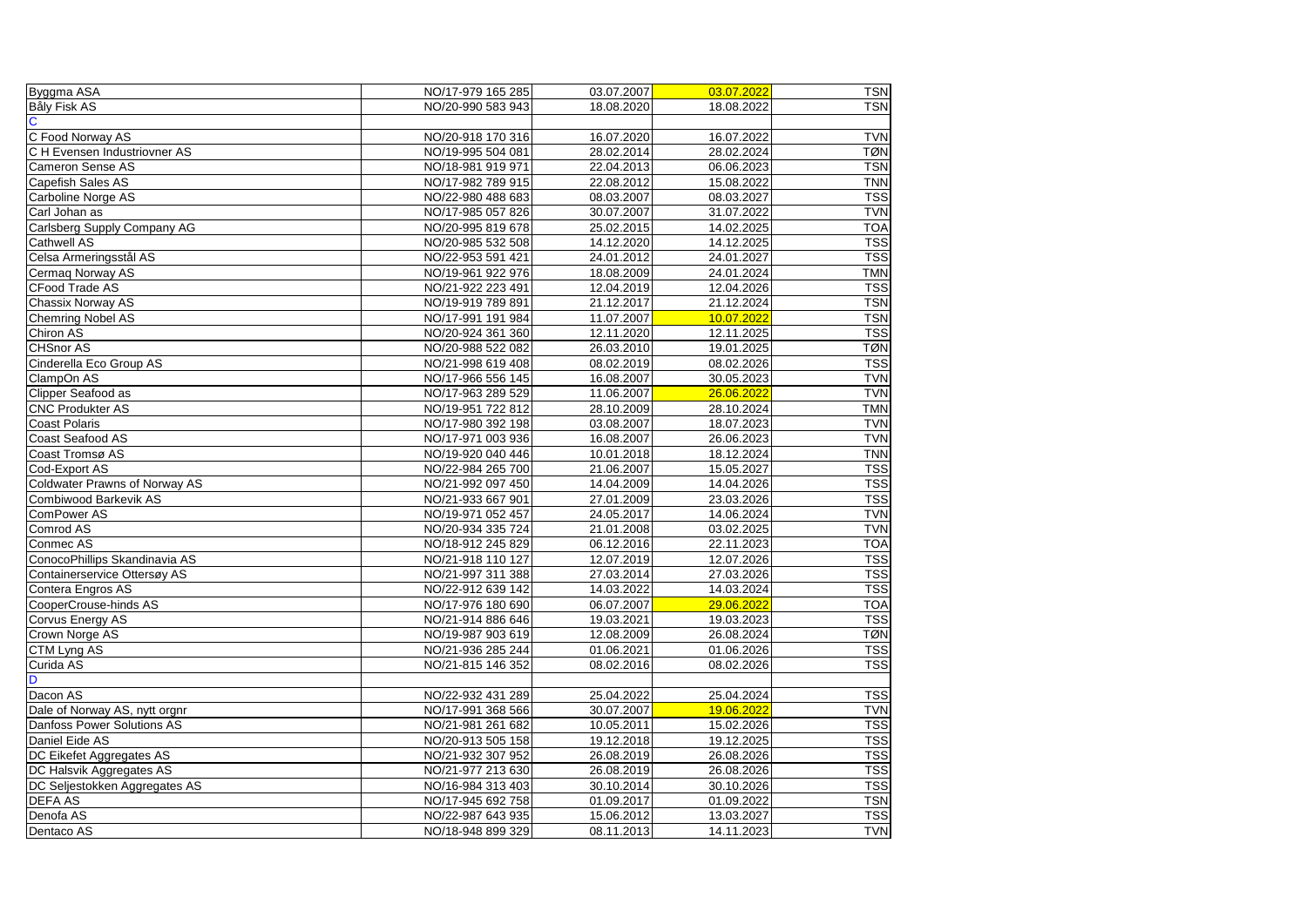| | | | | |
|---|---|---|---|---|
| Byggma ASA | NO/17-979 165 285 | 03.07.2007 | 03.07.2022 | TSN |
| Båly Fisk AS | NO/20-990 583 943 | 18.08.2020 | 18.08.2022 | TSN |
| C | | | | |
| C Food Norway AS | NO/20-918 170 316 | 16.07.2020 | 16.07.2022 | TVN |
| C H Evensen Industriovner AS | NO/19-995 504 081 | 28.02.2014 | 28.02.2024 | TØN |
| Cameron Sense AS | NO/18-981 919 971 | 22.04.2013 | 06.06.2023 | TSN |
| Capefish Sales AS | NO/17-982 789 915 | 22.08.2012 | 15.08.2022 | TNN |
| Carboline Norge AS | NO/22-980 488 683 | 08.03.2007 | 08.03.2027 | TSS |
| Carl Johan as | NO/17-985 057 826 | 30.07.2007 | 31.07.2022 | TVN |
| Carlsberg Supply Company AG | NO/20-995 819 678 | 25.02.2015 | 14.02.2025 | TOA |
| Cathwell AS | NO/20-985 532 508 | 14.12.2020 | 14.12.2025 | TSS |
| Celsa Armeringsstål AS | NO/22-953 591 421 | 24.01.2012 | 24.01.2027 | TSS |
| Cermaq Norway AS | NO/19-961 922 976 | 18.08.2009 | 24.01.2024 | TMN |
| CFood Trade AS | NO/21-922 223 491 | 12.04.2019 | 12.04.2026 | TSS |
| Chassix Norway AS | NO/19-919 789 891 | 21.12.2017 | 21.12.2024 | TSN |
| Chemring Nobel AS | NO/17-991 191 984 | 11.07.2007 | 10.07.2022 | TSN |
| Chiron AS | NO/20-924 361 360 | 12.11.2020 | 12.11.2025 | TSS |
| CHSnor AS | NO/20-988 522 082 | 26.03.2010 | 19.01.2025 | TØN |
| Cinderella Eco Group AS | NO/21-998 619 408 | 08.02.2019 | 08.02.2026 | TSS |
| ClampOn AS | NO/17-966 556 145 | 16.08.2007 | 30.05.2023 | TVN |
| Clipper Seafood as | NO/17-963 289 529 | 11.06.2007 | 26.06.2022 | TVN |
| CNC Produkter AS | NO/19-951 722 812 | 28.10.2009 | 28.10.2024 | TMN |
| Coast Polaris | NO/17-980 392 198 | 03.08.2007 | 18.07.2023 | TVN |
| Coast Seafood AS | NO/17-971 003 936 | 16.08.2007 | 26.06.2023 | TVN |
| Coast Tromsø AS | NO/19-920 040 446 | 10.01.2018 | 18.12.2024 | TNN |
| Cod-Export AS | NO/22-984 265 700 | 21.06.2007 | 15.05.2027 | TSS |
| Coldwater Prawns of Norway AS | NO/21-992 097 450 | 14.04.2009 | 14.04.2026 | TSS |
| Combiwood Barkevik AS | NO/21-933 667 901 | 27.01.2009 | 23.03.2026 | TSS |
| ComPower AS | NO/19-971 052 457 | 24.05.2017 | 14.06.2024 | TVN |
| Comrod AS | NO/20-934 335 724 | 21.01.2008 | 03.02.2025 | TVN |
| Conmec AS | NO/18-912 245 829 | 06.12.2016 | 22.11.2023 | TOA |
| ConocoPhillips Skandinavia AS | NO/21-918 110 127 | 12.07.2019 | 12.07.2026 | TSS |
| Containerservice Ottersøy AS | NO/21-997 311 388 | 27.03.2014 | 27.03.2026 | TSS |
| Contera Engros AS | NO/22-912 639 142 | 14.03.2022 | 14.03.2024 | TSS |
| CooperCrouse-hinds AS | NO/17-976 180 690 | 06.07.2007 | 29.06.2022 | TOA |
| Corvus Energy AS | NO/21-914 886 646 | 19.03.2021 | 19.03.2023 | TSS |
| Crown Norge AS | NO/19-987 903 619 | 12.08.2009 | 26.08.2024 | TØN |
| CTM Lyng AS | NO/21-936 285 244 | 01.06.2021 | 01.06.2026 | TSS |
| Curida AS | NO/21-815 146 352 | 08.02.2016 | 08.02.2026 | TSS |
| D | | | | |
| Dacon AS | NO/22-932 431 289 | 25.04.2022 | 25.04.2024 | TSS |
| Dale of Norway AS, nytt orgnr | NO/17-991 368 566 | 30.07.2007 | 19.06.2022 | TVN |
| Danfoss Power Solutions AS | NO/21-981 261 682 | 10.05.2011 | 15.02.2026 | TSS |
| Daniel Eide AS | NO/20-913 505 158 | 19.12.2018 | 19.12.2025 | TSS |
| DC Eikefet Aggregates AS | NO/21-932 307 952 | 26.08.2019 | 26.08.2026 | TSS |
| DC Halsvik Aggregates AS | NO/21-977 213 630 | 26.08.2019 | 26.08.2026 | TSS |
| DC Seljestokken Aggregates AS | NO/16-984 313 403 | 30.10.2014 | 30.10.2026 | TSS |
| DEFA AS | NO/17-945 692 758 | 01.09.2017 | 01.09.2022 | TSN |
| Denofa AS | NO/22-987 643 935 | 15.06.2012 | 13.03.2027 | TSS |
| Dentaco AS | NO/18-948 899 329 | 08.11.2013 | 14.11.2023 | TVN |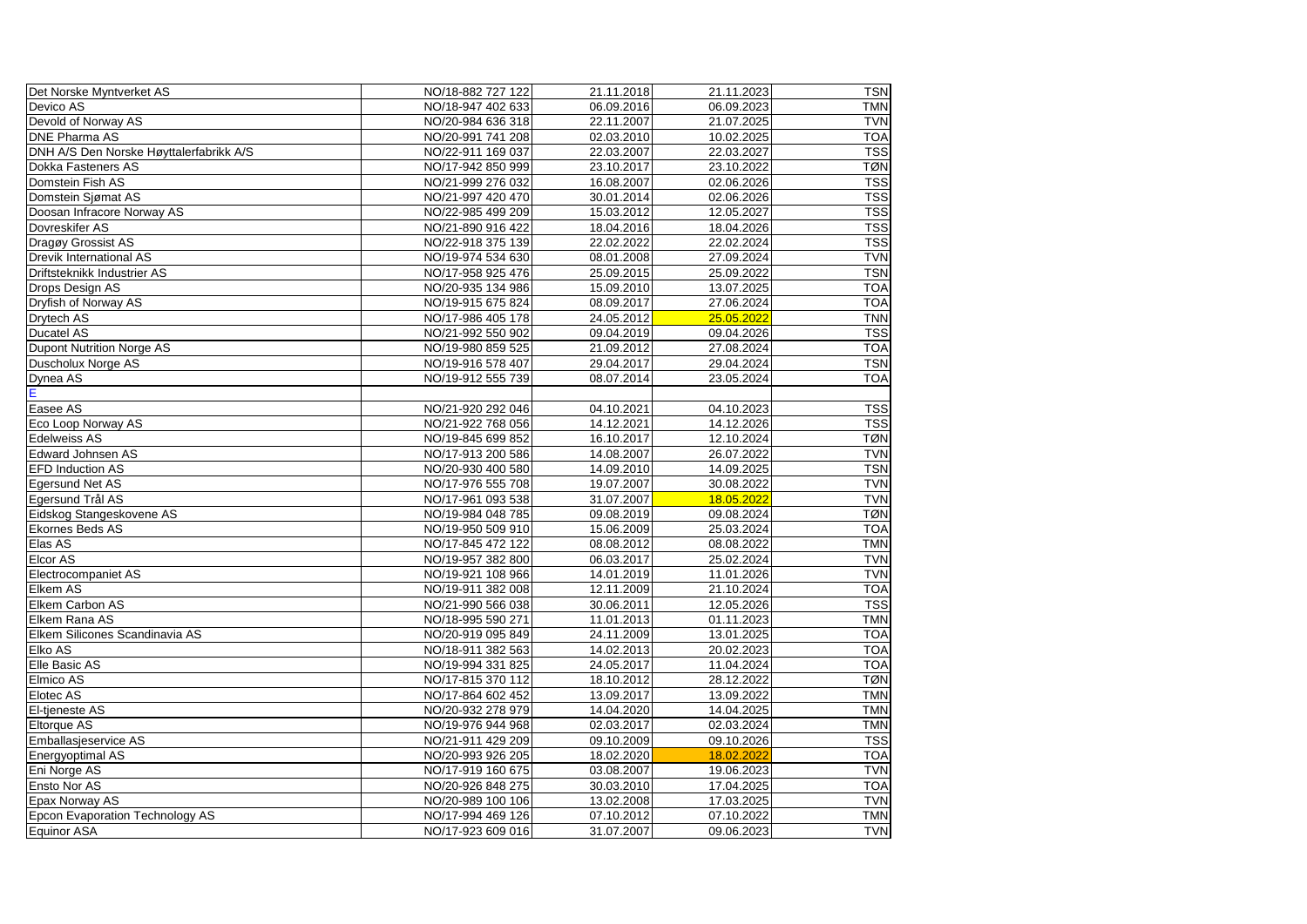| | | | | |
|---|---|---|---|---|
| Det Norske Myntverket AS | NO/18-882 727 122 | 21.11.2018 | 21.11.2023 | TSN |
| Devico AS | NO/18-947 402 633 | 06.09.2016 | 06.09.2023 | TMN |
| Devold of Norway AS | NO/20-984 636 318 | 22.11.2007 | 21.07.2025 | TVN |
| DNE Pharma AS | NO/20-991 741 208 | 02.03.2010 | 10.02.2025 | TOA |
| DNH A/S Den Norske Høyttalerfabrikk A/S | NO/22-911 169 037 | 22.03.2007 | 22.03.2027 | TSS |
| Dokka Fasteners AS | NO/17-942 850 999 | 23.10.2017 | 23.10.2022 | TØN |
| Domstein Fish AS | NO/21-999 276 032 | 16.08.2007 | 02.06.2026 | TSS |
| Domstein Sjømat AS | NO/21-997 420 470 | 30.01.2014 | 02.06.2026 | TSS |
| Doosan Infracore Norway AS | NO/22-985 499 209 | 15.03.2012 | 12.05.2027 | TSS |
| Dovreskifer AS | NO/21-890 916 422 | 18.04.2016 | 18.04.2026 | TSS |
| Dragøy Grossist AS | NO/22-918 375 139 | 22.02.2022 | 22.02.2024 | TSS |
| Drevik International AS | NO/19-974 534 630 | 08.01.2008 | 27.09.2024 | TVN |
| Driftsteknikk Industrier AS | NO/17-958 925 476 | 25.09.2015 | 25.09.2022 | TSN |
| Drops Design AS | NO/20-935 134 986 | 15.09.2010 | 13.07.2025 | TOA |
| Dryfish of Norway AS | NO/19-915 675 824 | 08.09.2017 | 27.06.2024 | TOA |
| Drytech AS | NO/17-986 405 178 | 24.05.2012 | 25.05.2022 | TNN |
| Ducatel AS | NO/21-992 550 902 | 09.04.2019 | 09.04.2026 | TSS |
| Dupont Nutrition Norge AS | NO/19-980 859 525 | 21.09.2012 | 27.08.2024 | TOA |
| Duscholux Norge AS | NO/19-916 578 407 | 29.04.2017 | 29.04.2024 | TSN |
| Dynea AS | NO/19-912 555 739 | 08.07.2014 | 23.05.2024 | TOA |
| E | | | | |
| Easee AS | NO/21-920 292 046 | 04.10.2021 | 04.10.2023 | TSS |
| Eco Loop Norway AS | NO/21-922 768 056 | 14.12.2021 | 14.12.2026 | TSS |
| Edelweiss AS | NO/19-845 699 852 | 16.10.2017 | 12.10.2024 | TØN |
| Edward Johnsen AS | NO/17-913 200 586 | 14.08.2007 | 26.07.2022 | TVN |
| EFD Induction AS | NO/20-930 400 580 | 14.09.2010 | 14.09.2025 | TSN |
| Egersund Net AS | NO/17-976 555 708 | 19.07.2007 | 30.08.2022 | TVN |
| Egersund Trål AS | NO/17-961 093 538 | 31.07.2007 | 18.05.2022 | TVN |
| Eidskog Stangeskovene AS | NO/19-984 048 785 | 09.08.2019 | 09.08.2024 | TØN |
| Ekornes Beds AS | NO/19-950 509 910 | 15.06.2009 | 25.03.2024 | TOA |
| Elas AS | NO/17-845 472 122 | 08.08.2012 | 08.08.2022 | TMN |
| Elcor AS | NO/19-957 382 800 | 06.03.2017 | 25.02.2024 | TVN |
| Electrocompaniet AS | NO/19-921 108 966 | 14.01.2019 | 11.01.2026 | TVN |
| Elkem AS | NO/19-911 382 008 | 12.11.2009 | 21.10.2024 | TOA |
| Elkem Carbon AS | NO/21-990 566 038 | 30.06.2011 | 12.05.2026 | TSS |
| Elkem Rana AS | NO/18-995 590 271 | 11.01.2013 | 01.11.2023 | TMN |
| Elkem Silicones Scandinavia AS | NO/20-919 095 849 | 24.11.2009 | 13.01.2025 | TOA |
| Elko AS | NO/18-911 382 563 | 14.02.2013 | 20.02.2023 | TOA |
| Elle Basic AS | NO/19-994 331 825 | 24.05.2017 | 11.04.2024 | TOA |
| Elmico AS | NO/17-815 370 112 | 18.10.2012 | 28.12.2022 | TØN |
| Elotec AS | NO/17-864 602 452 | 13.09.2017 | 13.09.2022 | TMN |
| El-tjeneste AS | NO/20-932 278 979 | 14.04.2020 | 14.04.2025 | TMN |
| Eltorque AS | NO/19-976 944 968 | 02.03.2017 | 02.03.2024 | TMN |
| Emballasjeservice AS | NO/21-911 429 209 | 09.10.2009 | 09.10.2026 | TSS |
| Energyoptimal AS | NO/20-993 926 205 | 18.02.2020 | 18.02.2022 | TOA |
| Eni Norge AS | NO/17-919 160 675 | 03.08.2007 | 19.06.2023 | TVN |
| Ensto Nor AS | NO/20-926 848 275 | 30.03.2010 | 17.04.2025 | TOA |
| Epax Norway AS | NO/20-989 100 106 | 13.02.2008 | 17.03.2025 | TVN |
| Epcon Evaporation Technology AS | NO/17-994 469 126 | 07.10.2012 | 07.10.2022 | TMN |
| Equinor ASA | NO/17-923 609 016 | 31.07.2007 | 09.06.2023 | TVN |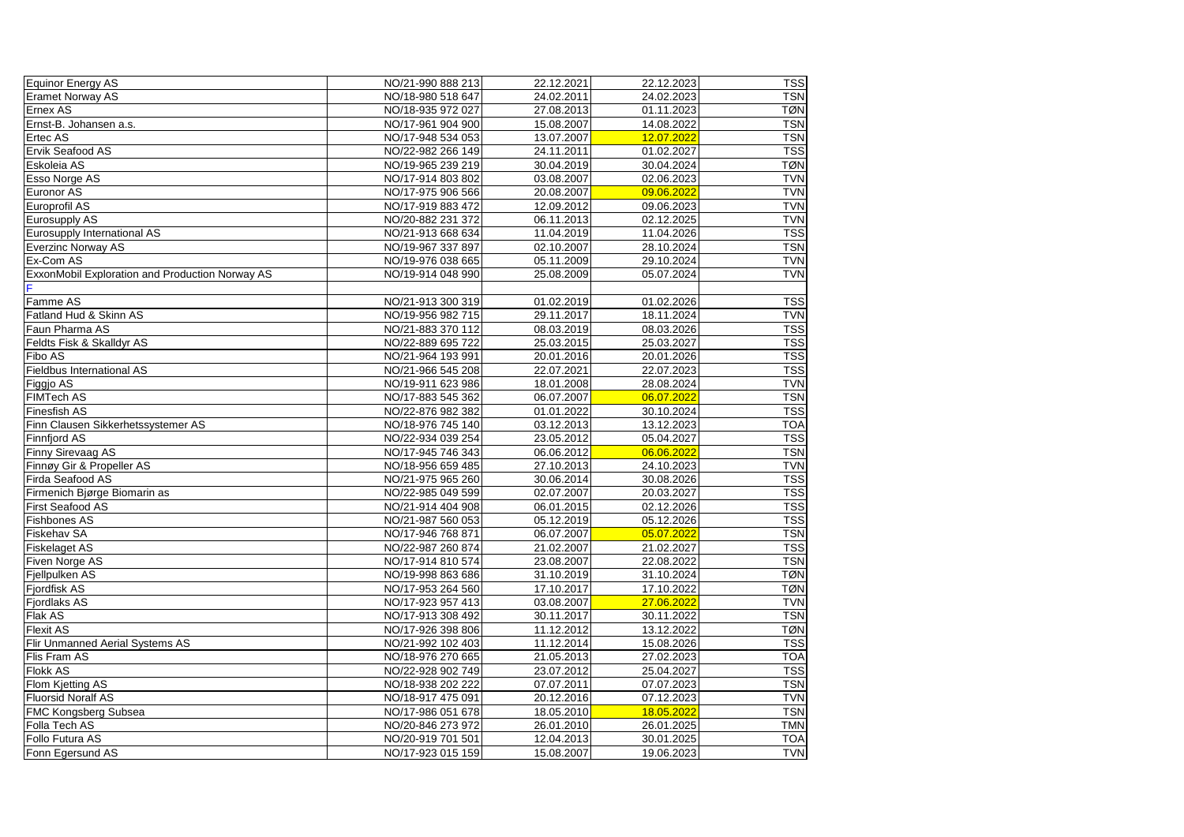| | | | | |
|---|---|---|---|---|
| Equinor Energy AS | NO/21-990 888 213 | 22.12.2021 | 22.12.2023 | TSS |
| Eramet Norway AS | NO/18-980 518 647 | 24.02.2011 | 24.02.2023 | TSN |
| Ernex AS | NO/18-935 972 027 | 27.08.2013 | 01.11.2023 | TØN |
| Ernst-B. Johansen a.s. | NO/17-961 904 900 | 15.08.2007 | 14.08.2022 | TSN |
| Ertec AS | NO/17-948 534 053 | 13.07.2007 | 12.07.2022 | TSN |
| Ervik Seafood AS | NO/22-982 266 149 | 24.11.2011 | 01.02.2027 | TSS |
| Eskoleia AS | NO/19-965 239 219 | 30.04.2019 | 30.04.2024 | TØN |
| Esso Norge AS | NO/17-914 803 802 | 03.08.2007 | 02.06.2023 | TVN |
| Euronor AS | NO/17-975 906 566 | 20.08.2007 | 09.06.2022 | TVN |
| Europrofil AS | NO/17-919 883 472 | 12.09.2012 | 09.06.2023 | TVN |
| Eurosupply AS | NO/20-882 231 372 | 06.11.2013 | 02.12.2025 | TVN |
| Eurosupply International AS | NO/21-913 668 634 | 11.04.2019 | 11.04.2026 | TSS |
| Everzinc Norway AS | NO/19-967 337 897 | 02.10.2007 | 28.10.2024 | TSN |
| Ex-Com AS | NO/19-976 038 665 | 05.11.2009 | 29.10.2024 | TVN |
| ExxonMobil Exploration and Production Norway AS | NO/19-914 048 990 | 25.08.2009 | 05.07.2024 | TVN |
| F | | | | |
| Famme AS | NO/21-913 300 319 | 01.02.2019 | 01.02.2026 | TSS |
| Fatland Hud & Skinn AS | NO/19-956 982 715 | 29.11.2017 | 18.11.2024 | TVN |
| Faun Pharma AS | NO/21-883 370 112 | 08.03.2019 | 08.03.2026 | TSS |
| Feldts Fisk & Skalldyr AS | NO/22-889 695 722 | 25.03.2015 | 25.03.2027 | TSS |
| Fibo AS | NO/21-964 193 991 | 20.01.2016 | 20.01.2026 | TSS |
| Fieldbus International AS | NO/21-966 545 208 | 22.07.2021 | 22.07.2023 | TSS |
| Figgjo AS | NO/19-911 623 986 | 18.01.2008 | 28.08.2024 | TVN |
| FIMTech AS | NO/17-883 545 362 | 06.07.2007 | 06.07.2022 | TSN |
| Finesfish AS | NO/22-876 982 382 | 01.01.2022 | 30.10.2024 | TSS |
| Finn Clausen Sikkerhetssystemer AS | NO/18-976 745 140 | 03.12.2013 | 13.12.2023 | TOA |
| Finnfjord AS | NO/22-934 039 254 | 23.05.2012 | 05.04.2027 | TSS |
| Finny Sirevaag AS | NO/17-945 746 343 | 06.06.2012 | 06.06.2022 | TSN |
| Finnøy Gir & Propeller AS | NO/18-956 659 485 | 27.10.2013 | 24.10.2023 | TVN |
| Firda Seafood AS | NO/21-975 965 260 | 30.06.2014 | 30.08.2026 | TSS |
| Firmenich Bjørge Biomarin as | NO/22-985 049 599 | 02.07.2007 | 20.03.2027 | TSS |
| First Seafood AS | NO/21-914 404 908 | 06.01.2015 | 02.12.2026 | TSS |
| Fishbones AS | NO/21-987 560 053 | 05.12.2019 | 05.12.2026 | TSS |
| Fiskehav SA | NO/17-946 768 871 | 06.07.2007 | 05.07.2022 | TSN |
| Fiskelaget AS | NO/22-987 260 874 | 21.02.2007 | 21.02.2027 | TSS |
| Fiven Norge AS | NO/17-914 810 574 | 23.08.2007 | 22.08.2022 | TSN |
| Fjellpulken AS | NO/19-998 863 686 | 31.10.2019 | 31.10.2024 | TØN |
| Fjordfisk AS | NO/17-953 264 560 | 17.10.2017 | 17.10.2022 | TØN |
| Fjordlaks AS | NO/17-923 957 413 | 03.08.2007 | 27.06.2022 | TVN |
| Flak AS | NO/17-913 308 492 | 30.11.2017 | 30.11.2022 | TSN |
| Flexit AS | NO/17-926 398 806 | 11.12.2012 | 13.12.2022 | TØN |
| Flir Unmanned Aerial Systems AS | NO/21-992 102 403 | 11.12.2014 | 15.08.2026 | TSS |
| Flis Fram AS | NO/18-976 270 665 | 21.05.2013 | 27.02.2023 | TOA |
| Flokk AS | NO/22-928 902 749 | 23.07.2012 | 25.04.2027 | TSS |
| Flom Kjetting AS | NO/18-938 202 222 | 07.07.2011 | 07.07.2023 | TSN |
| Fluorsid Noralf AS | NO/18-917 475 091 | 20.12.2016 | 07.12.2023 | TVN |
| FMC Kongsberg Subsea | NO/17-986 051 678 | 18.05.2010 | 18.05.2022 | TSN |
| Folla Tech AS | NO/20-846 273 972 | 26.01.2010 | 26.01.2025 | TMN |
| Follo Futura AS | NO/20-919 701 501 | 12.04.2013 | 30.01.2025 | TOA |
| Fonn Egersund AS | NO/17-923 015 159 | 15.08.2007 | 19.06.2023 | TVN |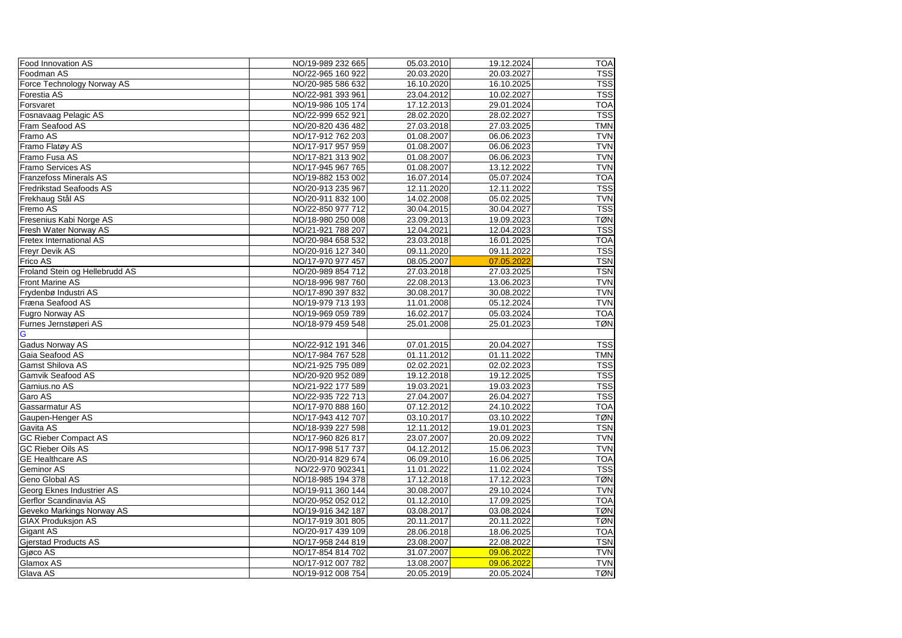| | | | | |
|---|---|---|---|---|
| Food Innovation AS | NO/19-989 232 665 | 05.03.2010 | 19.12.2024 | TOA |
| Foodman AS | NO/22-965 160 922 | 20.03.2020 | 20.03.2027 | TSS |
| Force Technology Norway AS | NO/20-985 586 632 | 16.10.2020 | 16.10.2025 | TSS |
| Forestia AS | NO/22-981 393 961 | 23.04.2012 | 10.02.2027 | TSS |
| Forsvaret | NO/19-986 105 174 | 17.12.2013 | 29.01.2024 | TOA |
| Fosnavaag Pelagic AS | NO/22-999 652 921 | 28.02.2020 | 28.02.2027 | TSS |
| Fram Seafood AS | NO/20-820 436 482 | 27.03.2018 | 27.03.2025 | TMN |
| Framo AS | NO/17-912 762 203 | 01.08.2007 | 06.06.2023 | TVN |
| Framo Flatøy AS | NO/17-917 957 959 | 01.08.2007 | 06.06.2023 | TVN |
| Framo Fusa AS | NO/17-821 313 902 | 01.08.2007 | 06.06.2023 | TVN |
| Framo Services AS | NO/17-945 967 765 | 01.08.2007 | 13.12.2022 | TVN |
| Franzefoss Minerals AS | NO/19-882 153 002 | 16.07.2014 | 05.07.2024 | TOA |
| Fredrikstad Seafoods AS | NO/20-913 235 967 | 12.11.2020 | 12.11.2022 | TSS |
| Frekhaug Stål AS | NO/20-911 832 100 | 14.02.2008 | 05.02.2025 | TVN |
| Fremo AS | NO/22-850 977 712 | 30.04.2015 | 30.04.2027 | TSS |
| Fresenius Kabi Norge AS | NO/18-980 250 008 | 23.09.2013 | 19.09.2023 | TØN |
| Fresh Water Norway AS | NO/21-921 788 207 | 12.04.2021 | 12.04.2023 | TSS |
| Fretex International AS | NO/20-984 658 532 | 23.03.2018 | 16.01.2025 | TOA |
| Freyr Devik AS | NO/20-916 127 340 | 09.11.2020 | 09.11.2022 | TSS |
| Frico AS | NO/17-970 977 457 | 08.05.2007 | 07.05.2022 | TSN |
| Froland Stein og Hellebrudd AS | NO/20-989 854 712 | 27.03.2018 | 27.03.2025 | TSN |
| Front Marine AS | NO/18-996 987 760 | 22.08.2013 | 13.06.2023 | TVN |
| Frydenbø Industri AS | NO/17-890 397 832 | 30.08.2017 | 30.08.2022 | TVN |
| Fræna Seafood AS | NO/19-979 713 193 | 11.01.2008 | 05.12.2024 | TVN |
| Fugro Norway AS | NO/19-969 059 789 | 16.02.2017 | 05.03.2024 | TOA |
| Furnes Jernstøperi AS | NO/18-979 459 548 | 25.01.2008 | 25.01.2023 | TØN |
| G | | | | |
| Gadus Norway AS | NO/22-912 191 346 | 07.01.2015 | 20.04.2027 | TSS |
| Gaia Seafood AS | NO/17-984 767 528 | 01.11.2012 | 01.11.2022 | TMN |
| Gamst Shilova AS | NO/21-925 795 089 | 02.02.2021 | 02.02.2023 | TSS |
| Gamvik Seafood AS | NO/20-920 952 089 | 19.12.2018 | 19.12.2025 | TSS |
| Garnius.no AS | NO/21-922 177 589 | 19.03.2021 | 19.03.2023 | TSS |
| Garo AS | NO/22-935 722 713 | 27.04.2007 | 26.04.2027 | TSS |
| Gassarmatur AS | NO/17-970 888 160 | 07.12.2012 | 24.10.2022 | TOA |
| Gaupen-Henger AS | NO/17-943 412 707 | 03.10.2017 | 03.10.2022 | TØN |
| Gavita AS | NO/18-939 227 598 | 12.11.2012 | 19.01.2023 | TSN |
| GC Rieber Compact AS | NO/17-960 826 817 | 23.07.2007 | 20.09.2022 | TVN |
| GC Rieber Oils AS | NO/17-998 517 737 | 04.12.2012 | 15.06.2023 | TVN |
| GE Healthcare AS | NO/20-914 829 674 | 06.09.2010 | 16.06.2025 | TOA |
| Geminor AS | NO/22-970 902341 | 11.01.2022 | 11.02.2024 | TSS |
| Geno Global AS | NO/18-985 194 378 | 17.12.2018 | 17.12.2023 | TØN |
| Georg Eknes Industrier AS | NO/19-911 360 144 | 30.08.2007 | 29.10.2024 | TVN |
| Gerflor Scandinavia AS | NO/20-952 052 012 | 01.12.2010 | 17.09.2025 | TOA |
| Geveko Markings Norway AS | NO/19-916 342 187 | 03.08.2017 | 03.08.2024 | TØN |
| GIAX Produksjon AS | NO/17-919 301 805 | 20.11.2017 | 20.11.2022 | TØN |
| Gigant AS | NO/20-917 439 109 | 28.06.2018 | 18.06.2025 | TOA |
| Gjerstad Products AS | NO/17-958 244 819 | 23.08.2007 | 22.08.2022 | TSN |
| Gjøco AS | NO/17-854 814 702 | 31.07.2007 | 09.06.2022 | TVN |
| Glamox AS | NO/17-912 007 782 | 13.08.2007 | 09.06.2022 | TVN |
| Glava AS | NO/19-912 008 754 | 20.05.2019 | 20.05.2024 | TØN |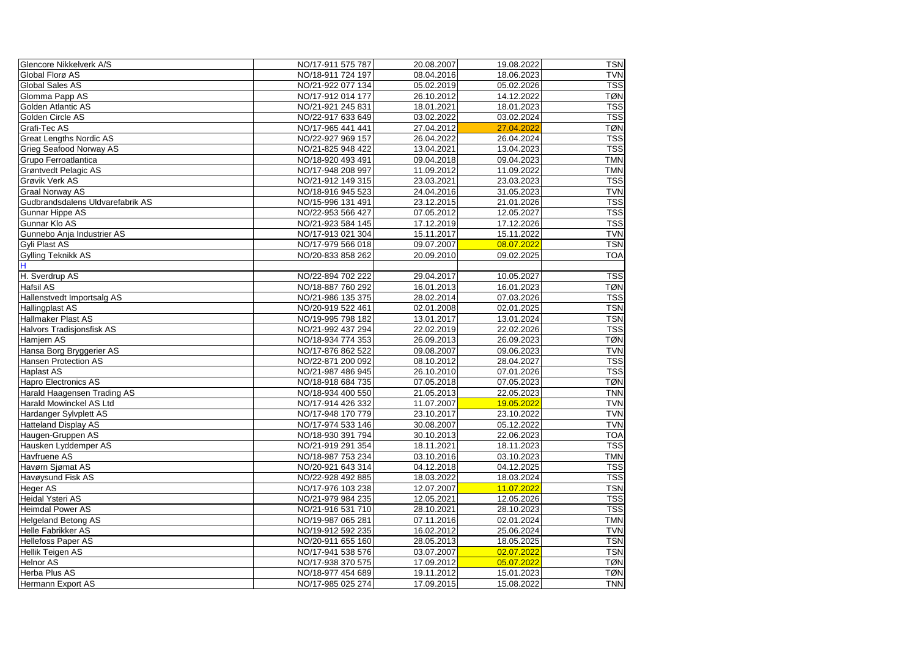| | | | | |
|---|---|---|---|---|
| Glencore Nikkelverk A/S | NO/17-911 575 787 | 20.08.2007 | 19.08.2022 | TSN |
| Global Florø AS | NO/18-911 724 197 | 08.04.2016 | 18.06.2023 | TVN |
| Global Sales AS | NO/21-922 077 134 | 05.02.2019 | 05.02.2026 | TSS |
| Glomma Papp AS | NO/17-912 014 177 | 26.10.2012 | 14.12.2022 | TØN |
| Golden Atlantic AS | NO/21-921 245 831 | 18.01.2021 | 18.01.2023 | TSS |
| Golden Circle AS | NO/22-917 633 649 | 03.02.2022 | 03.02.2024 | TSS |
| Grafi-Tec AS | NO/17-965 441 441 | 27.04.2012 | 27.04.2022 | TØN |
| Great Lengths Nordic AS | NO/22-927 969 157 | 26.04.2022 | 26.04.2024 | TSS |
| Grieg Seafood Norway AS | NO/21-825 948 422 | 13.04.2021 | 13.04.2023 | TSS |
| Grupo Ferroatlantica | NO/18-920 493 491 | 09.04.2018 | 09.04.2023 | TMN |
| Grøntvedt Pelagic AS | NO/17-948 208 997 | 11.09.2012 | 11.09.2022 | TMN |
| Grøvik Verk AS | NO/21-912 149 315 | 23.03.2021 | 23.03.2023 | TSS |
| Graal Norway AS | NO/18-916 945 523 | 24.04.2016 | 31.05.2023 | TVN |
| Gudbrandsdalens Uldvarefabrik AS | NO/15-996 131 491 | 23.12.2015 | 21.01.2026 | TSS |
| Gunnar Hippe AS | NO/22-953 566 427 | 07.05.2012 | 12.05.2027 | TSS |
| Gunnar Klo AS | NO/21-923 584 145 | 17.12.2019 | 17.12.2026 | TSS |
| Gunnebo Anja Industrier AS | NO/17-913 021 304 | 15.11.2017 | 15.11.2022 | TVN |
| Gyli Plast AS | NO/17-979 566 018 | 09.07.2007 | 08.07.2022 | TSN |
| Gylling Teknikk AS | NO/20-833 858 262 | 20.09.2010 | 09.02.2025 | TOA |
| H | | | | |
| H. Sverdrup AS | NO/22-894 702 222 | 29.04.2017 | 10.05.2027 | TSS |
| Hafsil AS | NO/18-887 760 292 | 16.01.2013 | 16.01.2023 | TØN |
| Hallenstvedt Importsalg AS | NO/21-986 135 375 | 28.02.2014 | 07.03.2026 | TSS |
| Hallingplast AS | NO/20-919 522 461 | 02.01.2008 | 02.01.2025 | TSN |
| Hallmaker Plast AS | NO/19-995 798 182 | 13.01.2017 | 13.01.2024 | TSN |
| Halvors Tradisjonsfisk AS | NO/21-992 437 294 | 22.02.2019 | 22.02.2026 | TSS |
| Hamjern AS | NO/18-934 774 353 | 26.09.2013 | 26.09.2023 | TØN |
| Hansa Borg Bryggerier AS | NO/17-876 862 522 | 09.08.2007 | 09.06.2023 | TVN |
| Hansen Protection AS | NO/22-871 200 092 | 08.10.2012 | 28.04.2027 | TSS |
| Haplast AS | NO/21-987 486 945 | 26.10.2010 | 07.01.2026 | TSS |
| Hapro Electronics AS | NO/18-918 684 735 | 07.05.2018 | 07.05.2023 | TØN |
| Harald Haagensen Trading AS | NO/18-934 400 550 | 21.05.2013 | 22.05.2023 | TNN |
| Harald Mowinckel AS Ltd | NO/17-914 426 332 | 11.07.2007 | 19.05.2022 | TVN |
| Hardanger Sylvplett AS | NO/17-948 170 779 | 23.10.2017 | 23.10.2022 | TVN |
| Hatteland Display AS | NO/17-974 533 146 | 30.08.2007 | 05.12.2022 | TVN |
| Haugen-Gruppen AS | NO/18-930 391 794 | 30.10.2013 | 22.06.2023 | TOA |
| Hausken Lyddemper AS | NO/21-919 291 354 | 18.11.2021 | 18.11.2023 | TSS |
| Havfruene AS | NO/18-987 753 234 | 03.10.2016 | 03.10.2023 | TMN |
| Havørn Sjømat AS | NO/20-921 643 314 | 04.12.2018 | 04.12.2025 | TSS |
| Havøysund Fisk AS | NO/22-928 492 885 | 18.03.2022 | 18.03.2024 | TSS |
| Heger AS | NO/17-976 103 238 | 12.07.2007 | 11.07.2022 | TSN |
| Heidal Ysteri AS | NO/21-979 984 235 | 12.05.2021 | 12.05.2026 | TSS |
| Heimdal Power AS | NO/21-916 531 710 | 28.10.2021 | 28.10.2023 | TSS |
| Helgeland Betong AS | NO/19-987 065 281 | 07.11.2016 | 02.01.2024 | TMN |
| Helle Fabrikker AS | NO/19-912 592 235 | 16.02.2012 | 25.06.2024 | TVN |
| Hellefoss Paper AS | NO/20-911 655 160 | 28.05.2013 | 18.05.2025 | TSN |
| Hellik Teigen AS | NO/17-941 538 576 | 03.07.2007 | 02.07.2022 | TSN |
| Helnor AS | NO/17-938 370 575 | 17.09.2012 | 05.07.2022 | TØN |
| Herba Plus AS | NO/18-977 454 689 | 19.11.2012 | 15.01.2023 | TØN |
| Hermann Export AS | NO/17-985 025 274 | 17.09.2015 | 15.08.2022 | TNN |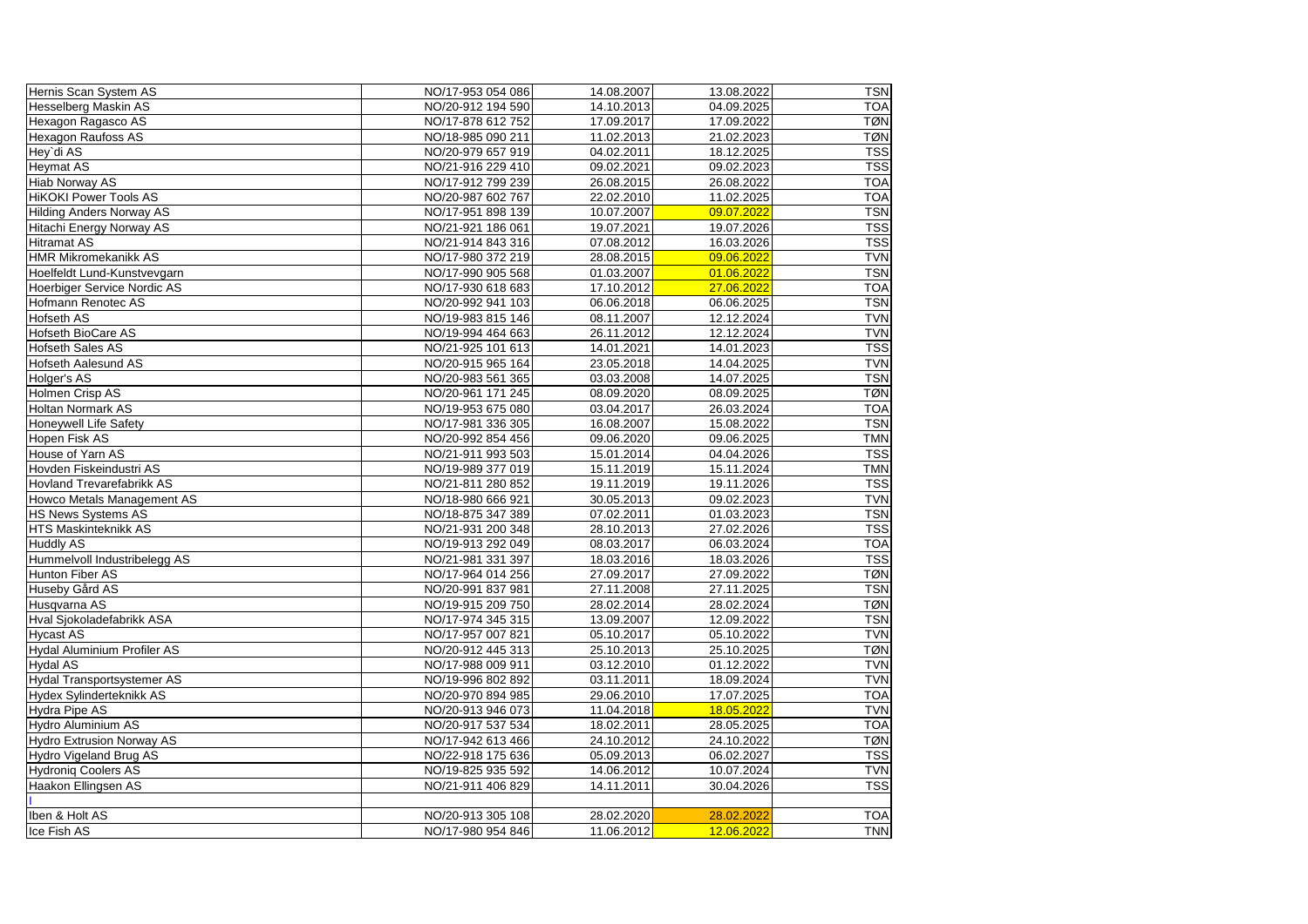| | | | | |
|---|---|---|---|---|
| Hernis Scan System AS | NO/17-953 054 086 | 14.08.2007 | 13.08.2022 | TSN |
| Hesselberg Maskin AS | NO/20-912 194 590 | 14.10.2013 | 04.09.2025 | TOA |
| Hexagon Ragasco AS | NO/17-878 612 752 | 17.09.2017 | 17.09.2022 | TØN |
| Hexagon Raufoss AS | NO/18-985 090 211 | 11.02.2013 | 21.02.2023 | TØN |
| Hey`di AS | NO/20-979 657 919 | 04.02.2011 | 18.12.2025 | TSS |
| Heymat AS | NO/21-916 229 410 | 09.02.2021 | 09.02.2023 | TSS |
| Hiab Norway AS | NO/17-912 799 239 | 26.08.2015 | 26.08.2022 | TOA |
| HiKOKI Power Tools AS | NO/20-987 602 767 | 22.02.2010 | 11.02.2025 | TOA |
| Hilding Anders Norway AS | NO/17-951 898 139 | 10.07.2007 | 09.07.2022 | TSN |
| Hitachi Energy Norway AS | NO/21-921 186 061 | 19.07.2021 | 19.07.2026 | TSS |
| Hitramat AS | NO/21-914 843 316 | 07.08.2012 | 16.03.2026 | TSS |
| HMR Mikromekanikk AS | NO/17-980 372 219 | 28.08.2015 | 09.06.2022 | TVN |
| Hoelfeldt Lund-Kunstvevgarn | NO/17-990 905 568 | 01.03.2007 | 01.06.2022 | TSN |
| Hoerbiger Service Nordic AS | NO/17-930 618 683 | 17.10.2012 | 27.06.2022 | TOA |
| Hofmann Renotec AS | NO/20-992 941 103 | 06.06.2018 | 06.06.2025 | TSN |
| Hofseth AS | NO/19-983 815 146 | 08.11.2007 | 12.12.2024 | TVN |
| Hofseth BioCare AS | NO/19-994 464 663 | 26.11.2012 | 12.12.2024 | TVN |
| Hofseth Sales AS | NO/21-925 101 613 | 14.01.2021 | 14.01.2023 | TSS |
| Hofseth Aalesund AS | NO/20-915 965 164 | 23.05.2018 | 14.04.2025 | TVN |
| Holger's AS | NO/20-983 561 365 | 03.03.2008 | 14.07.2025 | TSN |
| Holmen Crisp AS | NO/20-961 171 245 | 08.09.2020 | 08.09.2025 | TØN |
| Holtan Normark AS | NO/19-953 675 080 | 03.04.2017 | 26.03.2024 | TOA |
| Honeywell Life Safety | NO/17-981 336 305 | 16.08.2007 | 15.08.2022 | TSN |
| Hopen Fisk AS | NO/20-992 854 456 | 09.06.2020 | 09.06.2025 | TMN |
| House of Yarn AS | NO/21-911 993 503 | 15.01.2014 | 04.04.2026 | TSS |
| Hovden Fiskeindustri AS | NO/19-989 377 019 | 15.11.2019 | 15.11.2024 | TMN |
| Hovland Trevarefabrikk AS | NO/21-811 280 852 | 19.11.2019 | 19.11.2026 | TSS |
| Howco Metals Management AS | NO/18-980 666 921 | 30.05.2013 | 09.02.2023 | TVN |
| HS News Systems AS | NO/18-875 347 389 | 07.02.2011 | 01.03.2023 | TSN |
| HTS Maskinteknikk AS | NO/21-931 200 348 | 28.10.2013 | 27.02.2026 | TSS |
| Huddly AS | NO/19-913 292 049 | 08.03.2017 | 06.03.2024 | TOA |
| Hummelvoll Industribelegg AS | NO/21-981 331 397 | 18.03.2016 | 18.03.2026 | TSS |
| Hunton Fiber AS | NO/17-964 014 256 | 27.09.2017 | 27.09.2022 | TØN |
| Huseby Gård AS | NO/20-991 837 981 | 27.11.2008 | 27.11.2025 | TSN |
| Husqvarna AS | NO/19-915 209 750 | 28.02.2014 | 28.02.2024 | TØN |
| Hval Sjokoladefabrikk ASA | NO/17-974 345 315 | 13.09.2007 | 12.09.2022 | TSN |
| Hycast AS | NO/17-957 007 821 | 05.10.2017 | 05.10.2022 | TVN |
| Hydal Aluminium Profiler AS | NO/20-912 445 313 | 25.10.2013 | 25.10.2025 | TØN |
| Hydal AS | NO/17-988 009 911 | 03.12.2010 | 01.12.2022 | TVN |
| Hydal Transportsystemer AS | NO/19-996 802 892 | 03.11.2011 | 18.09.2024 | TVN |
| Hydex Sylinderteknikk AS | NO/20-970 894 985 | 29.06.2010 | 17.07.2025 | TOA |
| Hydra Pipe AS | NO/20-913 946 073 | 11.04.2018 | 18.05.2022 | TVN |
| Hydro Aluminium AS | NO/20-917 537 534 | 18.02.2011 | 28.05.2025 | TOA |
| Hydro Extrusion Norway AS | NO/17-942 613 466 | 24.10.2012 | 24.10.2022 | TØN |
| Hydro Vigeland Brug AS | NO/22-918 175 636 | 05.09.2013 | 06.02.2027 | TSS |
| Hydroniq Coolers AS | NO/19-825 935 592 | 14.06.2012 | 10.07.2024 | TVN |
| Haakon Ellingsen AS | NO/21-911 406 829 | 14.11.2011 | 30.04.2026 | TSS |
| I | | | | |
| Iben & Holt AS | NO/20-913 305 108 | 28.02.2020 | 28.02.2022 | TOA |
| Ice Fish AS | NO/17-980 954 846 | 11.06.2012 | 12.06.2022 | TNN |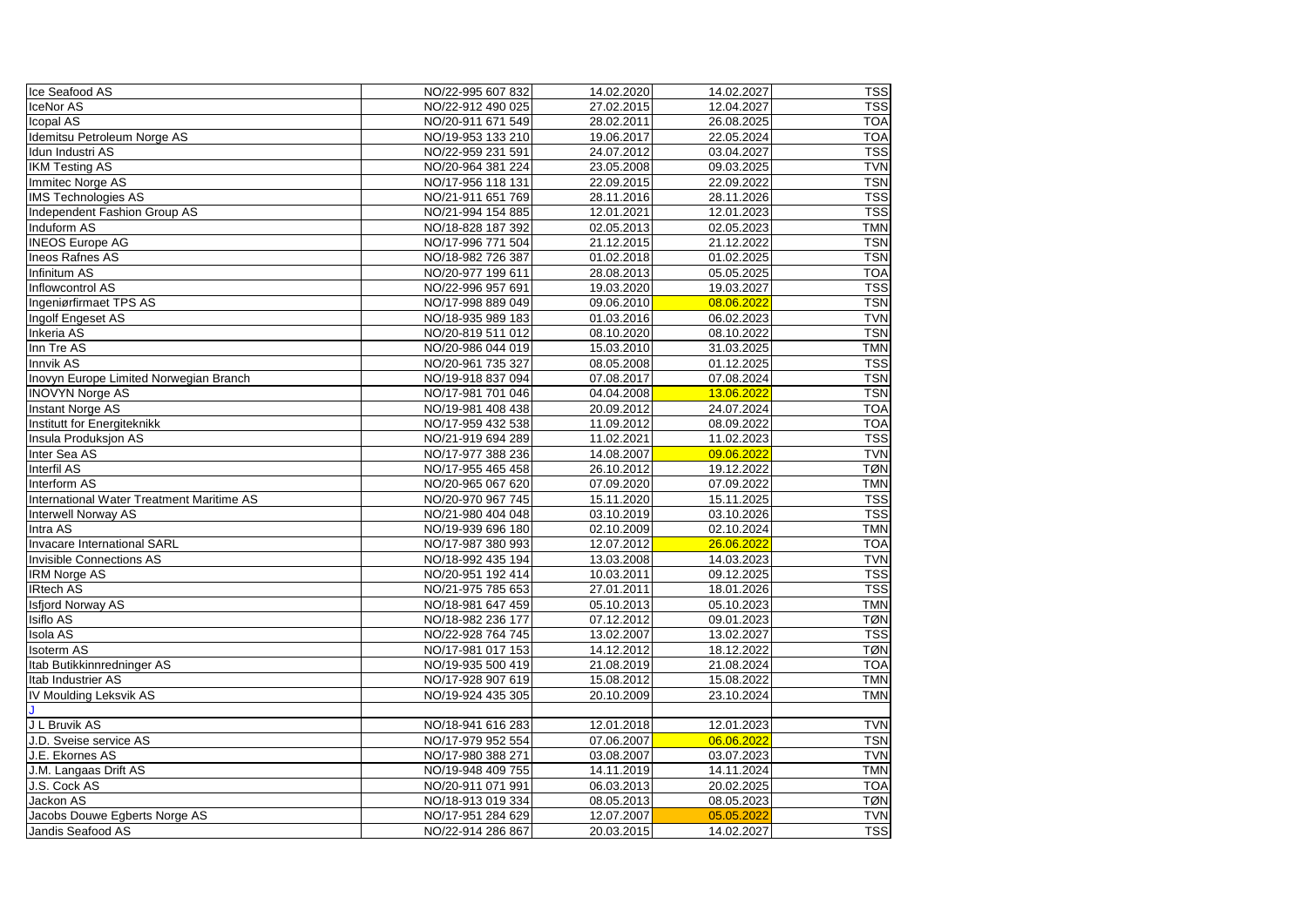| | | | | |
|---|---|---|---|---|
| Ice Seafood AS | NO/22-995 607 832 | 14.02.2020 | 14.02.2027 | TSS |
| IceNor AS | NO/22-912 490 025 | 27.02.2015 | 12.04.2027 | TSS |
| Icopal AS | NO/20-911 671 549 | 28.02.2011 | 26.08.2025 | TOA |
| Idemitsu Petroleum Norge AS | NO/19-953 133 210 | 19.06.2017 | 22.05.2024 | TOA |
| Idun Industri AS | NO/22-959 231 591 | 24.07.2012 | 03.04.2027 | TSS |
| IKM Testing AS | NO/20-964 381 224 | 23.05.2008 | 09.03.2025 | TVN |
| Immitec Norge AS | NO/17-956 118 131 | 22.09.2015 | 22.09.2022 | TSN |
| IMS Technologies AS | NO/21-911 651 769 | 28.11.2016 | 28.11.2026 | TSS |
| Independent Fashion Group AS | NO/21-994 154 885 | 12.01.2021 | 12.01.2023 | TSS |
| Induform AS | NO/18-828 187 392 | 02.05.2013 | 02.05.2023 | TMN |
| INEOS Europe AG | NO/17-996 771 504 | 21.12.2015 | 21.12.2022 | TSN |
| Ineos Rafnes AS | NO/18-982 726 387 | 01.02.2018 | 01.02.2025 | TSN |
| Infinitum AS | NO/20-977 199 611 | 28.08.2013 | 05.05.2025 | TOA |
| Inflowcontrol AS | NO/22-996 957 691 | 19.03.2020 | 19.03.2027 | TSS |
| Ingeniørfirmaet TPS AS | NO/17-998 889 049 | 09.06.2010 | 08.06.2022 | TSN |
| Ingolf Engeset AS | NO/18-935 989 183 | 01.03.2016 | 06.02.2023 | TVN |
| Inkeria AS | NO/20-819 511 012 | 08.10.2020 | 08.10.2022 | TSN |
| Inn Tre AS | NO/20-986 044 019 | 15.03.2010 | 31.03.2025 | TMN |
| Innvik AS | NO/20-961 735 327 | 08.05.2008 | 01.12.2025 | TSS |
| Inovyn Europe Limited Norwegian Branch | NO/19-918 837 094 | 07.08.2017 | 07.08.2024 | TSN |
| INOVYN Norge AS | NO/17-981 701 046 | 04.04.2008 | 13.06.2022 | TSN |
| Instant Norge AS | NO/19-981 408 438 | 20.09.2012 | 24.07.2024 | TOA |
| Institutt for Energiteknikk | NO/17-959 432 538 | 11.09.2012 | 08.09.2022 | TOA |
| Insula Produksjon AS | NO/21-919 694 289 | 11.02.2021 | 11.02.2023 | TSS |
| Inter Sea AS | NO/17-977 388 236 | 14.08.2007 | 09.06.2022 | TVN |
| Interfil AS | NO/17-955 465 458 | 26.10.2012 | 19.12.2022 | TØN |
| Interform AS | NO/20-965 067 620 | 07.09.2020 | 07.09.2022 | TMN |
| International Water Treatment Maritime AS | NO/20-970 967 745 | 15.11.2020 | 15.11.2025 | TSS |
| Interwell Norway AS | NO/21-980 404 048 | 03.10.2019 | 03.10.2026 | TSS |
| Intra AS | NO/19-939 696 180 | 02.10.2009 | 02.10.2024 | TMN |
| Invacare International SARL | NO/17-987 380 993 | 12.07.2012 | 26.06.2022 | TOA |
| Invisible Connections AS | NO/18-992 435 194 | 13.03.2008 | 14.03.2023 | TVN |
| IRM Norge AS | NO/20-951 192 414 | 10.03.2011 | 09.12.2025 | TSS |
| IRtech AS | NO/21-975 785 653 | 27.01.2011 | 18.01.2026 | TSS |
| Isfjord Norway AS | NO/18-981 647 459 | 05.10.2013 | 05.10.2023 | TMN |
| Isiflo AS | NO/18-982 236 177 | 07.12.2012 | 09.01.2023 | TØN |
| Isola AS | NO/22-928 764 745 | 13.02.2007 | 13.02.2027 | TSS |
| Isoterm AS | NO/17-981 017 153 | 14.12.2012 | 18.12.2022 | TØN |
| Itab Butikkinnredninger AS | NO/19-935 500 419 | 21.08.2019 | 21.08.2024 | TOA |
| Itab Industrier AS | NO/17-928 907 619 | 15.08.2012 | 15.08.2022 | TMN |
| IV Moulding Leksvik AS | NO/19-924 435 305 | 20.10.2009 | 23.10.2024 | TMN |
| J | | | | |
| J L Bruvik AS | NO/18-941 616 283 | 12.01.2018 | 12.01.2023 | TVN |
| J.D. Sveise service AS | NO/17-979 952 554 | 07.06.2007 | 06.06.2022 | TSN |
| J.E. Ekornes AS | NO/17-980 388 271 | 03.08.2007 | 03.07.2023 | TVN |
| J.M. Langaas Drift AS | NO/19-948 409 755 | 14.11.2019 | 14.11.2024 | TMN |
| J.S. Cock AS | NO/20-911 071 991 | 06.03.2013 | 20.02.2025 | TOA |
| Jackon AS | NO/18-913 019 334 | 08.05.2013 | 08.05.2023 | TØN |
| Jacobs Douwe Egberts Norge AS | NO/17-951 284 629 | 12.07.2007 | 05.05.2022 | TVN |
| Jandis Seafood AS | NO/22-914 286 867 | 20.03.2015 | 14.02.2027 | TSS |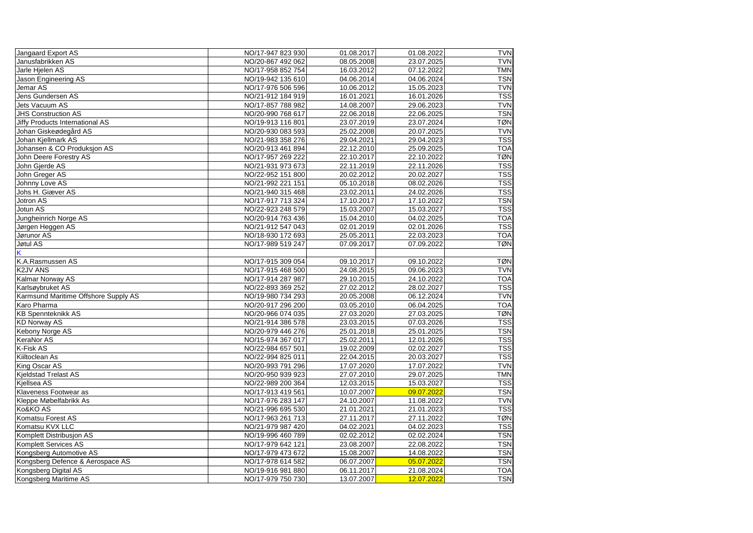| | | | | |
|---|---|---|---|---|
| Jangaard Export AS | NO/17-947 823 930 | 01.08.2017 | 01.08.2022 | TVN |
| Janusfabrikken AS | NO/20-867 492 062 | 08.05.2008 | 23.07.2025 | TVN |
| Jarle Hjelen AS | NO/17-958 852 754 | 16.03.2012 | 07.12.2022 | TMN |
| Jason Engineering AS | NO/19-942 135 610 | 04.06.2014 | 04.06.2024 | TSN |
| Jemar AS | NO/17-976 506 596 | 10.06.2012 | 15.05.2023 | TVN |
| Jens Gundersen AS | NO/21-912 184 919 | 16.01.2021 | 16.01.2026 | TSS |
| Jets Vacuum AS | NO/17-857 788 982 | 14.08.2007 | 29.06.2023 | TVN |
| JHS Construction AS | NO/20-990 768 617 | 22.06.2018 | 22.06.2025 | TSN |
| Jiffy Products International AS | NO/19-913 116 801 | 23.07.2019 | 23.07.2024 | TØN |
| Johan Giskeødegård AS | NO/20-930 083 593 | 25.02.2008 | 20.07.2025 | TVN |
| Johan Kjellmark AS | NO/21-983 358 276 | 29.04.2021 | 29.04.2023 | TSS |
| Johansen & CO Produksjon AS | NO/20-913 461 894 | 22.12.2010 | 25.09.2025 | TOA |
| John Deere Forestry AS | NO/17-957 269 222 | 22.10.2017 | 22.10.2022 | TØN |
| John Gjerde AS | NO/21-931 973 673 | 22.11.2019 | 22.11.2026 | TSS |
| John Greger AS | NO/22-952 151 800 | 20.02.2012 | 20.02.2027 | TSS |
| Johnny Love AS | NO/21-992 221 151 | 05.10.2018 | 08.02.2026 | TSS |
| Johs H. Giæver AS | NO/21-940 315 468 | 23.02.2011 | 24.02.2026 | TSS |
| Jotron AS | NO/17-917 713 324 | 17.10.2017 | 17.10.2022 | TSN |
| Jotun AS | NO/22-923 248 579 | 15.03.2007 | 15.03.2027 | TSS |
| Jungheinrich Norge AS | NO/20-914 763 436 | 15.04.2010 | 04.02.2025 | TOA |
| Jørgen Heggen AS | NO/21-912 547 043 | 02.01.2019 | 02.01.2026 | TSS |
| Jørunor AS | NO/18-930 172 693 | 25.05.2011 | 22.03.2023 | TOA |
| Jøtul AS | NO/17-989 519 247 | 07.09.2017 | 07.09.2022 | TØN |
| K | | | | |
| K.A.Rasmussen AS | NO/17-915 309 054 | 09.10.2017 | 09.10.2022 | TØN |
| K2JV ANS | NO/17-915 468 500 | 24.08.2015 | 09.06.2023 | TVN |
| Kalmar Norway AS | NO/17-914 287 987 | 29.10.2015 | 24.10.2022 | TOA |
| Karlsøybruket AS | NO/22-893 369 252 | 27.02.2012 | 28.02.2027 | TSS |
| Karmsund Maritime Offshore Supply AS | NO/19-980 734 293 | 20.05.2008 | 06.12.2024 | TVN |
| Karo Pharma | NO/20-917 296 200 | 03.05.2010 | 06.04.2025 | TOA |
| KB Spennteknikk AS | NO/20-966 074 035 | 27.03.2020 | 27.03.2025 | TØN |
| KD Norway AS | NO/21-914 386 578 | 23.03.2015 | 07.03.2026 | TSS |
| Kebony Norge AS | NO/20-979 446 276 | 25.01.2018 | 25.01.2025 | TSN |
| KeraNor AS | NO/15-974 367 017 | 25.02.2011 | 12.01.2026 | TSS |
| K-Fisk AS | NO/22-984 657 501 | 19.02.2009 | 02.02.2027 | TSS |
| Kiiltoclean As | NO/22-994 825 011 | 22.04.2015 | 20.03.2027 | TSS |
| King Oscar AS | NO/20-993 791 296 | 17.07.2020 | 17.07.2022 | TVN |
| Kjeldstad Trelast AS | NO/20-950 939 923 | 27.07.2010 | 29.07.2025 | TMN |
| Kjellsea AS | NO/22-989 200 364 | 12.03.2015 | 15.03.2027 | TSS |
| Klaveness Footwear as | NO/17-913 419 561 | 10.07.2007 | 09.07.2022 | TSN |
| Kleppe Møbelfabrikk As | NO/17-976 283 147 | 24.10.2007 | 11.08.2022 | TVN |
| Ko&KO AS | NO/21-996 695 530 | 21.01.2021 | 21.01.2023 | TSS |
| Komatsu Forest AS | NO/17-963 261 713 | 27.11.2017 | 27.11.2022 | TØN |
| Komatsu KVX LLC | NO/21-979 987 420 | 04.02.2021 | 04.02.2023 | TSS |
| Komplett Distribusjon AS | NO/19-996 460 789 | 02.02.2012 | 02.02.2024 | TSN |
| Komplett Services AS | NO/17-979 642 121 | 23.08.2007 | 22.08.2022 | TSN |
| Kongsberg Automotive AS | NO/17-979 473 672 | 15.08.2007 | 14.08.2022 | TSN |
| Kongsberg Defence & Aerospace AS | NO/17-978 614 582 | 06.07.2007 | 05.07.2022 | TSN |
| Kongsberg Digital AS | NO/19-916 981 880 | 06.11.2017 | 21.08.2024 | TOA |
| Kongsberg Maritime AS | NO/17-979 750 730 | 13.07.2007 | 12.07.2022 | TSN |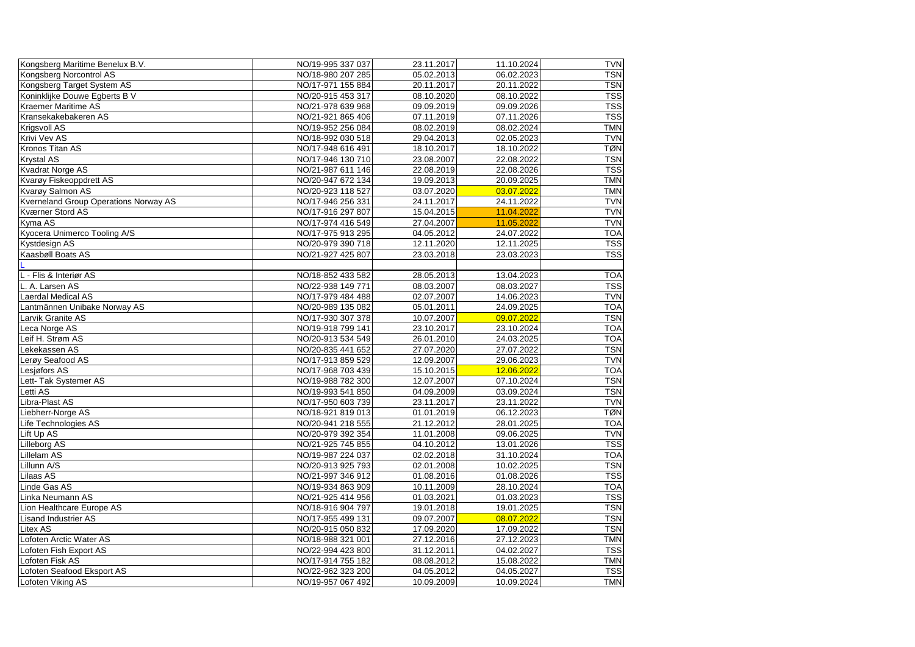| | | | | |
|---|---|---|---|---|
| Kongsberg Maritime Benelux B.V. | NO/19-995 337 037 | 23.11.2017 | 11.10.2024 | TVN |
| Kongsberg Norcontrol AS | NO/18-980 207 285 | 05.02.2013 | 06.02.2023 | TSN |
| Kongsberg Target System AS | NO/17-971 155 884 | 20.11.2017 | 20.11.2022 | TSN |
| Koninklijke Douwe Egberts B V | NO/20-915 453 317 | 08.10.2020 | 08.10.2022 | TSS |
| Kraemer Maritime AS | NO/21-978 639 968 | 09.09.2019 | 09.09.2026 | TSS |
| Kransekakebakeren AS | NO/21-921 865 406 | 07.11.2019 | 07.11.2026 | TSS |
| Krigsvoll AS | NO/19-952 256 084 | 08.02.2019 | 08.02.2024 | TMN |
| Krivi Vev AS | NO/18-992 030 518 | 29.04.2013 | 02.05.2023 | TVN |
| Kronos Titan AS | NO/17-948 616 491 | 18.10.2017 | 18.10.2022 | TØN |
| Krystal AS | NO/17-946 130 710 | 23.08.2007 | 22.08.2022 | TSN |
| Kvadrat Norge AS | NO/21-987 611 146 | 22.08.2019 | 22.08.2026 | TSS |
| Kvarøy Fiskeoppdrett AS | NO/20-947 672 134 | 19.09.2013 | 20.09.2025 | TMN |
| Kvarøy Salmon AS | NO/20-923 118 527 | 03.07.2020 | 03.07.2022 | TMN |
| Kverneland Group Operations Norway AS | NO/17-946 256 331 | 24.11.2017 | 24.11.2022 | TVN |
| Kværner Stord AS | NO/17-916 297 807 | 15.04.2015 | 11.04.2022 | TVN |
| Kyma AS | NO/17-974 416 549 | 27.04.2007 | 11.05.2022 | TVN |
| Kyocera Unimerco Tooling A/S | NO/17-975 913 295 | 04.05.2012 | 24.07.2022 | TOA |
| Kystdesign AS | NO/20-979 390 718 | 12.11.2020 | 12.11.2025 | TSS |
| Kaasbøll Boats AS | NO/21-927 425 807 | 23.03.2018 | 23.03.2023 | TSS |
| L | | | | |
| L - Flis & Interiør AS | NO/18-852 433 582 | 28.05.2013 | 13.04.2023 | TOA |
| L. A. Larsen AS | NO/22-938 149 771 | 08.03.2007 | 08.03.2027 | TSS |
| Laerdal Medical AS | NO/17-979 484 488 | 02.07.2007 | 14.06.2023 | TVN |
| Lantmännen Unibake Norway AS | NO/20-989 135 082 | 05.01.2011 | 24.09.2025 | TOA |
| Larvik Granite AS | NO/17-930 307 378 | 10.07.2007 | 09.07.2022 | TSN |
| Leca Norge AS | NO/19-918 799 141 | 23.10.2017 | 23.10.2024 | TOA |
| Leif H. Strøm AS | NO/20-913 534 549 | 26.01.2010 | 24.03.2025 | TOA |
| Lekekassen AS | NO/20-835 441 652 | 27.07.2020 | 27.07.2022 | TSN |
| Lerøy Seafood AS | NO/17-913 859 529 | 12.09.2007 | 29.06.2023 | TVN |
| Lesjøfors AS | NO/17-968 703 439 | 15.10.2015 | 12.06.2022 | TOA |
| Lett- Tak Systemer AS | NO/19-988 782 300 | 12.07.2007 | 07.10.2024 | TSN |
| Letti AS | NO/19-993 541 850 | 04.09.2009 | 03.09.2024 | TSN |
| Libra-Plast AS | NO/17-950 603 739 | 23.11.2017 | 23.11.2022 | TVN |
| Liebherr-Norge AS | NO/18-921 819 013 | 01.01.2019 | 06.12.2023 | TØN |
| Life Technologies AS | NO/20-941 218 555 | 21.12.2012 | 28.01.2025 | TOA |
| Lift Up AS | NO/20-979 392 354 | 11.01.2008 | 09.06.2025 | TVN |
| Lilleborg AS | NO/21-925 745 855 | 04.10.2012 | 13.01.2026 | TSS |
| Lillelam AS | NO/19-987 224 037 | 02.02.2018 | 31.10.2024 | TOA |
| Lillunn A/S | NO/20-913 925 793 | 02.01.2008 | 10.02.2025 | TSN |
| Lilaas AS | NO/21-997 346 912 | 01.08.2016 | 01.08.2026 | TSS |
| Linde Gas AS | NO/19-934 863 909 | 10.11.2009 | 28.10.2024 | TOA |
| Linka Neumann AS | NO/21-925 414 956 | 01.03.2021 | 01.03.2023 | TSS |
| Lion Healthcare Europe AS | NO/18-916 904 797 | 19.01.2018 | 19.01.2025 | TSN |
| Lisand Industrier AS | NO/17-955 499 131 | 09.07.2007 | 08.07.2022 | TSN |
| Litex AS | NO/20-915 050 832 | 17.09.2020 | 17.09.2022 | TSN |
| Lofoten Arctic Water AS | NO/18-988 321 001 | 27.12.2016 | 27.12.2023 | TMN |
| Lofoten Fish Export AS | NO/22-994 423 800 | 31.12.2011 | 04.02.2027 | TSS |
| Lofoten Fisk AS | NO/17-914 755 182 | 08.08.2012 | 15.08.2022 | TMN |
| Lofoten Seafood Eksport AS | NO/22-962 323 200 | 04.05.2012 | 04.05.2027 | TSS |
| Lofoten Viking AS | NO/19-957 067 492 | 10.09.2009 | 10.09.2024 | TMN |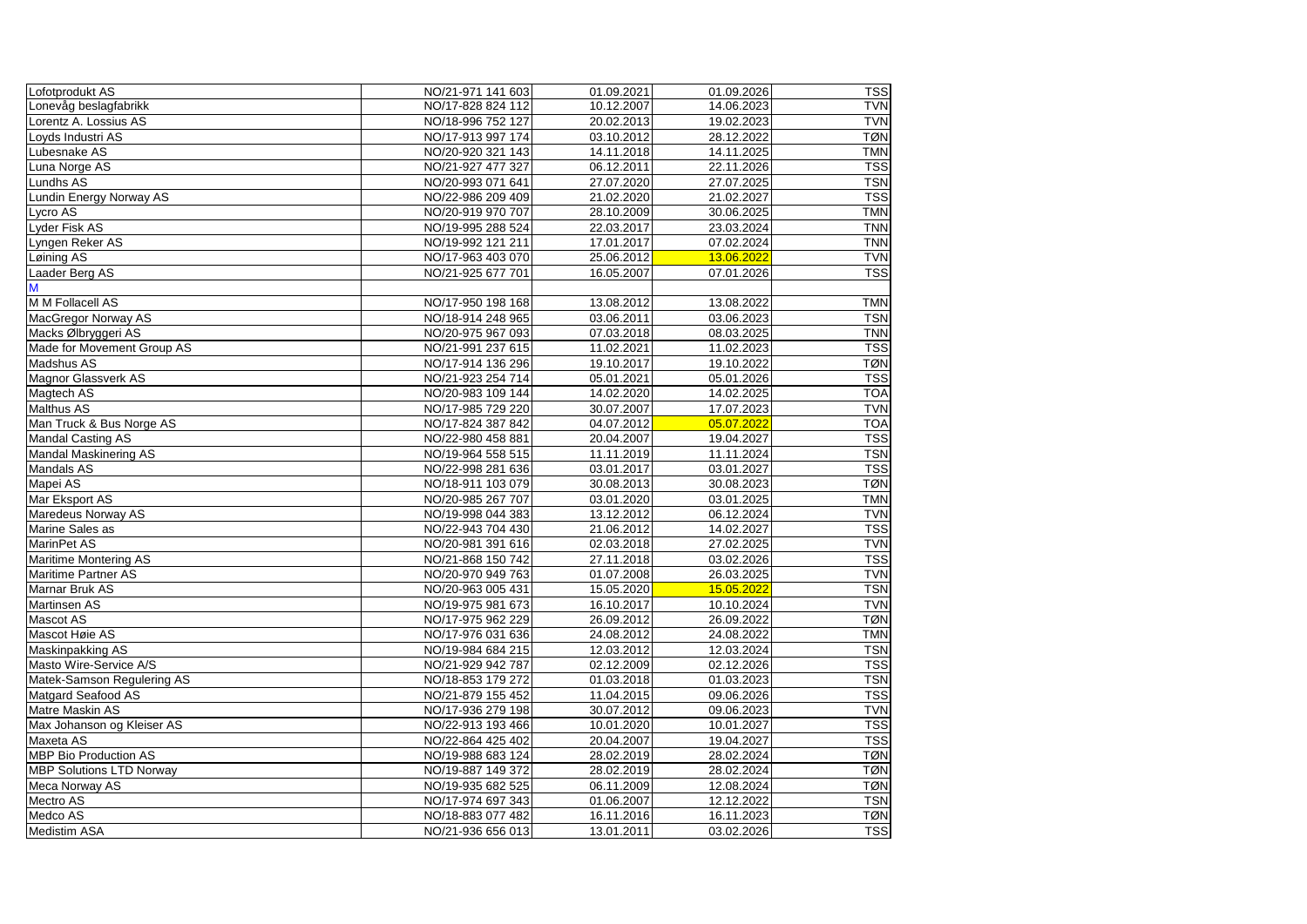| | | | | |
|---|---|---|---|---|
| Lofotprodukt AS | NO/21-971 141 603 | 01.09.2021 | 01.09.2026 | TSS |
| Lonevåg beslagfabrikk | NO/17-828 824 112 | 10.12.2007 | 14.06.2023 | TVN |
| Lorentz A. Lossius AS | NO/18-996 752 127 | 20.02.2013 | 19.02.2023 | TVN |
| Loyds Industri AS | NO/17-913 997 174 | 03.10.2012 | 28.12.2022 | TØN |
| Lubesnake AS | NO/20-920 321 143 | 14.11.2018 | 14.11.2025 | TMN |
| Luna Norge AS | NO/21-927 477 327 | 06.12.2011 | 22.11.2026 | TSS |
| Lundhs AS | NO/20-993 071 641 | 27.07.2020 | 27.07.2025 | TSN |
| Lundin Energy Norway AS | NO/22-986 209 409 | 21.02.2020 | 21.02.2027 | TSS |
| Lycro AS | NO/20-919 970 707 | 28.10.2009 | 30.06.2025 | TMN |
| Lyder Fisk AS | NO/19-995 288 524 | 22.03.2017 | 23.03.2024 | TNN |
| Lyngen Reker AS | NO/19-992 121 211 | 17.01.2017 | 07.02.2024 | TNN |
| Løining AS | NO/17-963 403 070 | 25.06.2012 | 13.06.2022 | TVN |
| Laader Berg AS | NO/21-925 677 701 | 16.05.2007 | 07.01.2026 | TSS |
| M | | | | |
| M M Follacell AS | NO/17-950 198 168 | 13.08.2012 | 13.08.2022 | TMN |
| MacGregor Norway AS | NO/18-914 248 965 | 03.06.2011 | 03.06.2023 | TSN |
| Macks Ølbryggeri AS | NO/20-975 967 093 | 07.03.2018 | 08.03.2025 | TNN |
| Made for Movement Group AS | NO/21-991 237 615 | 11.02.2021 | 11.02.2023 | TSS |
| Madshus AS | NO/17-914 136 296 | 19.10.2017 | 19.10.2022 | TØN |
| Magnor Glassverk AS | NO/21-923 254 714 | 05.01.2021 | 05.01.2026 | TSS |
| Magtech AS | NO/20-983 109 144 | 14.02.2020 | 14.02.2025 | TOA |
| Malthus AS | NO/17-985 729 220 | 30.07.2007 | 17.07.2023 | TVN |
| Man Truck & Bus Norge AS | NO/17-824 387 842 | 04.07.2012 | 05.07.2022 | TOA |
| Mandal Casting AS | NO/22-980 458 881 | 20.04.2007 | 19.04.2027 | TSS |
| Mandal Maskinering AS | NO/19-964 558 515 | 11.11.2019 | 11.11.2024 | TSN |
| Mandals AS | NO/22-998 281 636 | 03.01.2017 | 03.01.2027 | TSS |
| Mapei AS | NO/18-911 103 079 | 30.08.2013 | 30.08.2023 | TØN |
| Mar Eksport AS | NO/20-985 267 707 | 03.01.2020 | 03.01.2025 | TMN |
| Maredeus Norway AS | NO/19-998 044 383 | 13.12.2012 | 06.12.2024 | TVN |
| Marine Sales as | NO/22-943 704 430 | 21.06.2012 | 14.02.2027 | TSS |
| MarinPet AS | NO/20-981 391 616 | 02.03.2018 | 27.02.2025 | TVN |
| Maritime Montering AS | NO/21-868 150 742 | 27.11.2018 | 03.02.2026 | TSS |
| Maritime Partner AS | NO/20-970 949 763 | 01.07.2008 | 26.03.2025 | TVN |
| Marnar Bruk AS | NO/20-963 005 431 | 15.05.2020 | 15.05.2022 | TSN |
| Martinsen AS | NO/19-975 981 673 | 16.10.2017 | 10.10.2024 | TVN |
| Mascot AS | NO/17-975 962 229 | 26.09.2012 | 26.09.2022 | TØN |
| Mascot Høie AS | NO/17-976 031 636 | 24.08.2012 | 24.08.2022 | TMN |
| Maskinpakking AS | NO/19-984 684 215 | 12.03.2012 | 12.03.2024 | TSN |
| Masto Wire-Service A/S | NO/21-929 942 787 | 02.12.2009 | 02.12.2026 | TSS |
| Matek-Samson Regulering AS | NO/18-853 179 272 | 01.03.2018 | 01.03.2023 | TSN |
| Matgard Seafood AS | NO/21-879 155 452 | 11.04.2015 | 09.06.2026 | TSS |
| Matre Maskin AS | NO/17-936 279 198 | 30.07.2012 | 09.06.2023 | TVN |
| Max Johanson og Kleiser AS | NO/22-913 193 466 | 10.01.2020 | 10.01.2027 | TSS |
| Maxeta AS | NO/22-864 425 402 | 20.04.2007 | 19.04.2027 | TSS |
| MBP Bio Production AS | NO/19-988 683 124 | 28.02.2019 | 28.02.2024 | TØN |
| MBP Solutions LTD Norway | NO/19-887 149 372 | 28.02.2019 | 28.02.2024 | TØN |
| Meca Norway AS | NO/19-935 682 525 | 06.11.2009 | 12.08.2024 | TØN |
| Mectro AS | NO/17-974 697 343 | 01.06.2007 | 12.12.2022 | TSN |
| Medco AS | NO/18-883 077 482 | 16.11.2016 | 16.11.2023 | TØN |
| Medistim ASA | NO/21-936 656 013 | 13.01.2011 | 03.02.2026 | TSS |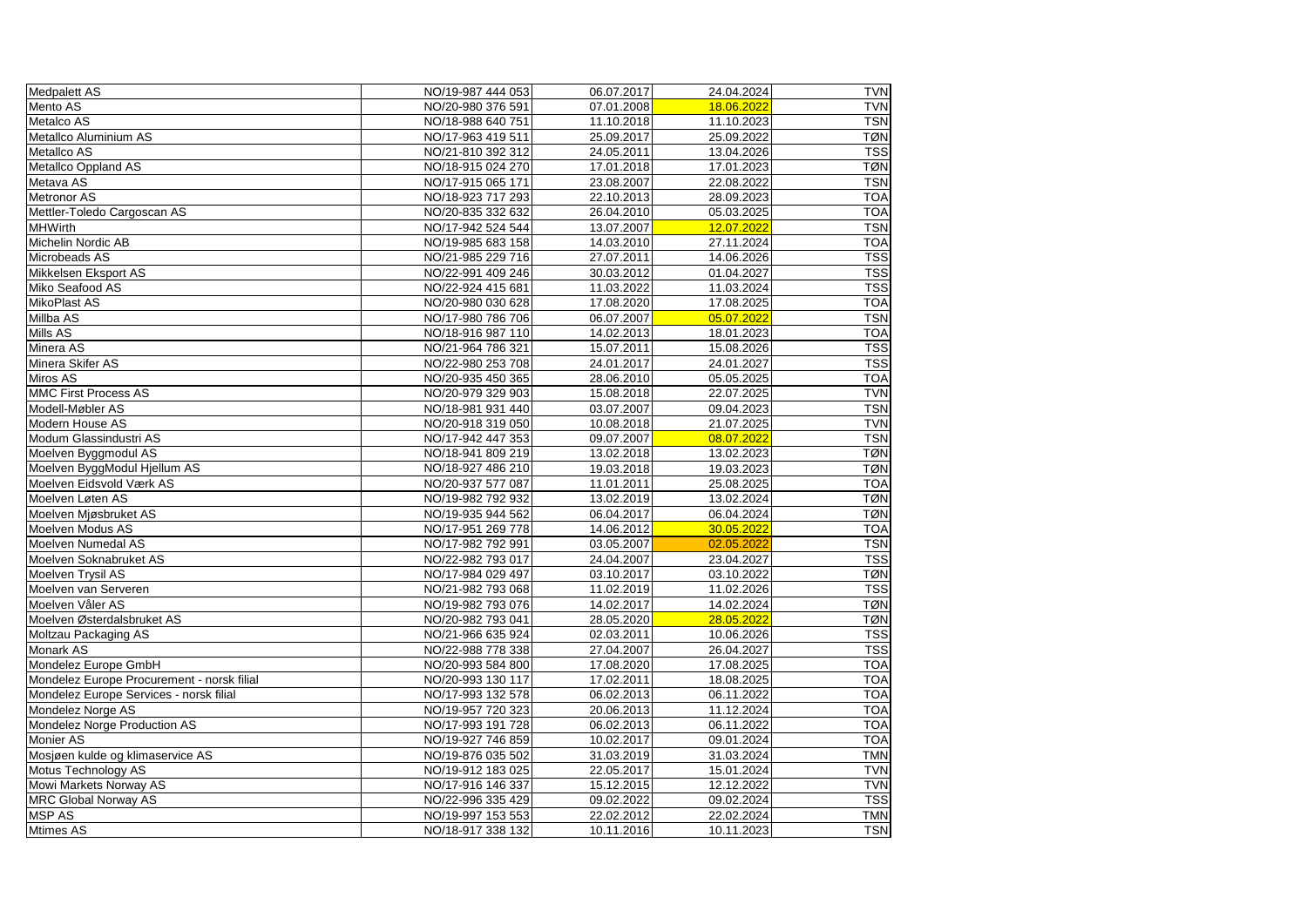| | | | | |
|---|---|---|---|---|
| Medpalett AS | NO/19-987 444 053 | 06.07.2017 | 24.04.2024 | TVN |
| Mento AS | NO/20-980 376 591 | 07.01.2008 | 18.06.2022 | TVN |
| Metalco AS | NO/18-988 640 751 | 11.10.2018 | 11.10.2023 | TSN |
| Metallco Aluminium AS | NO/17-963 419 511 | 25.09.2017 | 25.09.2022 | TØN |
| Metallco AS | NO/21-810 392 312 | 24.05.2011 | 13.04.2026 | TSS |
| Metallco Oppland AS | NO/18-915 024 270 | 17.01.2018 | 17.01.2023 | TØN |
| Metava AS | NO/17-915 065 171 | 23.08.2007 | 22.08.2022 | TSN |
| Metronor AS | NO/18-923 717 293 | 22.10.2013 | 28.09.2023 | TOA |
| Mettler-Toledo Cargoscan AS | NO/20-835 332 632 | 26.04.2010 | 05.03.2025 | TOA |
| MHWirth | NO/17-942 524 544 | 13.07.2007 | 12.07.2022 | TSN |
| Michelin Nordic AB | NO/19-985 683 158 | 14.03.2010 | 27.11.2024 | TOA |
| Microbeads AS | NO/21-985 229 716 | 27.07.2011 | 14.06.2026 | TSS |
| Mikkelsen Eksport AS | NO/22-991 409 246 | 30.03.2012 | 01.04.2027 | TSS |
| Miko Seafood AS | NO/22-924 415 681 | 11.03.2022 | 11.03.2024 | TSS |
| MikoPlast AS | NO/20-980 030 628 | 17.08.2020 | 17.08.2025 | TOA |
| Millba AS | NO/17-980 786 706 | 06.07.2007 | 05.07.2022 | TSN |
| Mills AS | NO/18-916 987 110 | 14.02.2013 | 18.01.2023 | TOA |
| Minera AS | NO/21-964 786 321 | 15.07.2011 | 15.08.2026 | TSS |
| Minera Skifer AS | NO/22-980 253 708 | 24.01.2017 | 24.01.2027 | TSS |
| Miros AS | NO/20-935 450 365 | 28.06.2010 | 05.05.2025 | TOA |
| MMC First Process AS | NO/20-979 329 903 | 15.08.2018 | 22.07.2025 | TVN |
| Modell-Møbler AS | NO/18-981 931 440 | 03.07.2007 | 09.04.2023 | TSN |
| Modern House AS | NO/20-918 319 050 | 10.08.2018 | 21.07.2025 | TVN |
| Modum Glassindustri AS | NO/17-942 447 353 | 09.07.2007 | 08.07.2022 | TSN |
| Moelven Byggmodul AS | NO/18-941 809 219 | 13.02.2018 | 13.02.2023 | TØN |
| Moelven ByggModul Hjellum AS | NO/18-927 486 210 | 19.03.2018 | 19.03.2023 | TØN |
| Moelven Eidsvold Værk AS | NO/20-937 577 087 | 11.01.2011 | 25.08.2025 | TOA |
| Moelven Løten AS | NO/19-982 792 932 | 13.02.2019 | 13.02.2024 | TØN |
| Moelven Mjøsbruket AS | NO/19-935 944 562 | 06.04.2017 | 06.04.2024 | TØN |
| Moelven Modus AS | NO/17-951 269 778 | 14.06.2012 | 30.05.2022 | TOA |
| Moelven Numedal AS | NO/17-982 792 991 | 03.05.2007 | 02.05.2022 | TSN |
| Moelven Soknabruket AS | NO/22-982 793 017 | 24.04.2007 | 23.04.2027 | TSS |
| Moelven Trysil AS | NO/17-984 029 497 | 03.10.2017 | 03.10.2022 | TØN |
| Moelven van Serveren | NO/21-982 793 068 | 11.02.2019 | 11.02.2026 | TSS |
| Moelven Våler AS | NO/19-982 793 076 | 14.02.2017 | 14.02.2024 | TØN |
| Moelven Østerdalsbruket AS | NO/20-982 793 041 | 28.05.2020 | 28.05.2022 | TØN |
| Moltzau Packaging AS | NO/21-966 635 924 | 02.03.2011 | 10.06.2026 | TSS |
| Monark AS | NO/22-988 778 338 | 27.04.2007 | 26.04.2027 | TSS |
| Mondelez Europe GmbH | NO/20-993 584 800 | 17.08.2020 | 17.08.2025 | TOA |
| Mondelez Europe Procurement - norsk filial | NO/20-993 130 117 | 17.02.2011 | 18.08.2025 | TOA |
| Mondelez Europe Services - norsk filial | NO/17-993 132 578 | 06.02.2013 | 06.11.2022 | TOA |
| Mondelez Norge AS | NO/19-957 720 323 | 20.06.2013 | 11.12.2024 | TOA |
| Mondelez Norge Production AS | NO/17-993 191 728 | 06.02.2013 | 06.11.2022 | TOA |
| Monier AS | NO/19-927 746 859 | 10.02.2017 | 09.01.2024 | TOA |
| Mosjøen kulde og klimaservice AS | NO/19-876 035 502 | 31.03.2019 | 31.03.2024 | TMN |
| Motus Technology AS | NO/19-912 183 025 | 22.05.2017 | 15.01.2024 | TVN |
| Mowi Markets Norway AS | NO/17-916 146 337 | 15.12.2015 | 12.12.2022 | TVN |
| MRC Global Norway AS | NO/22-996 335 429 | 09.02.2022 | 09.02.2024 | TSS |
| MSP AS | NO/19-997 153 553 | 22.02.2012 | 22.02.2024 | TMN |
| Mtimes AS | NO/18-917 338 132 | 10.11.2016 | 10.11.2023 | TSN |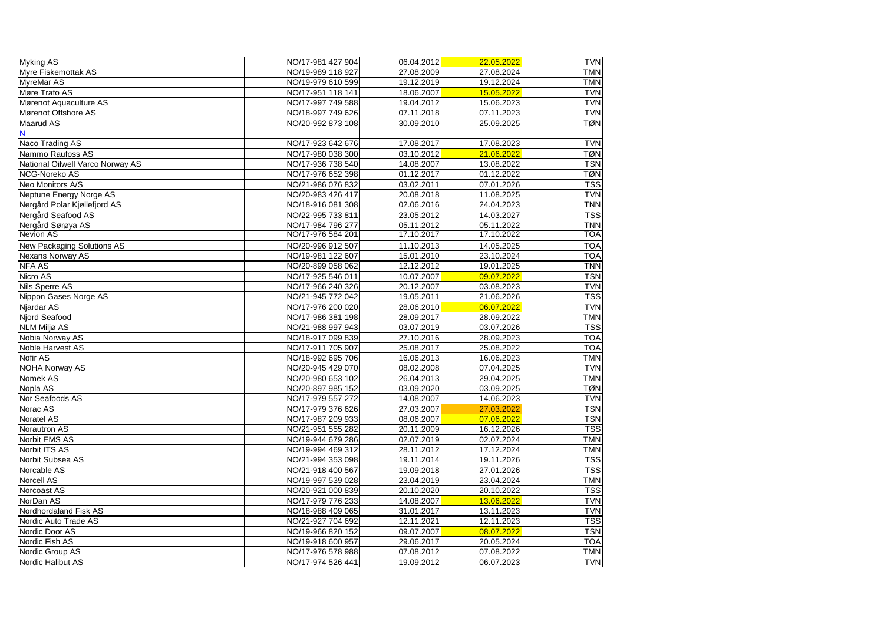| | | | | |
|---|---|---|---|---|
| Myking AS | NO/17-981 427 904 | 06.04.2012 | 22.05.2022 | TVN |
| Myre Fiskemottak AS | NO/19-989 118 927 | 27.08.2009 | 27.08.2024 | TMN |
| MyreMar AS | NO/19-979 610 599 | 19.12.2019 | 19.12.2024 | TMN |
| Møre Trafo AS | NO/17-951 118 141 | 18.06.2007 | 15.05.2022 | TVN |
| Mørenot Aquaculture AS | NO/17-997 749 588 | 19.04.2012 | 15.06.2023 | TVN |
| Mørenot Offshore AS | NO/18-997 749 626 | 07.11.2018 | 07.11.2023 | TVN |
| Maarud AS | NO/20-992 873 108 | 30.09.2010 | 25.09.2025 | TØN |
| N | | | | |
| Naco Trading AS | NO/17-923 642 676 | 17.08.2017 | 17.08.2023 | TVN |
| Nammo Raufoss AS | NO/17-980 038 300 | 03.10.2012 | 21.06.2022 | TØN |
| National Oilwell Varco Norway AS | NO/17-936 738 540 | 14.08.2007 | 13.08.2022 | TSN |
| NCG-Noreko AS | NO/17-976 652 398 | 01.12.2017 | 01.12.2022 | TØN |
| Neo Monitors A/S | NO/21-986 076 832 | 03.02.2011 | 07.01.2026 | TSS |
| Neptune Energy Norge AS | NO/20-983 426 417 | 20.08.2018 | 11.08.2025 | TVN |
| Nergård Polar Kjøllefjord AS | NO/18-916 081 308 | 02.06.2016 | 24.04.2023 | TNN |
| Nergård Seafood AS | NO/22-995 733 811 | 23.05.2012 | 14.03.2027 | TSS |
| Nergård Sørøya AS | NO/17-984 796 277 | 05.11.2012 | 05.11.2022 | TNN |
| Nevion AS | NO/17-976 584 201 | 17.10.2017 | 17.10.2022 | TOA |
| New Packaging Solutions AS | NO/20-996 912 507 | 11.10.2013 | 14.05.2025 | TOA |
| Nexans Norway AS | NO/19-981 122 607 | 15.01.2010 | 23.10.2024 | TOA |
| NFA AS | NO/20-899 058 062 | 12.12.2012 | 19.01.2025 | TNN |
| Nicro AS | NO/17-925 546 011 | 10.07.2007 | 09.07.2022 | TSN |
| Nils Sperre AS | NO/17-966 240 326 | 20.12.2007 | 03.08.2023 | TVN |
| Nippon Gases Norge AS | NO/21-945 772 042 | 19.05.2011 | 21.06.2026 | TSS |
| Njardar AS | NO/17-976 200 020 | 28.06.2010 | 06.07.2022 | TVN |
| Njord Seafood | NO/17-986 381 198 | 28.09.2017 | 28.09.2022 | TMN |
| NLM Miljø AS | NO/21-988 997 943 | 03.07.2019 | 03.07.2026 | TSS |
| Nobia Norway AS | NO/18-917 099 839 | 27.10.2016 | 28.09.2023 | TOA |
| Noble Harvest AS | NO/17-911 705 907 | 25.08.2017 | 25.08.2022 | TOA |
| Nofir AS | NO/18-992 695 706 | 16.06.2013 | 16.06.2023 | TMN |
| NOHA Norway AS | NO/20-945 429 070 | 08.02.2008 | 07.04.2025 | TVN |
| Nomek AS | NO/20-980 653 102 | 26.04.2013 | 29.04.2025 | TMN |
| Nopla AS | NO/20-897 985 152 | 03.09.2020 | 03.09.2025 | TØN |
| Nor Seafoods AS | NO/17-979 557 272 | 14.08.2007 | 14.06.2023 | TVN |
| Norac AS | NO/17-979 376 626 | 27.03.2007 | 27.03.2022 | TSN |
| Noratel AS | NO/17-987 209 933 | 08.06.2007 | 07.06.2022 | TSN |
| Norautron AS | NO/21-951 555 282 | 20.11.2009 | 16.12.2026 | TSS |
| Norbit EMS AS | NO/19-944 679 286 | 02.07.2019 | 02.07.2024 | TMN |
| Norbit ITS AS | NO/19-994 469 312 | 28.11.2012 | 17.12.2024 | TMN |
| Norbit Subsea AS | NO/21-994 353 098 | 19.11.2014 | 19.11.2026 | TSS |
| Norcable AS | NO/21-918 400 567 | 19.09.2018 | 27.01.2026 | TSS |
| Norcell AS | NO/19-997 539 028 | 23.04.2019 | 23.04.2024 | TMN |
| Norcoast AS | NO/20-921 000 839 | 20.10.2020 | 20.10.2022 | TSS |
| NorDan AS | NO/17-979 776 233 | 14.08.2007 | 13.06.2022 | TVN |
| Nordhordaland Fisk AS | NO/18-988 409 065 | 31.01.2017 | 13.11.2023 | TVN |
| Nordic Auto Trade AS | NO/21-927 704 692 | 12.11.2021 | 12.11.2023 | TSS |
| Nordic Door AS | NO/19-966 820 152 | 09.07.2007 | 08.07.2022 | TSN |
| Nordic Fish AS | NO/19-918 600 957 | 29.06.2017 | 20.05.2024 | TOA |
| Nordic Group AS | NO/17-976 578 988 | 07.08.2012 | 07.08.2022 | TMN |
| Nordic Halibut AS | NO/17-974 526 441 | 19.09.2012 | 06.07.2023 | TVN |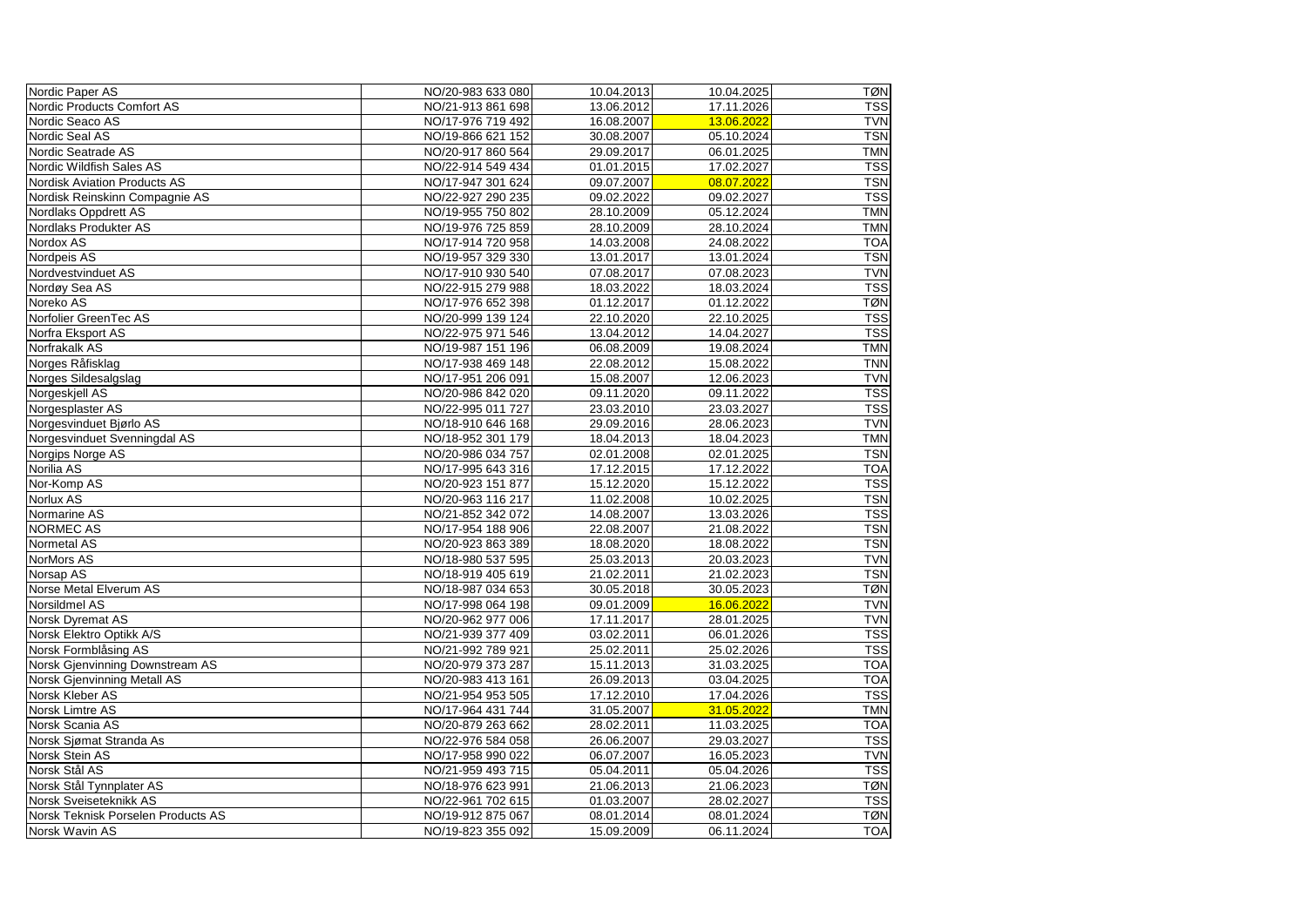| | | | | |
|---|---|---|---|---|
| Nordic Paper AS | NO/20-983 633 080 | 10.04.2013 | 10.04.2025 | TØN |
| Nordic Products Comfort AS | NO/21-913 861 698 | 13.06.2012 | 17.11.2026 | TSS |
| Nordic Seaco AS | NO/17-976 719 492 | 16.08.2007 | 13.06.2022 | TVN |
| Nordic Seal AS | NO/19-866 621 152 | 30.08.2007 | 05.10.2024 | TSN |
| Nordic Seatrade AS | NO/20-917 860 564 | 29.09.2017 | 06.01.2025 | TMN |
| Nordic Wildfish Sales AS | NO/22-914 549 434 | 01.01.2015 | 17.02.2027 | TSS |
| Nordisk Aviation Products AS | NO/17-947 301 624 | 09.07.2007 | 08.07.2022 | TSN |
| Nordisk Reinskinn Compagnie AS | NO/22-927 290 235 | 09.02.2022 | 09.02.2027 | TSS |
| Nordlaks Oppdrett AS | NO/19-955 750 802 | 28.10.2009 | 05.12.2024 | TMN |
| Nordlaks Produkter AS | NO/19-976 725 859 | 28.10.2009 | 28.10.2024 | TMN |
| Nordox AS | NO/17-914 720 958 | 14.03.2008 | 24.08.2022 | TOA |
| Nordpeis AS | NO/19-957 329 330 | 13.01.2017 | 13.01.2024 | TSN |
| Nordvestvinduet AS | NO/17-910 930 540 | 07.08.2017 | 07.08.2023 | TVN |
| Nordøy Sea AS | NO/22-915 279 988 | 18.03.2022 | 18.03.2024 | TSS |
| Noreko AS | NO/17-976 652 398 | 01.12.2017 | 01.12.2022 | TØN |
| Norfolier GreenTec AS | NO/20-999 139 124 | 22.10.2020 | 22.10.2025 | TSS |
| Norfra Eksport AS | NO/22-975 971 546 | 13.04.2012 | 14.04.2027 | TSS |
| Norfrakalk AS | NO/19-987 151 196 | 06.08.2009 | 19.08.2024 | TMN |
| Norges Råfisklag | NO/17-938 469 148 | 22.08.2012 | 15.08.2022 | TNN |
| Norges Sildesalgslag | NO/17-951 206 091 | 15.08.2007 | 12.06.2023 | TVN |
| Norgeskjell AS | NO/20-986 842 020 | 09.11.2020 | 09.11.2022 | TSS |
| Norgesplaster AS | NO/22-995 011 727 | 23.03.2010 | 23.03.2027 | TSS |
| Norgesvinduet Bjørlo AS | NO/18-910 646 168 | 29.09.2016 | 28.06.2023 | TVN |
| Norgesvinduet Svenningdal AS | NO/18-952 301 179 | 18.04.2013 | 18.04.2023 | TMN |
| Norgips Norge AS | NO/20-986 034 757 | 02.01.2008 | 02.01.2025 | TSN |
| Norilia AS | NO/17-995 643 316 | 17.12.2015 | 17.12.2022 | TOA |
| Nor-Komp AS | NO/20-923 151 877 | 15.12.2020 | 15.12.2022 | TSS |
| Norlux AS | NO/20-963 116 217 | 11.02.2008 | 10.02.2025 | TSN |
| Normarine AS | NO/21-852 342 072 | 14.08.2007 | 13.03.2026 | TSS |
| NORMEC AS | NO/17-954 188 906 | 22.08.2007 | 21.08.2022 | TSN |
| Normetal AS | NO/20-923 863 389 | 18.08.2020 | 18.08.2022 | TSN |
| NorMors AS | NO/18-980 537 595 | 25.03.2013 | 20.03.2023 | TVN |
| Norsap AS | NO/18-919 405 619 | 21.02.2011 | 21.02.2023 | TSN |
| Norse Metal Elverum AS | NO/18-987 034 653 | 30.05.2018 | 30.05.2023 | TØN |
| Norsildmel AS | NO/17-998 064 198 | 09.01.2009 | 16.06.2022 | TVN |
| Norsk Dyremat AS | NO/20-962 977 006 | 17.11.2017 | 28.01.2025 | TVN |
| Norsk Elektro Optikk A/S | NO/21-939 377 409 | 03.02.2011 | 06.01.2026 | TSS |
| Norsk Formblåsing AS | NO/21-992 789 921 | 25.02.2011 | 25.02.2026 | TSS |
| Norsk Gjenvinning Downstream AS | NO/20-979 373 287 | 15.11.2013 | 31.03.2025 | TOA |
| Norsk Gjenvinning Metall AS | NO/20-983 413 161 | 26.09.2013 | 03.04.2025 | TOA |
| Norsk Kleber AS | NO/21-954 953 505 | 17.12.2010 | 17.04.2026 | TSS |
| Norsk Limtre AS | NO/17-964 431 744 | 31.05.2007 | 31.05.2022 | TMN |
| Norsk Scania AS | NO/20-879 263 662 | 28.02.2011 | 11.03.2025 | TOA |
| Norsk Sjømat Stranda As | NO/22-976 584 058 | 26.06.2007 | 29.03.2027 | TSS |
| Norsk Stein AS | NO/17-958 990 022 | 06.07.2007 | 16.05.2023 | TVN |
| Norsk Stål AS | NO/21-959 493 715 | 05.04.2011 | 05.04.2026 | TSS |
| Norsk Stål Tynnplater AS | NO/18-976 623 991 | 21.06.2013 | 21.06.2023 | TØN |
| Norsk Sveiseteknikk AS | NO/22-961 702 615 | 01.03.2007 | 28.02.2027 | TSS |
| Norsk Teknisk Porselen Products AS | NO/19-912 875 067 | 08.01.2014 | 08.01.2024 | TØN |
| Norsk Wavin AS | NO/19-823 355 092 | 15.09.2009 | 06.11.2024 | TOA |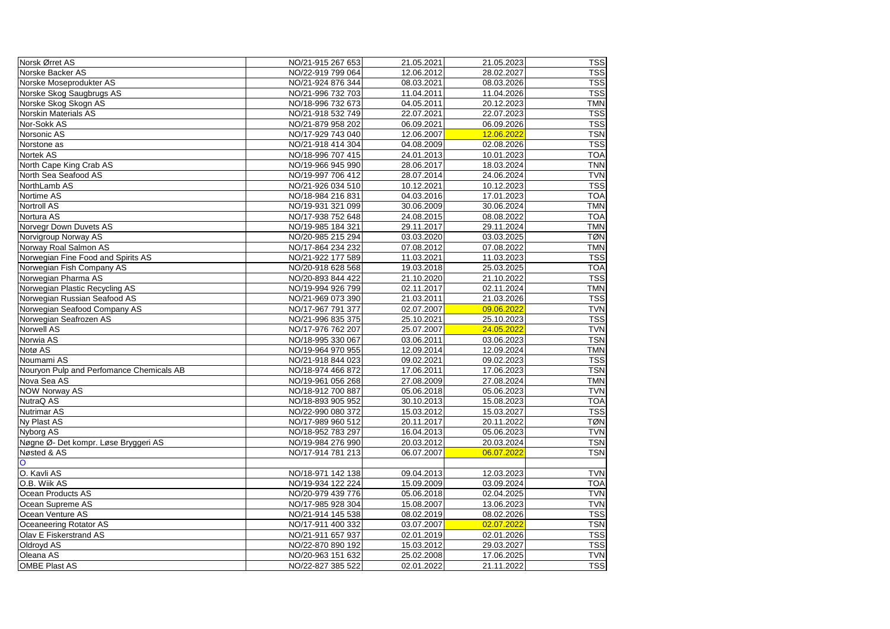| Norsk Ørret AS | NO/21-915 267 653 | 21.05.2021 | 21.05.2023 | TSS |
|---|---|---|---|---|
| Norske Backer AS | NO/22-919 799 064 | 12.06.2012 | 28.02.2027 | TSS |
| Norske Moseprodukter AS | NO/21-924 876 344 | 08.03.2021 | 08.03.2026 | TSS |
| Norske Skog Saugbrugs AS | NO/21-996 732 703 | 11.04.2011 | 11.04.2026 | TSS |
| Norske Skog Skogn AS | NO/18-996 732 673 | 04.05.2011 | 20.12.2023 | TMN |
| Norskin Materials AS | NO/21-918 532 749 | 22.07.2021 | 22.07.2023 | TSS |
| Nor-Sokk AS | NO/21-879 958 202 | 06.09.2021 | 06.09.2026 | TSS |
| Norsonic AS | NO/17-929 743 040 | 12.06.2007 | 12.06.2022 | TSN |
| Norstone as | NO/21-918 414 304 | 04.08.2009 | 02.08.2026 | TSS |
| Nortek AS | NO/18-996 707 415 | 24.01.2013 | 10.01.2023 | TOA |
| North Cape King Crab AS | NO/19-966 945 990 | 28.06.2017 | 18.03.2024 | TNN |
| North Sea Seafood AS | NO/19-997 706 412 | 28.07.2014 | 24.06.2024 | TVN |
| NorthLamb AS | NO/21-926 034 510 | 10.12.2021 | 10.12.2023 | TSS |
| Nortime AS | NO/18-984 216 831 | 04.03.2016 | 17.01.2023 | TOA |
| Nortroll AS | NO/19-931 321 099 | 30.06.2009 | 30.06.2024 | TMN |
| Nortura AS | NO/17-938 752 648 | 24.08.2015 | 08.08.2022 | TOA |
| Norvegr Down Duvets AS | NO/19-985 184 321 | 29.11.2017 | 29.11.2024 | TMN |
| Norvigroup Norway AS | NO/20-985 215 294 | 03.03.2020 | 03.03.2025 | TØN |
| Norway Roal Salmon AS | NO/17-864 234 232 | 07.08.2012 | 07.08.2022 | TMN |
| Norwegian Fine Food and Spirits AS | NO/21-922 177 589 | 11.03.2021 | 11.03.2023 | TSS |
| Norwegian Fish Company AS | NO/20-918 628 568 | 19.03.2018 | 25.03.2025 | TOA |
| Norwegian Pharma AS | NO/20-893 844 422 | 21.10.2020 | 21.10.2022 | TSS |
| Norwegian Plastic Recycling AS | NO/19-994 926 799 | 02.11.2017 | 02.11.2024 | TMN |
| Norwegian Russian Seafood AS | NO/21-969 073 390 | 21.03.2011 | 21.03.2026 | TSS |
| Norwegian Seafood Company AS | NO/17-967 791 377 | 02.07.2007 | 09.06.2022 | TVN |
| Norwegian Seafrozen AS | NO/21-996 835 375 | 25.10.2021 | 25.10.2023 | TSS |
| Norwell AS | NO/17-976 762 207 | 25.07.2007 | 24.05.2022 | TVN |
| Norwia AS | NO/18-995 330 067 | 03.06.2011 | 03.06.2023 | TSN |
| Notø AS | NO/19-964 970 955 | 12.09.2014 | 12.09.2024 | TMN |
| Noumami AS | NO/21-918 844 023 | 09.02.2021 | 09.02.2023 | TSS |
| Nouryon Pulp and Perfomance Chemicals AB | NO/18-974 466 872 | 17.06.2011 | 17.06.2023 | TSN |
| Nova Sea AS | NO/19-961 056 268 | 27.08.2009 | 27.08.2024 | TMN |
| NOW Norway AS | NO/18-912 700 887 | 05.06.2018 | 05.06.2023 | TVN |
| NutraQ AS | NO/18-893 905 952 | 30.10.2013 | 15.08.2023 | TOA |
| Nutrimar AS | NO/22-990 080 372 | 15.03.2012 | 15.03.2027 | TSS |
| Ny Plast AS | NO/17-989 960 512 | 20.11.2017 | 20.11.2022 | TØN |
| Nyborg AS | NO/18-952 783 297 | 16.04.2013 | 05.06.2023 | TVN |
| Nøgne Ø- Det kompr. Løse Bryggeri AS | NO/19-984 276 990 | 20.03.2012 | 20.03.2024 | TSN |
| Nøsted & AS | NO/17-914 781 213 | 06.07.2007 | 06.07.2022 | TSN |
| O | | | | |
| O. Kavli AS | NO/18-971 142 138 | 09.04.2013 | 12.03.2023 | TVN |
| O.B. Wiik AS | NO/19-934 122 224 | 15.09.2009 | 03.09.2024 | TOA |
| Ocean Products AS | NO/20-979 439 776 | 05.06.2018 | 02.04.2025 | TVN |
| Ocean Supreme AS | NO/17-985 928 304 | 15.08.2007 | 13.06.2023 | TVN |
| Ocean Venture AS | NO/21-914 145 538 | 08.02.2019 | 08.02.2026 | TSS |
| Oceaneering Rotator AS | NO/17-911 400 332 | 03.07.2007 | 02.07.2022 | TSN |
| Olav E Fiskerstrand AS | NO/21-911 657 937 | 02.01.2019 | 02.01.2026 | TSS |
| Oldroyd AS | NO/22-870 890 192 | 15.03.2012 | 29.03.2027 | TSS |
| Oleana AS | NO/20-963 151 632 | 25.02.2008 | 17.06.2025 | TVN |
| OMBE Plast AS | NO/22-827 385 522 | 02.01.2022 | 21.11.2022 | TSS |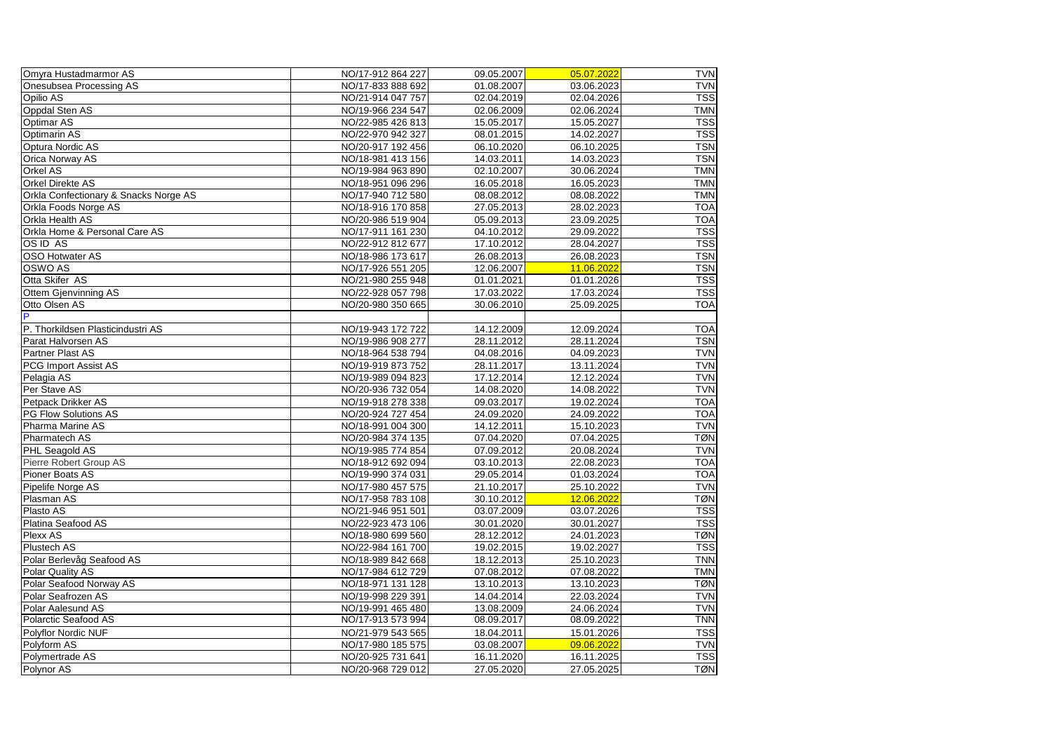| | | | | |
|---|---|---|---|---|
| Omyra Hustadmarmor AS | NO/17-912 864 227 | 09.05.2007 | 05.07.2022 | TVN |
| Onesubsea Processing AS | NO/17-833 888 692 | 01.08.2007 | 03.06.2023 | TVN |
| Opilio AS | NO/21-914 047 757 | 02.04.2019 | 02.04.2026 | TSS |
| Oppdal Sten AS | NO/19-966 234 547 | 02.06.2009 | 02.06.2024 | TMN |
| Optimar AS | NO/22-985 426 813 | 15.05.2017 | 15.05.2027 | TSS |
| Optimarin AS | NO/22-970 942 327 | 08.01.2015 | 14.02.2027 | TSS |
| Optura Nordic AS | NO/20-917 192 456 | 06.10.2020 | 06.10.2025 | TSN |
| Orica Norway AS | NO/18-981 413 156 | 14.03.2011 | 14.03.2023 | TSN |
| Orkel AS | NO/19-984 963 890 | 02.10.2007 | 30.06.2024 | TMN |
| Orkel Direkte AS | NO/18-951 096 296 | 16.05.2018 | 16.05.2023 | TMN |
| Orkla Confectionary & Snacks Norge AS | NO/17-940 712 580 | 08.08.2012 | 08.08.2022 | TMN |
| Orkla Foods Norge AS | NO/18-916 170 858 | 27.05.2013 | 28.02.2023 | TOA |
| Orkla Health AS | NO/20-986 519 904 | 05.09.2013 | 23.09.2025 | TOA |
| Orkla Home & Personal Care AS | NO/17-911 161 230 | 04.10.2012 | 29.09.2022 | TSS |
| OS ID AS | NO/22-912 812 677 | 17.10.2012 | 28.04.2027 | TSS |
| OSO Hotwater AS | NO/18-986 173 617 | 26.08.2013 | 26.08.2023 | TSN |
| OSWO AS | NO/17-926 551 205 | 12.06.2007 | 11.06.2022 | TSN |
| Otta Skifer AS | NO/21-980 255 948 | 01.01.2021 | 01.01.2026 | TSS |
| Ottem Gjenvinning AS | NO/22-928 057 798 | 17.03.2022 | 17.03.2024 | TSS |
| Otto Olsen AS | NO/20-980 350 665 | 30.06.2010 | 25.09.2025 | TOA |
| P | | | | |
| P. Thorkildsen Plasticindustri AS | NO/19-943 172 722 | 14.12.2009 | 12.09.2024 | TOA |
| Parat Halvorsen AS | NO/19-986 908 277 | 28.11.2012 | 28.11.2024 | TSN |
| Partner Plast AS | NO/18-964 538 794 | 04.08.2016 | 04.09.2023 | TVN |
| PCG Import Assist AS | NO/19-919 873 752 | 28.11.2017 | 13.11.2024 | TVN |
| Pelagia AS | NO/19-989 094 823 | 17.12.2014 | 12.12.2024 | TVN |
| Per Stave AS | NO/20-936 732 054 | 14.08.2020 | 14.08.2022 | TVN |
| Petpack Drikker AS | NO/19-918 278 338 | 09.03.2017 | 19.02.2024 | TOA |
| PG Flow Solutions AS | NO/20-924 727 454 | 24.09.2020 | 24.09.2022 | TOA |
| Pharma Marine AS | NO/18-991 004 300 | 14.12.2011 | 15.10.2023 | TVN |
| Pharmatech AS | NO/20-984 374 135 | 07.04.2020 | 07.04.2025 | TØN |
| PHL Seagold AS | NO/19-985 774 854 | 07.09.2012 | 20.08.2024 | TVN |
| Pierre Robert Group AS | NO/18-912 692 094 | 03.10.2013 | 22.08.2023 | TOA |
| Pioner Boats AS | NO/19-990 374 031 | 29.05.2014 | 01.03.2024 | TOA |
| Pipelife Norge AS | NO/17-980 457 575 | 21.10.2017 | 25.10.2022 | TVN |
| Plasman AS | NO/17-958 783 108 | 30.10.2012 | 12.06.2022 | TØN |
| Plasto AS | NO/21-946 951 501 | 03.07.2009 | 03.07.2026 | TSS |
| Platina Seafood AS | NO/22-923 473 106 | 30.01.2020 | 30.01.2027 | TSS |
| Plexx AS | NO/18-980 699 560 | 28.12.2012 | 24.01.2023 | TØN |
| Plustech AS | NO/22-984 161 700 | 19.02.2015 | 19.02.2027 | TSS |
| Polar Berlevåg Seafood AS | NO/18-989 842 668 | 18.12.2013 | 25.10.2023 | TNN |
| Polar Quality AS | NO/17-984 612 729 | 07.08.2012 | 07.08.2022 | TMN |
| Polar Seafood Norway AS | NO/18-971 131 128 | 13.10.2013 | 13.10.2023 | TØN |
| Polar Seafrozen AS | NO/19-998 229 391 | 14.04.2014 | 22.03.2024 | TVN |
| Polar Aalesund AS | NO/19-991 465 480 | 13.08.2009 | 24.06.2024 | TVN |
| Polarctic Seafood AS | NO/17-913 573 994 | 08.09.2017 | 08.09.2022 | TNN |
| Polyflor Nordic NUF | NO/21-979 543 565 | 18.04.2011 | 15.01.2026 | TSS |
| Polyform AS | NO/17-980 185 575 | 03.08.2007 | 09.06.2022 | TVN |
| Polymertrade AS | NO/20-925 731 641 | 16.11.2020 | 16.11.2025 | TSS |
| Polynor AS | NO/20-968 729 012 | 27.05.2020 | 27.05.2025 | TØN |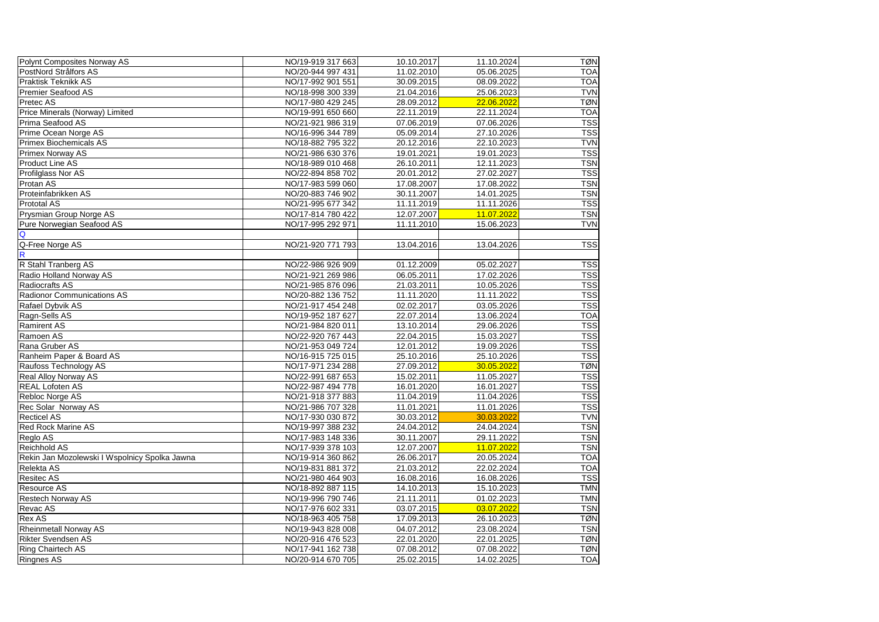| | | | | |
|---|---|---|---|---|
| Polynt Composites Norway AS | NO/19-919 317 663 | 10.10.2017 | 11.10.2024 | TØN |
| PostNord Strålfors AS | NO/20-944 997 431 | 11.02.2010 | 05.06.2025 | TOA |
| Praktisk Teknikk AS | NO/17-992 901 551 | 30.09.2015 | 08.09.2022 | TOA |
| Premier Seafood AS | NO/18-998 300 339 | 21.04.2016 | 25.06.2023 | TVN |
| Pretec AS | NO/17-980 429 245 | 28.09.2012 | 22.06.2022 | TØN |
| Price Minerals (Norway) Limited | NO/19-991 650 660 | 22.11.2019 | 22.11.2024 | TOA |
| Prima Seafood AS | NO/21-921 986 319 | 07.06.2019 | 07.06.2026 | TSS |
| Prime Ocean Norge AS | NO/16-996 344 789 | 05.09.2014 | 27.10.2026 | TSS |
| Primex Biochemicals AS | NO/18-882 795 322 | 20.12.2016 | 22.10.2023 | TVN |
| Primex Norway AS | NO/21-986 630 376 | 19.01.2021 | 19.01.2023 | TSS |
| Product Line AS | NO/18-989 010 468 | 26.10.2011 | 12.11.2023 | TSN |
| Profilglass Nor AS | NO/22-894 858 702 | 20.01.2012 | 27.02.2027 | TSS |
| Protan AS | NO/17-983 599 060 | 17.08.2007 | 17.08.2022 | TSN |
| Proteinfabrikken AS | NO/20-883 746 902 | 30.11.2007 | 14.01.2025 | TSN |
| Prototal AS | NO/21-995 677 342 | 11.11.2019 | 11.11.2026 | TSS |
| Prysmian Group Norge AS | NO/17-814 780 422 | 12.07.2007 | 11.07.2022 | TSN |
| Pure Norwegian Seafood AS | NO/17-995 292 971 | 11.11.2010 | 15.06.2023 | TVN |
| Q | | | | |
| Q-Free Norge AS | NO/21-920 771 793 | 13.04.2016 | 13.04.2026 | TSS |
| R | | | | |
| R Stahl Tranberg AS | NO/22-986 926 909 | 01.12.2009 | 05.02.2027 | TSS |
| Radio Holland Norway AS | NO/21-921 269 986 | 06.05.2011 | 17.02.2026 | TSS |
| Radiocrafts AS | NO/21-985 876 096 | 21.03.2011 | 10.05.2026 | TSS |
| Radionor Communications AS | NO/20-882 136 752 | 11.11.2020 | 11.11.2022 | TSS |
| Rafael Dybvik AS | NO/21-917 454 248 | 02.02.2017 | 03.05.2026 | TSS |
| Ragn-Sells AS | NO/19-952 187 627 | 22.07.2014 | 13.06.2024 | TOA |
| Ramirent AS | NO/21-984 820 011 | 13.10.2014 | 29.06.2026 | TSS |
| Ramoen AS | NO/22-920 767 443 | 22.04.2015 | 15.03.2027 | TSS |
| Rana Gruber AS | NO/21-953 049 724 | 12.01.2012 | 19.09.2026 | TSS |
| Ranheim Paper & Board AS | NO/16-915 725 015 | 25.10.2016 | 25.10.2026 | TSS |
| Raufoss Technology AS | NO/17-971 234 288 | 27.09.2012 | 30.05.2022 | TØN |
| Real Alloy Norway AS | NO/22-991 687 653 | 15.02.2011 | 11.05.2027 | TSS |
| REAL Lofoten AS | NO/22-987 494 778 | 16.01.2020 | 16.01.2027 | TSS |
| Rebloc Norge AS | NO/21-918 377 883 | 11.04.2019 | 11.04.2026 | TSS |
| Rec Solar Norway AS | NO/21-986 707 328 | 11.01.2021 | 11.01.2026 | TSS |
| Recticel AS | NO/17-930 030 872 | 30.03.2012 | 30.03.2022 | TVN |
| Red Rock Marine AS | NO/19-997 388 232 | 24.04.2012 | 24.04.2024 | TSN |
| Reglo AS | NO/17-983 148 336 | 30.11.2007 | 29.11.2022 | TSN |
| Reichhold AS | NO/17-939 378 103 | 12.07.2007 | 11.07.2022 | TSN |
| Rekin Jan Mozolewski I Wspolnicy Spolka Jawna | NO/19-914 360 862 | 26.06.2017 | 20.05.2024 | TOA |
| Relekta AS | NO/19-831 881 372 | 21.03.2012 | 22.02.2024 | TOA |
| Resitec AS | NO/21-980 464 903 | 16.08.2016 | 16.08.2026 | TSS |
| Resource AS | NO/18-892 887 115 | 14.10.2013 | 15.10.2023 | TMN |
| Restech Norway AS | NO/19-996 790 746 | 21.11.2011 | 01.02.2023 | TMN |
| Revac AS | NO/17-976 602 331 | 03.07.2015 | 03.07.2022 | TSN |
| Rex AS | NO/18-963 405 758 | 17.09.2013 | 26.10.2023 | TØN |
| Rheinmetall Norway AS | NO/19-943 828 008 | 04.07.2012 | 23.08.2024 | TSN |
| Rikter Svendsen AS | NO/20-916 476 523 | 22.01.2020 | 22.01.2025 | TØN |
| Ring Chairtech AS | NO/17-941 162 738 | 07.08.2012 | 07.08.2022 | TØN |
| Ringnes AS | NO/20-914 670 705 | 25.02.2015 | 14.02.2025 | TOA |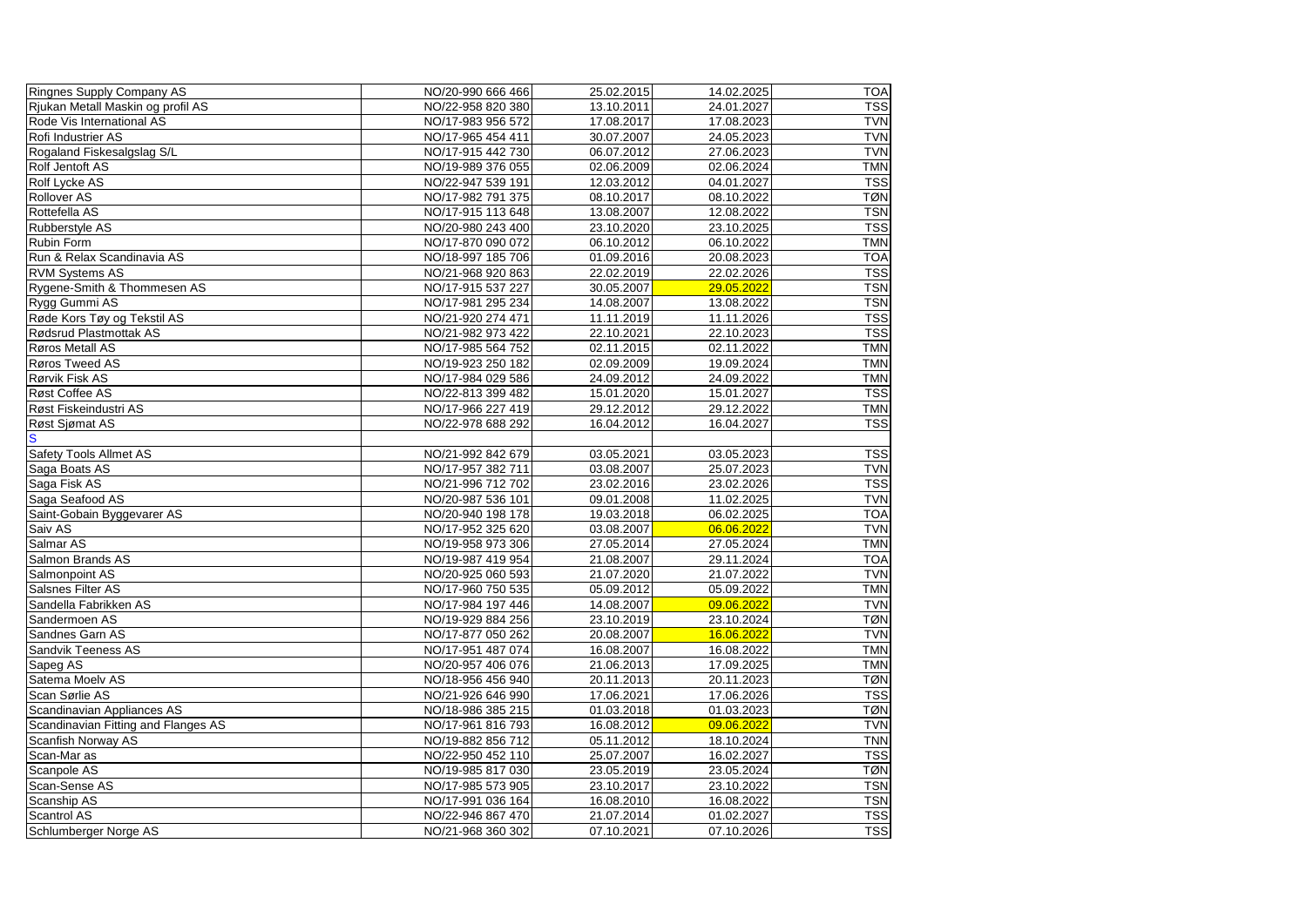| | | | | |
|---|---|---|---|---|
| Ringnes Supply Company AS | NO/20-990 666 466 | 25.02.2015 | 14.02.2025 | TOA |
| Rjukan Metall Maskin og profil AS | NO/22-958 820 380 | 13.10.2011 | 24.01.2027 | TSS |
| Rode Vis International AS | NO/17-983 956 572 | 17.08.2017 | 17.08.2023 | TVN |
| Rofi Industrier AS | NO/17-965 454 411 | 30.07.2007 | 24.05.2023 | TVN |
| Rogaland Fiskesalgslag S/L | NO/17-915 442 730 | 06.07.2012 | 27.06.2023 | TVN |
| Rolf Jentoft AS | NO/19-989 376 055 | 02.06.2009 | 02.06.2024 | TMN |
| Rolf Lycke AS | NO/22-947 539 191 | 12.03.2012 | 04.01.2027 | TSS |
| Rollover AS | NO/17-982 791 375 | 08.10.2017 | 08.10.2022 | TØN |
| Rottefella AS | NO/17-915 113 648 | 13.08.2007 | 12.08.2022 | TSN |
| Rubberstyle AS | NO/20-980 243 400 | 23.10.2020 | 23.10.2025 | TSS |
| Rubin Form | NO/17-870 090 072 | 06.10.2012 | 06.10.2022 | TMN |
| Run & Relax Scandinavia AS | NO/18-997 185 706 | 01.09.2016 | 20.08.2023 | TOA |
| RVM Systems AS | NO/21-968 920 863 | 22.02.2019 | 22.02.2026 | TSS |
| Rygene-Smith & Thommesen AS | NO/17-915 537 227 | 30.05.2007 | 29.05.2022 | TSN |
| Rygg Gummi AS | NO/17-981 295 234 | 14.08.2007 | 13.08.2022 | TSN |
| Røde Kors Tøy og Tekstil AS | NO/21-920 274 471 | 11.11.2019 | 11.11.2026 | TSS |
| Rødsrud Plastmottak AS | NO/21-982 973 422 | 22.10.2021 | 22.10.2023 | TSS |
| Røros Metall AS | NO/17-985 564 752 | 02.11.2015 | 02.11.2022 | TMN |
| Røros Tweed AS | NO/19-923 250 182 | 02.09.2009 | 19.09.2024 | TMN |
| Rørvik Fisk AS | NO/17-984 029 586 | 24.09.2012 | 24.09.2022 | TMN |
| Røst Coffee AS | NO/22-813 399 482 | 15.01.2020 | 15.01.2027 | TSS |
| Røst Fiskeindustri AS | NO/17-966 227 419 | 29.12.2012 | 29.12.2022 | TMN |
| Røst Sjømat AS | NO/22-978 688 292 | 16.04.2012 | 16.04.2027 | TSS |
| S | | | | |
| Safety Tools Allmet AS | NO/21-992 842 679 | 03.05.2021 | 03.05.2023 | TSS |
| Saga Boats AS | NO/17-957 382 711 | 03.08.2007 | 25.07.2023 | TVN |
| Saga Fisk AS | NO/21-996 712 702 | 23.02.2016 | 23.02.2026 | TSS |
| Saga Seafood AS | NO/20-987 536 101 | 09.01.2008 | 11.02.2025 | TVN |
| Saint-Gobain Byggevarer AS | NO/20-940 198 178 | 19.03.2018 | 06.02.2025 | TOA |
| Saiv AS | NO/17-952 325 620 | 03.08.2007 | 06.06.2022 | TVN |
| Salmar AS | NO/19-958 973 306 | 27.05.2014 | 27.05.2024 | TMN |
| Salmon Brands AS | NO/19-987 419 954 | 21.08.2007 | 29.11.2024 | TOA |
| Salmonpoint AS | NO/20-925 060 593 | 21.07.2020 | 21.07.2022 | TVN |
| Salsnes Filter AS | NO/17-960 750 535 | 05.09.2012 | 05.09.2022 | TMN |
| Sandella Fabrikken AS | NO/17-984 197 446 | 14.08.2007 | 09.06.2022 | TVN |
| Sandermoen AS | NO/19-929 884 256 | 23.10.2019 | 23.10.2024 | TØN |
| Sandnes Garn AS | NO/17-877 050 262 | 20.08.2007 | 16.06.2022 | TVN |
| Sandvik Teeness AS | NO/17-951 487 074 | 16.08.2007 | 16.08.2022 | TMN |
| Sapeg AS | NO/20-957 406 076 | 21.06.2013 | 17.09.2025 | TMN |
| Satema Moelv AS | NO/18-956 456 940 | 20.11.2013 | 20.11.2023 | TØN |
| Scan Sørlie AS | NO/21-926 646 990 | 17.06.2021 | 17.06.2026 | TSS |
| Scandinavian Appliances AS | NO/18-986 385 215 | 01.03.2018 | 01.03.2023 | TØN |
| Scandinavian Fitting and Flanges AS | NO/17-961 816 793 | 16.08.2012 | 09.06.2022 | TVN |
| Scanfish Norway AS | NO/19-882 856 712 | 05.11.2012 | 18.10.2024 | TNN |
| Scan-Mar as | NO/22-950 452 110 | 25.07.2007 | 16.02.2027 | TSS |
| Scanpole AS | NO/19-985 817 030 | 23.05.2019 | 23.05.2024 | TØN |
| Scan-Sense AS | NO/17-985 573 905 | 23.10.2017 | 23.10.2022 | TSN |
| Scanship AS | NO/17-991 036 164 | 16.08.2010 | 16.08.2022 | TSN |
| Scantrol AS | NO/22-946 867 470 | 21.07.2014 | 01.02.2027 | TSS |
| Schlumberger Norge AS | NO/21-968 360 302 | 07.10.2021 | 07.10.2026 | TSS |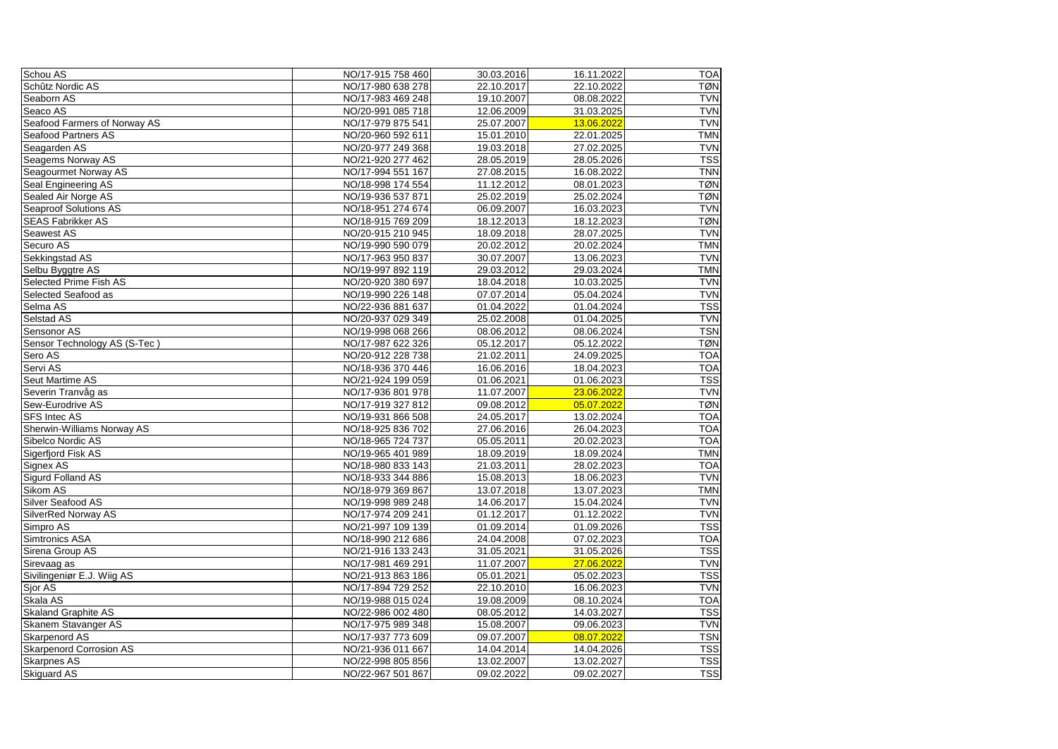| Schou AS | NO/17-915 758 460 | 30.03.2016 | 16.11.2022 | TOA |
|---|---|---|---|---|
| Schûtz Nordic AS | NO/17-980 638 278 | 22.10.2017 | 22.10.2022 | TØN |
| Seaborn AS | NO/17-983 469 248 | 19.10.2007 | 08.08.2022 | TVN |
| Seaco AS | NO/20-991 085 718 | 12.06.2009 | 31.03.2025 | TVN |
| Seafood Farmers of Norway AS | NO/17-979 875 541 | 25.07.2007 | 13.06.2022 | TVN |
| Seafood Partners AS | NO/20-960 592 611 | 15.01.2010 | 22.01.2025 | TMN |
| Seagarden AS | NO/20-977 249 368 | 19.03.2018 | 27.02.2025 | TVN |
| Seagems Norway AS | NO/21-920 277 462 | 28.05.2019 | 28.05.2026 | TSS |
| Seagourmet Norway AS | NO/17-994 551 167 | 27.08.2015 | 16.08.2022 | TNN |
| Seal Engineering AS | NO/18-998 174 554 | 11.12.2012 | 08.01.2023 | TØN |
| Sealed Air Norge AS | NO/19-936 537 871 | 25.02.2019 | 25.02.2024 | TØN |
| Seaproof Solutions AS | NO/18-951 274 674 | 06.09.2007 | 16.03.2023 | TVN |
| SEAS Fabrikker AS | NO/18-915 769 209 | 18.12.2013 | 18.12.2023 | TØN |
| Seawest AS | NO/20-915 210 945 | 18.09.2018 | 28.07.2025 | TVN |
| Securo AS | NO/19-990 590 079 | 20.02.2012 | 20.02.2024 | TMN |
| Sekkingstad AS | NO/17-963 950 837 | 30.07.2007 | 13.06.2023 | TVN |
| Selbu Byggtre AS | NO/19-997 892 119 | 29.03.2012 | 29.03.2024 | TMN |
| Selected Prime Fish AS | NO/20-920 380 697 | 18.04.2018 | 10.03.2025 | TVN |
| Selected Seafood as | NO/19-990 226 148 | 07.07.2014 | 05.04.2024 | TVN |
| Selma AS | NO/22-936 881 637 | 01.04.2022 | 01.04.2024 | TSS |
| Selstad AS | NO/20-937 029 349 | 25.02.2008 | 01.04.2025 | TVN |
| Sensonor AS | NO/19-998 068 266 | 08.06.2012 | 08.06.2024 | TSN |
| Sensor Technology AS (S-Tec ) | NO/17-987 622 326 | 05.12.2017 | 05.12.2022 | TØN |
| Sero AS | NO/20-912 228 738 | 21.02.2011 | 24.09.2025 | TOA |
| Servi AS | NO/18-936 370 446 | 16.06.2016 | 18.04.2023 | TOA |
| Seut Martime AS | NO/21-924 199 059 | 01.06.2021 | 01.06.2023 | TSS |
| Severin Tranvåg as | NO/17-936 801 978 | 11.07.2007 | 23.06.2022 | TVN |
| Sew-Eurodrive AS | NO/17-919 327 812 | 09.08.2012 | 05.07.2022 | TØN |
| SFS Intec AS | NO/19-931 866 508 | 24.05.2017 | 13.02.2024 | TOA |
| Sherwin-Williams Norway AS | NO/18-925 836 702 | 27.06.2016 | 26.04.2023 | TOA |
| Sibelco Nordic AS | NO/18-965 724 737 | 05.05.2011 | 20.02.2023 | TOA |
| Sigerfjord Fisk AS | NO/19-965 401 989 | 18.09.2019 | 18.09.2024 | TMN |
| Signex AS | NO/18-980 833 143 | 21.03.2011 | 28.02.2023 | TOA |
| Sigurd Folland AS | NO/18-933 344 886 | 15.08.2013 | 18.06.2023 | TVN |
| Sikom AS | NO/18-979 369 867 | 13.07.2018 | 13.07.2023 | TMN |
| Silver Seafood AS | NO/19-998 989 248 | 14.06.2017 | 15.04.2024 | TVN |
| SilverRed Norway AS | NO/17-974 209 241 | 01.12.2017 | 01.12.2022 | TVN |
| Simpro AS | NO/21-997 109 139 | 01.09.2014 | 01.09.2026 | TSS |
| Simtronics ASA | NO/18-990 212 686 | 24.04.2008 | 07.02.2023 | TOA |
| Sirena Group AS | NO/21-916 133 243 | 31.05.2021 | 31.05.2026 | TSS |
| Sirevaag as | NO/17-981 469 291 | 11.07.2007 | 27.06.2022 | TVN |
| Sivilingeniør E.J. Wiig AS | NO/21-913 863 186 | 05.01.2021 | 05.02.2023 | TSS |
| Sjor AS | NO/17-894 729 252 | 22.10.2010 | 16.06.2023 | TVN |
| Skala AS | NO/19-988 015 024 | 19.08.2009 | 08.10.2024 | TOA |
| Skaland Graphite AS | NO/22-986 002 480 | 08.05.2012 | 14.03.2027 | TSS |
| Skanem Stavanger AS | NO/17-975 989 348 | 15.08.2007 | 09.06.2023 | TVN |
| Skarpenord AS | NO/17-937 773 609 | 09.07.2007 | 08.07.2022 | TSN |
| Skarpenord Corrosion AS | NO/21-936 011 667 | 14.04.2014 | 14.04.2026 | TSS |
| Skarpnes AS | NO/22-998 805 856 | 13.02.2007 | 13.02.2027 | TSS |
| Skiguard AS | NO/22-967 501 867 | 09.02.2022 | 09.02.2027 | TSS |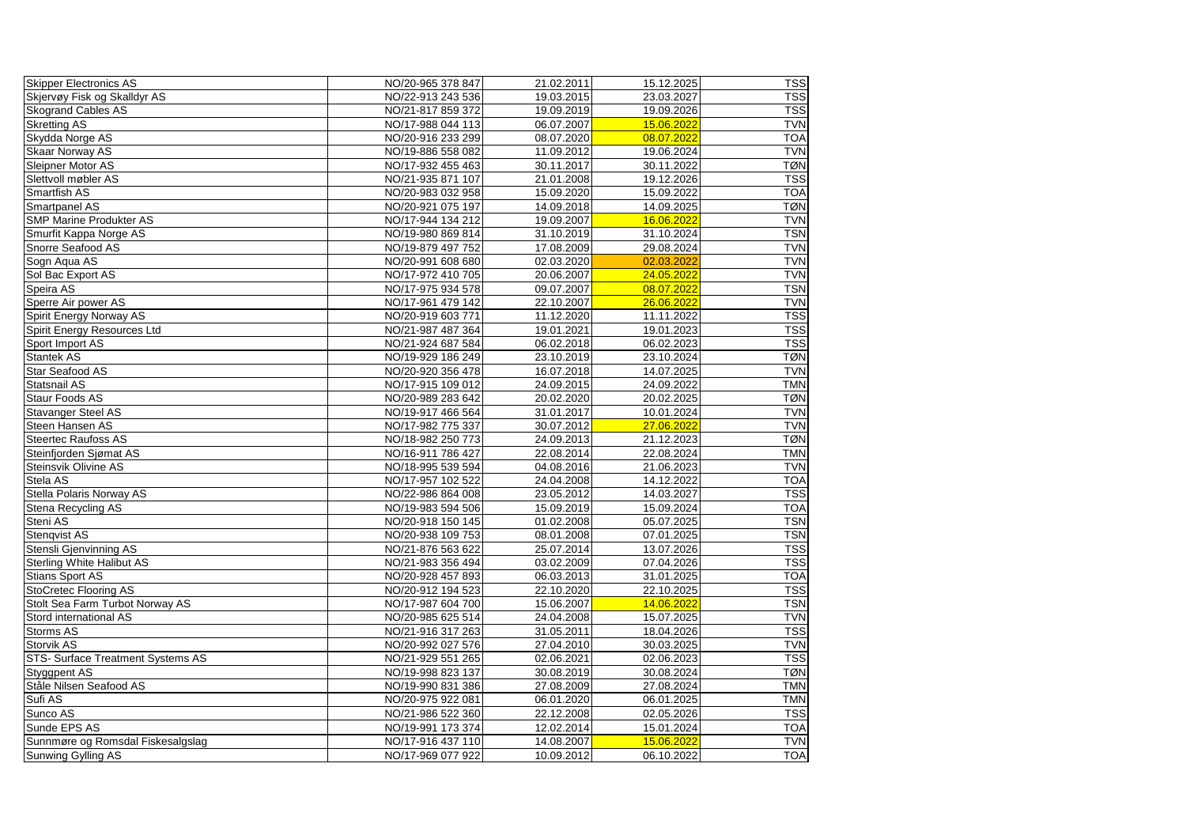| | | | | |
|---|---|---|---|---|
| Skipper Electronics AS | NO/20-965 378 847 | 21.02.2011 | 15.12.2025 | TSS |
| Skjervøy Fisk og Skalldyr AS | NO/22-913 243 536 | 19.03.2015 | 23.03.2027 | TSS |
| Skogrand Cables AS | NO/21-817 859 372 | 19.09.2019 | 19.09.2026 | TSS |
| Skretting AS | NO/17-988 044 113 | 06.07.2007 | 15.06.2022 | TVN |
| Skydda Norge AS | NO/20-916 233 299 | 08.07.2020 | 08.07.2022 | TOA |
| Skaar Norway AS | NO/19-886 558 082 | 11.09.2012 | 19.06.2024 | TVN |
| Sleipner Motor AS | NO/17-932 455 463 | 30.11.2017 | 30.11.2022 | TØN |
| Slettvoll møbler AS | NO/21-935 871 107 | 21.01.2008 | 19.12.2026 | TSS |
| Smartfish AS | NO/20-983 032 958 | 15.09.2020 | 15.09.2022 | TOA |
| Smartpanel AS | NO/20-921 075 197 | 14.09.2018 | 14.09.2025 | TØN |
| SMP Marine Produkter AS | NO/17-944 134 212 | 19.09.2007 | 16.06.2022 | TVN |
| Smurfit Kappa Norge AS | NO/19-980 869 814 | 31.10.2019 | 31.10.2024 | TSN |
| Snorre Seafood AS | NO/19-879 497 752 | 17.08.2009 | 29.08.2024 | TVN |
| Sogn Aqua AS | NO/20-991 608 680 | 02.03.2020 | 02.03.2022 | TVN |
| Sol Bac Export AS | NO/17-972 410 705 | 20.06.2007 | 24.05.2022 | TVN |
| Speira AS | NO/17-975 934 578 | 09.07.2007 | 08.07.2022 | TSN |
| Sperre Air power AS | NO/17-961 479 142 | 22.10.2007 | 26.06.2022 | TVN |
| Spirit Energy Norway AS | NO/20-919 603 771 | 11.12.2020 | 11.11.2022 | TSS |
| Spirit Energy Resources Ltd | NO/21-987 487 364 | 19.01.2021 | 19.01.2023 | TSS |
| Sport Import AS | NO/21-924 687 584 | 06.02.2018 | 06.02.2023 | TSS |
| Stantek AS | NO/19-929 186 249 | 23.10.2019 | 23.10.2024 | TØN |
| Star Seafood AS | NO/20-920 356 478 | 16.07.2018 | 14.07.2025 | TVN |
| Statsnail AS | NO/17-915 109 012 | 24.09.2015 | 24.09.2022 | TMN |
| Staur Foods AS | NO/20-989 283 642 | 20.02.2020 | 20.02.2025 | TØN |
| Stavanger Steel AS | NO/19-917 466 564 | 31.01.2017 | 10.01.2024 | TVN |
| Steen Hansen AS | NO/17-982 775 337 | 30.07.2012 | 27.06.2022 | TVN |
| Steertec Raufoss AS | NO/18-982 250 773 | 24.09.2013 | 21.12.2023 | TØN |
| Steinfjorden Sjømat AS | NO/16-911 786 427 | 22.08.2014 | 22.08.2024 | TMN |
| Steinsvik Olivine AS | NO/18-995 539 594 | 04.08.2016 | 21.06.2023 | TVN |
| Stela AS | NO/17-957 102 522 | 24.04.2008 | 14.12.2022 | TOA |
| Stella Polaris Norway AS | NO/22-986 864 008 | 23.05.2012 | 14.03.2027 | TSS |
| Stena Recycling AS | NO/19-983 594 506 | 15.09.2019 | 15.09.2024 | TOA |
| Steni AS | NO/20-918 150 145 | 01.02.2008 | 05.07.2025 | TSN |
| Stenqvist AS | NO/20-938 109 753 | 08.01.2008 | 07.01.2025 | TSN |
| Stensli Gjenvinning AS | NO/21-876 563 622 | 25.07.2014 | 13.07.2026 | TSS |
| Sterling White Halibut AS | NO/21-983 356 494 | 03.02.2009 | 07.04.2026 | TSS |
| Stians Sport AS | NO/20-928 457 893 | 06.03.2013 | 31.01.2025 | TOA |
| StoCretec Flooring AS | NO/20-912 194 523 | 22.10.2020 | 22.10.2025 | TSS |
| Stolt Sea Farm Turbot Norway AS | NO/17-987 604 700 | 15.06.2007 | 14.06.2022 | TSN |
| Stord international AS | NO/20-985 625 514 | 24.04.2008 | 15.07.2025 | TVN |
| Storms AS | NO/21-916 317 263 | 31.05.2011 | 18.04.2026 | TSS |
| Storvik AS | NO/20-992 027 576 | 27.04.2010 | 30.03.2025 | TVN |
| STS- Surface Treatment Systems AS | NO/21-929 551 265 | 02.06.2021 | 02.06.2023 | TSS |
| Styggpent AS | NO/19-998 823 137 | 30.08.2019 | 30.08.2024 | TØN |
| Ståle Nilsen Seafood AS | NO/19-990 831 386 | 27.08.2009 | 27.08.2024 | TMN |
| Sufi AS | NO/20-975 922 081 | 06.01.2020 | 06.01.2025 | TMN |
| Sunco AS | NO/21-986 522 360 | 22.12.2008 | 02.05.2026 | TSS |
| Sunde EPS AS | NO/19-991 173 374 | 12.02.2014 | 15.01.2024 | TOA |
| Sunnmøre og Romsdal Fiskesalgslag | NO/17-916 437 110 | 14.08.2007 | 15.06.2022 | TVN |
| Sunwing Gylling AS | NO/17-969 077 922 | 10.09.2012 | 06.10.2022 | TOA |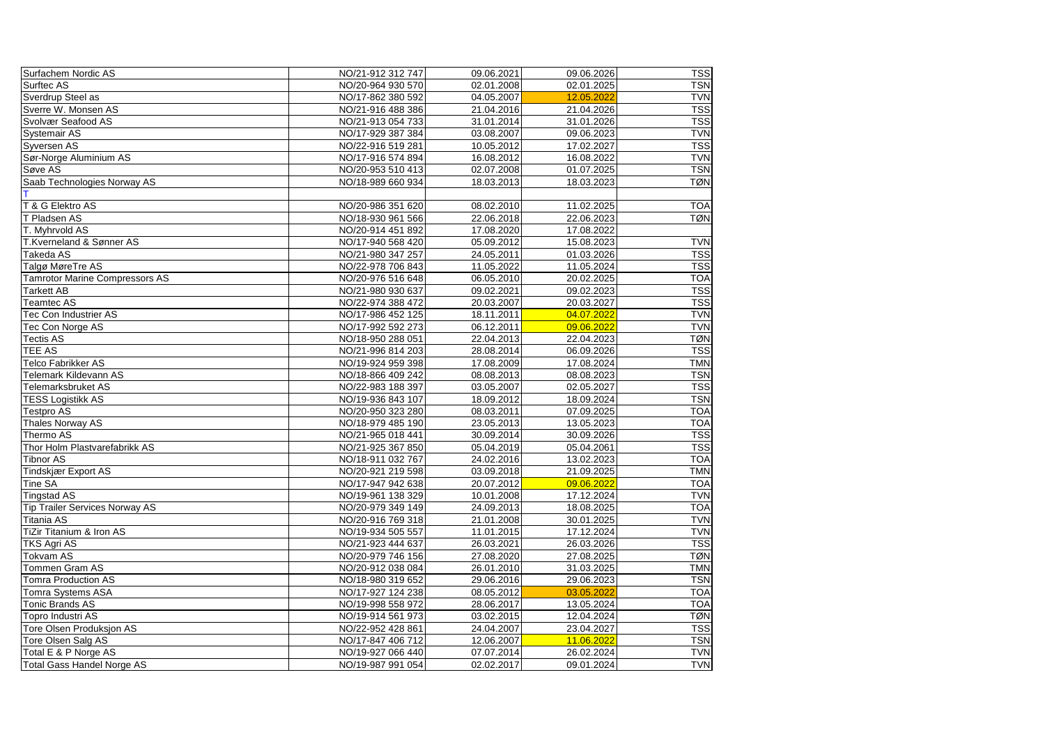| | | | | |
|---|---|---|---|---|
| Surfachem Nordic AS | NO/21-912 312 747 | 09.06.2021 | 09.06.2026 | TSS |
| Surftec AS | NO/20-964 930 570 | 02.01.2008 | 02.01.2025 | TSN |
| Sverdrup Steel as | NO/17-862 380 592 | 04.05.2007 | 12.05.2022 | TVN |
| Sverre W. Monsen AS | NO/21-916 488 386 | 21.04.2016 | 21.04.2026 | TSS |
| Svolvær Seafood AS | NO/21-913 054 733 | 31.01.2014 | 31.01.2026 | TSS |
| Systemair AS | NO/17-929 387 384 | 03.08.2007 | 09.06.2023 | TVN |
| Syversen AS | NO/22-916 519 281 | 10.05.2012 | 17.02.2027 | TSS |
| Sør-Norge Aluminium AS | NO/17-916 574 894 | 16.08.2012 | 16.08.2022 | TVN |
| Søve AS | NO/20-953 510 413 | 02.07.2008 | 01.07.2025 | TSN |
| Saab Technologies Norway AS | NO/18-989 660 934 | 18.03.2013 | 18.03.2023 | TØN |
| T | | | | |
| T & G Elektro AS | NO/20-986 351 620 | 08.02.2010 | 11.02.2025 | TOA |
| T Pladsen AS | NO/18-930 961 566 | 22.06.2018 | 22.06.2023 | TØN |
| T. Myhrvold AS | NO/20-914 451 892 | 17.08.2020 | 17.08.2022 | |
| T.Kverneland & Sønner AS | NO/17-940 568 420 | 05.09.2012 | 15.08.2023 | TVN |
| Takeda AS | NO/21-980 347 257 | 24.05.2011 | 01.03.2026 | TSS |
| Talgø MøreTre AS | NO/22-978 706 843 | 11.05.2022 | 11.05.2024 | TSS |
| Tamrotor Marine Compressors AS | NO/20-976 516 648 | 06.05.2010 | 20.02.2025 | TOA |
| Tarkett AB | NO/21-980 930 637 | 09.02.2021 | 09.02.2023 | TSS |
| Teamtec AS | NO/22-974 388 472 | 20.03.2007 | 20.03.2027 | TSS |
| Tec Con Industrier AS | NO/17-986 452 125 | 18.11.2011 | 04.07.2022 | TVN |
| Tec Con Norge AS | NO/17-992 592 273 | 06.12.2011 | 09.06.2022 | TVN |
| Tectis AS | NO/18-950 288 051 | 22.04.2013 | 22.04.2023 | TØN |
| TEE AS | NO/21-996 814 203 | 28.08.2014 | 06.09.2026 | TSS |
| Telco Fabrikker AS | NO/19-924 959 398 | 17.08.2009 | 17.08.2024 | TMN |
| Telemark Kildevann AS | NO/18-866 409 242 | 08.08.2013 | 08.08.2023 | TSN |
| Telemarksbruket AS | NO/22-983 188 397 | 03.05.2007 | 02.05.2027 | TSS |
| TESS Logistikk AS | NO/19-936 843 107 | 18.09.2012 | 18.09.2024 | TSN |
| Testpro AS | NO/20-950 323 280 | 08.03.2011 | 07.09.2025 | TOA |
| Thales Norway AS | NO/18-979 485 190 | 23.05.2013 | 13.05.2023 | TOA |
| Thermo AS | NO/21-965 018 441 | 30.09.2014 | 30.09.2026 | TSS |
| Thor Holm Plastvarefabrikk AS | NO/21-925 367 850 | 05.04.2019 | 05.04.2061 | TSS |
| Tibnor AS | NO/18-911 032 767 | 24.02.2016 | 13.02.2023 | TOA |
| Tindskjær Export AS | NO/20-921 219 598 | 03.09.2018 | 21.09.2025 | TMN |
| Tine SA | NO/17-947 942 638 | 20.07.2012 | 09.06.2022 | TOA |
| Tingstad AS | NO/19-961 138 329 | 10.01.2008 | 17.12.2024 | TVN |
| Tip Trailer Services Norway AS | NO/20-979 349 149 | 24.09.2013 | 18.08.2025 | TOA |
| Titania AS | NO/20-916 769 318 | 21.01.2008 | 30.01.2025 | TVN |
| TiZir Titanium & Iron AS | NO/19-934 505 557 | 11.01.2015 | 17.12.2024 | TVN |
| TKS Agri AS | NO/21-923 444 637 | 26.03.2021 | 26.03.2026 | TSS |
| Tokvam AS | NO/20-979 746 156 | 27.08.2020 | 27.08.2025 | TØN |
| Tommen Gram AS | NO/20-912 038 084 | 26.01.2010 | 31.03.2025 | TMN |
| Tomra Production AS | NO/18-980 319 652 | 29.06.2016 | 29.06.2023 | TSN |
| Tomra Systems ASA | NO/17-927 124 238 | 08.05.2012 | 03.05.2022 | TOA |
| Tonic Brands AS | NO/19-998 558 972 | 28.06.2017 | 13.05.2024 | TOA |
| Topro Industri AS | NO/19-914 561 973 | 03.02.2015 | 12.04.2024 | TØN |
| Tore Olsen Produksjon AS | NO/22-952 428 861 | 24.04.2007 | 23.04.2027 | TSS |
| Tore Olsen Salg AS | NO/17-847 406 712 | 12.06.2007 | 11.06.2022 | TSN |
| Total E & P Norge AS | NO/19-927 066 440 | 07.07.2014 | 26.02.2024 | TVN |
| Total Gass Handel Norge AS | NO/19-987 991 054 | 02.02.2017 | 09.01.2024 | TVN |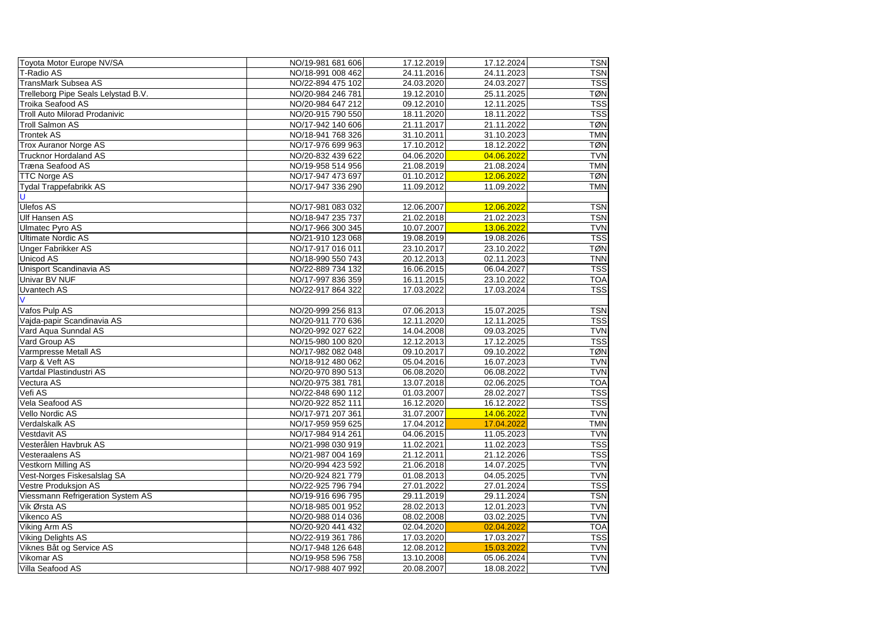| | | | | |
|---|---|---|---|---|
| Toyota Motor Europe NV/SA | NO/19-981 681 606 | 17.12.2019 | 17.12.2024 | TSN |
| T-Radio AS | NO/18-991 008 462 | 24.11.2016 | 24.11.2023 | TSN |
| TransMark Subsea AS | NO/22-894 475 102 | 24.03.2020 | 24.03.2027 | TSS |
| Trelleborg Pipe Seals Lelystad B.V. | NO/20-984 246 781 | 19.12.2010 | 25.11.2025 | TØN |
| Troika Seafood AS | NO/20-984 647 212 | 09.12.2010 | 12.11.2025 | TSS |
| Troll Auto Milorad Prodanivic | NO/20-915 790 550 | 18.11.2020 | 18.11.2022 | TSS |
| Troll Salmon AS | NO/17-942 140 606 | 21.11.2017 | 21.11.2022 | TØN |
| Trontek AS | NO/18-941 768 326 | 31.10.2011 | 31.10.2023 | TMN |
| Trox Auranor Norge AS | NO/17-976 699 963 | 17.10.2012 | 18.12.2022 | TØN |
| Trucknor Hordaland AS | NO/20-832 439 622 | 04.06.2020 | 04.06.2022 | TVN |
| Træna Seafood AS | NO/19-958 514 956 | 21.08.2019 | 21.08.2024 | TMN |
| TTC Norge AS | NO/17-947 473 697 | 01.10.2012 | 12.06.2022 | TØN |
| Tydal Trappefabrikk AS | NO/17-947 336 290 | 11.09.2012 | 11.09.2022 | TMN |
| U | | | | |
| Ulefos AS | NO/17-981 083 032 | 12.06.2007 | 12.06.2022 | TSN |
| Ulf Hansen AS | NO/18-947 235 737 | 21.02.2018 | 21.02.2023 | TSN |
| Ulmatec Pyro AS | NO/17-966 300 345 | 10.07.2007 | 13.06.2022 | TVN |
| Ultimate Nordic AS | NO/21-910 123 068 | 19.08.2019 | 19.08.2026 | TSS |
| Unger Fabrikker AS | NO/17-917 016 011 | 23.10.2017 | 23.10.2022 | TØN |
| Unicod AS | NO/18-990 550 743 | 20.12.2013 | 02.11.2023 | TNN |
| Unisport Scandinavia AS | NO/22-889 734 132 | 16.06.2015 | 06.04.2027 | TSS |
| Univar BV NUF | NO/17-997 836 359 | 16.11.2015 | 23.10.2022 | TOA |
| Uvantech AS | NO/22-917 864 322 | 17.03.2022 | 17.03.2024 | TSS |
| V | | | | |
| Vafos Pulp AS | NO/20-999 256 813 | 07.06.2013 | 15.07.2025 | TSN |
| Vajda-papir Scandinavia AS | NO/20-911 770 636 | 12.11.2020 | 12.11.2025 | TSS |
| Vard Aqua Sunndal AS | NO/20-992 027 622 | 14.04.2008 | 09.03.2025 | TVN |
| Vard Group AS | NO/15-980 100 820 | 12.12.2013 | 17.12.2025 | TSS |
| Varmpresse Metall AS | NO/17-982 082 048 | 09.10.2017 | 09.10.2022 | TØN |
| Varp & Veft AS | NO/18-912 480 062 | 05.04.2016 | 16.07.2023 | TVN |
| Vartdal Plastindustri AS | NO/20-970 890 513 | 06.08.2020 | 06.08.2022 | TVN |
| Vectura AS | NO/20-975 381 781 | 13.07.2018 | 02.06.2025 | TOA |
| Vefi AS | NO/22-848 690 112 | 01.03.2007 | 28.02.2027 | TSS |
| Vela Seafood AS | NO/20-922 852 111 | 16.12.2020 | 16.12.2022 | TSS |
| Vello Nordic AS | NO/17-971 207 361 | 31.07.2007 | 14.06.2022 | TVN |
| Verdalskalk AS | NO/17-959 959 625 | 17.04.2012 | 17.04.2022 | TMN |
| Vestdavit AS | NO/17-984 914 261 | 04.06.2015 | 11.05.2023 | TVN |
| Vesterålen Havbruk AS | NO/21-998 030 919 | 11.02.2021 | 11.02.2023 | TSS |
| Vesteraalens AS | NO/21-987 004 169 | 21.12.2011 | 21.12.2026 | TSS |
| Vestkorn Milling AS | NO/20-994 423 592 | 21.06.2018 | 14.07.2025 | TVN |
| Vest-Norges Fiskesalslag SA | NO/20-924 821 779 | 01.08.2013 | 04.05.2025 | TVN |
| Vestre Produksjon AS | NO/22-925 796 794 | 27.01.2022 | 27.01.2024 | TSS |
| Viessmann Refrigeration System AS | NO/19-916 696 795 | 29.11.2019 | 29.11.2024 | TSN |
| Vik Ørsta AS | NO/18-985 001 952 | 28.02.2013 | 12.01.2023 | TVN |
| Vikenco AS | NO/20-988 014 036 | 08.02.2008 | 03.02.2025 | TVN |
| Viking Arm AS | NO/20-920 441 432 | 02.04.2020 | 02.04.2022 | TOA |
| Viking Delights AS | NO/22-919 361 786 | 17.03.2020 | 17.03.2027 | TSS |
| Viknes Båt og Service AS | NO/17-948 126 648 | 12.08.2012 | 15.03.2022 | TVN |
| Vikomar AS | NO/19-958 596 758 | 13.10.2008 | 05.06.2024 | TVN |
| Villa Seafood AS | NO/17-988 407 992 | 20.08.2007 | 18.08.2022 | TVN |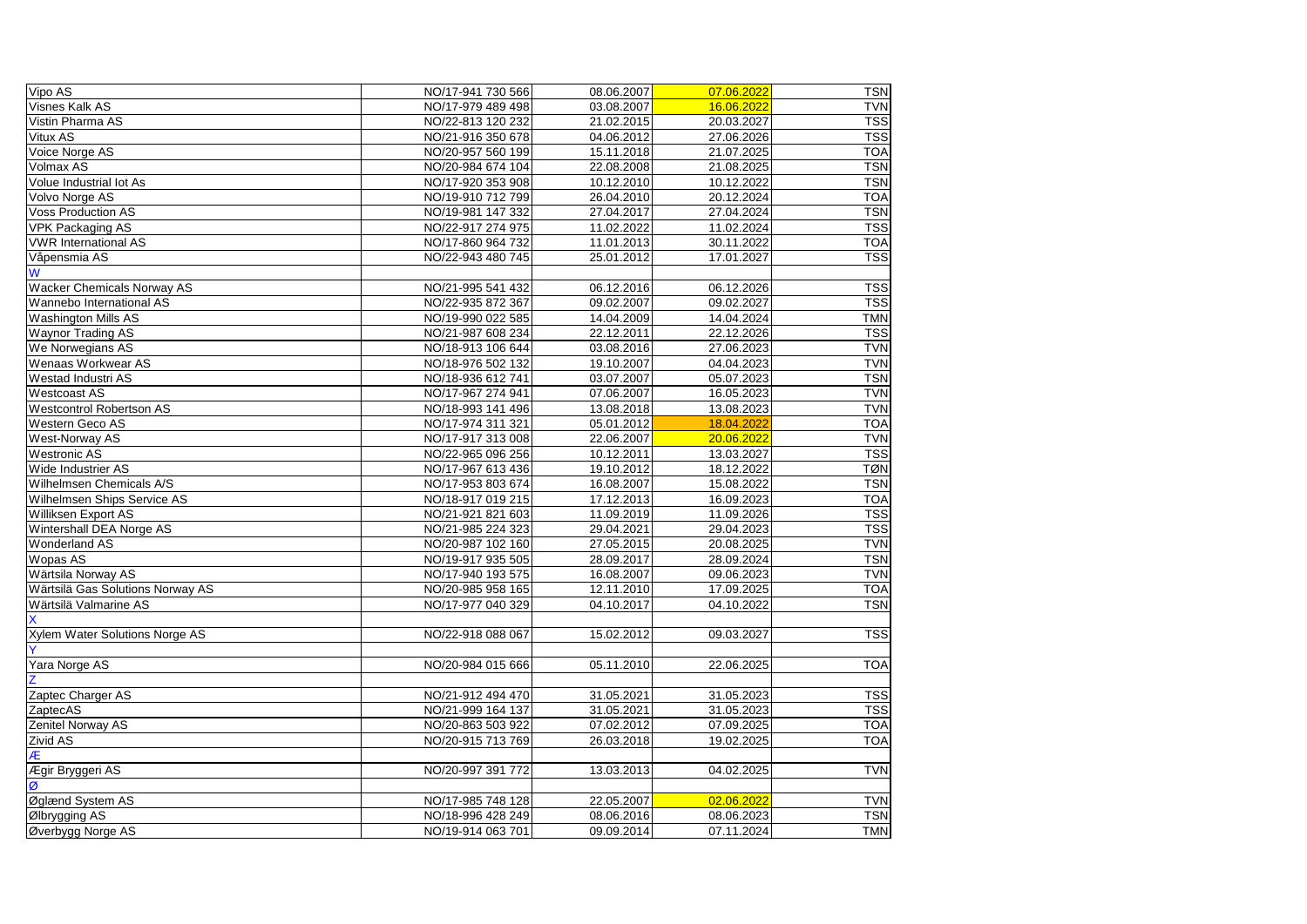| | | | | |
|---|---|---|---|---|
| Vipo AS | NO/17-941 730 566 | 08.06.2007 | 07.06.2022 | TSN |
| Visnes Kalk AS | NO/17-979 489 498 | 03.08.2007 | 16.06.2022 | TVN |
| Vistin Pharma AS | NO/22-813 120 232 | 21.02.2015 | 20.03.2027 | TSS |
| Vitux AS | NO/21-916 350 678 | 04.06.2012 | 27.06.2026 | TSS |
| Voice Norge AS | NO/20-957 560 199 | 15.11.2018 | 21.07.2025 | TOA |
| Volmax AS | NO/20-984 674 104 | 22.08.2008 | 21.08.2025 | TSN |
| Volue Industrial Iot As | NO/17-920 353 908 | 10.12.2010 | 10.12.2022 | TSN |
| Volvo Norge AS | NO/19-910 712 799 | 26.04.2010 | 20.12.2024 | TOA |
| Voss Production AS | NO/19-981 147 332 | 27.04.2017 | 27.04.2024 | TSN |
| VPK Packaging AS | NO/22-917 274 975 | 11.02.2022 | 11.02.2024 | TSS |
| VWR International AS | NO/17-860 964 732 | 11.01.2013 | 30.11.2022 | TOA |
| Våpensmia AS | NO/22-943 480 745 | 25.01.2012 | 17.01.2027 | TSS |
| W | | | | |
| Wacker Chemicals Norway AS | NO/21-995 541 432 | 06.12.2016 | 06.12.2026 | TSS |
| Wannebo International AS | NO/22-935 872 367 | 09.02.2007 | 09.02.2027 | TSS |
| Washington Mills AS | NO/19-990 022 585 | 14.04.2009 | 14.04.2024 | TMN |
| Waynor Trading AS | NO/21-987 608 234 | 22.12.2011 | 22.12.2026 | TSS |
| We Norwegians AS | NO/18-913 106 644 | 03.08.2016 | 27.06.2023 | TVN |
| Wenaas Workwear AS | NO/18-976 502 132 | 19.10.2007 | 04.04.2023 | TVN |
| Westad Industri AS | NO/18-936 612 741 | 03.07.2007 | 05.07.2023 | TSN |
| Westcoast AS | NO/17-967 274 941 | 07.06.2007 | 16.05.2023 | TVN |
| Westcontrol Robertson AS | NO/18-993 141 496 | 13.08.2018 | 13.08.2023 | TVN |
| Western Geco AS | NO/17-974 311 321 | 05.01.2012 | 18.04.2022 | TOA |
| West-Norway AS | NO/17-917 313 008 | 22.06.2007 | 20.06.2022 | TVN |
| Westronic AS | NO/22-965 096 256 | 10.12.2011 | 13.03.2027 | TSS |
| Wide Industrier AS | NO/17-967 613 436 | 19.10.2012 | 18.12.2022 | TØN |
| Wilhelmsen Chemicals A/S | NO/17-953 803 674 | 16.08.2007 | 15.08.2022 | TSN |
| Wilhelmsen Ships Service AS | NO/18-917 019 215 | 17.12.2013 | 16.09.2023 | TOA |
| Williksen Export AS | NO/21-921 821 603 | 11.09.2019 | 11.09.2026 | TSS |
| Wintershall DEA Norge AS | NO/21-985 224 323 | 29.04.2021 | 29.04.2023 | TSS |
| Wonderland AS | NO/20-987 102 160 | 27.05.2015 | 20.08.2025 | TVN |
| Wopas AS | NO/19-917 935 505 | 28.09.2017 | 28.09.2024 | TSN |
| Wärtsila Norway AS | NO/17-940 193 575 | 16.08.2007 | 09.06.2023 | TVN |
| Wärtsilä Gas Solutions Norway AS | NO/20-985 958 165 | 12.11.2010 | 17.09.2025 | TOA |
| Wärtsilä Valmarine AS | NO/17-977 040 329 | 04.10.2017 | 04.10.2022 | TSN |
| X | | | | |
| Xylem Water Solutions Norge AS | NO/22-918 088 067 | 15.02.2012 | 09.03.2027 | TSS |
| Y | | | | |
| Yara Norge AS | NO/20-984 015 666 | 05.11.2010 | 22.06.2025 | TOA |
| Z | | | | |
| Zaptec Charger AS | NO/21-912 494 470 | 31.05.2021 | 31.05.2023 | TSS |
| ZaptecAS | NO/21-999 164 137 | 31.05.2021 | 31.05.2023 | TSS |
| Zenitel Norway AS | NO/20-863 503 922 | 07.02.2012 | 07.09.2025 | TOA |
| Zivid AS | NO/20-915 713 769 | 26.03.2018 | 19.02.2025 | TOA |
| Æ | | | | |
| Ægir Bryggeri AS | NO/20-997 391 772 | 13.03.2013 | 04.02.2025 | TVN |
| Ø | | | | |
| Øglænd System AS | NO/17-985 748 128 | 22.05.2007 | 02.06.2022 | TVN |
| Ølbrygging AS | NO/18-996 428 249 | 08.06.2016 | 08.06.2023 | TSN |
| Øverbygg Norge AS | NO/19-914 063 701 | 09.09.2014 | 07.11.2024 | TMN |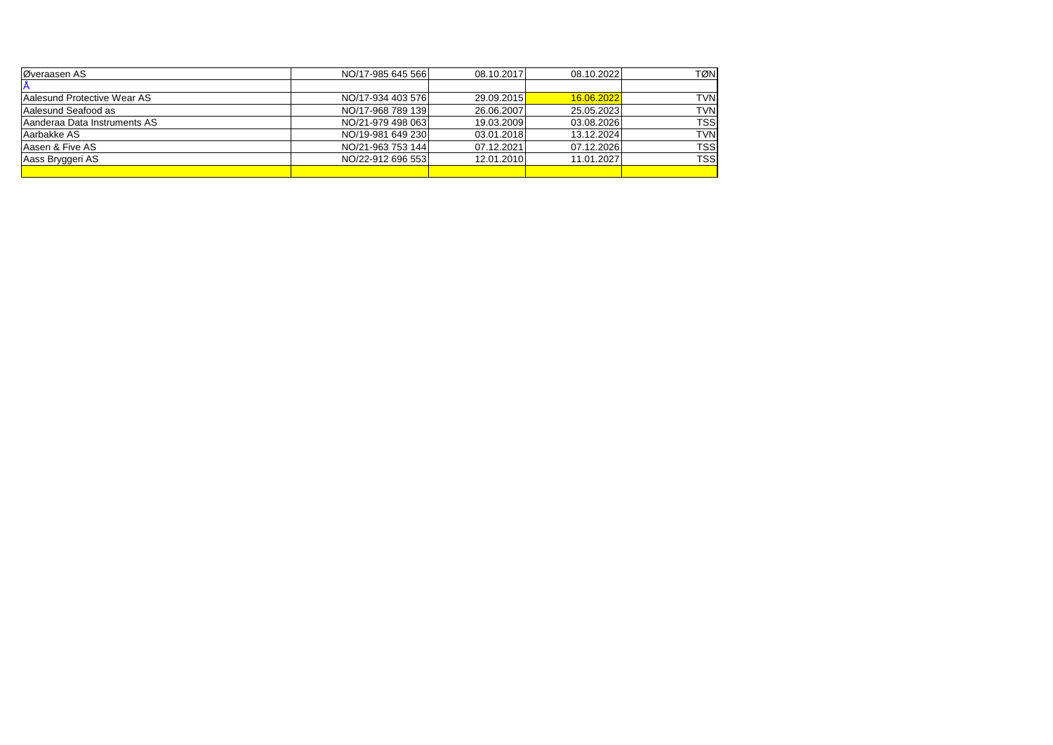| | | | | |
|---|---|---|---|---|
| Øveraasen AS | NO/17-985 645 566 | 08.10.2017 | 08.10.2022 | TØN |
| Å | | | | |
| Aalesund Protective Wear AS | NO/17-934 403 576 | 29.09.2015 | 16.06.2022 | TVN |
| Aalesund Seafood as | NO/17-968 789 139 | 26.06.2007 | 25.05.2023 | TVN |
| Aanderaa Data Instruments AS | NO/21-979 498 063 | 19.03.2009 | 03.08.2026 | TSS |
| Aarbakke AS | NO/19-981 649 230 | 03.01.2018 | 13.12.2024 | TVN |
| Aasen & Five AS | NO/21-963 753 144 | 07.12.2021 | 07.12.2026 | TSS |
| Aass Bryggeri AS | NO/22-912 696 553 | 12.01.2010 | 11.01.2027 | TSS |
| | | | | |